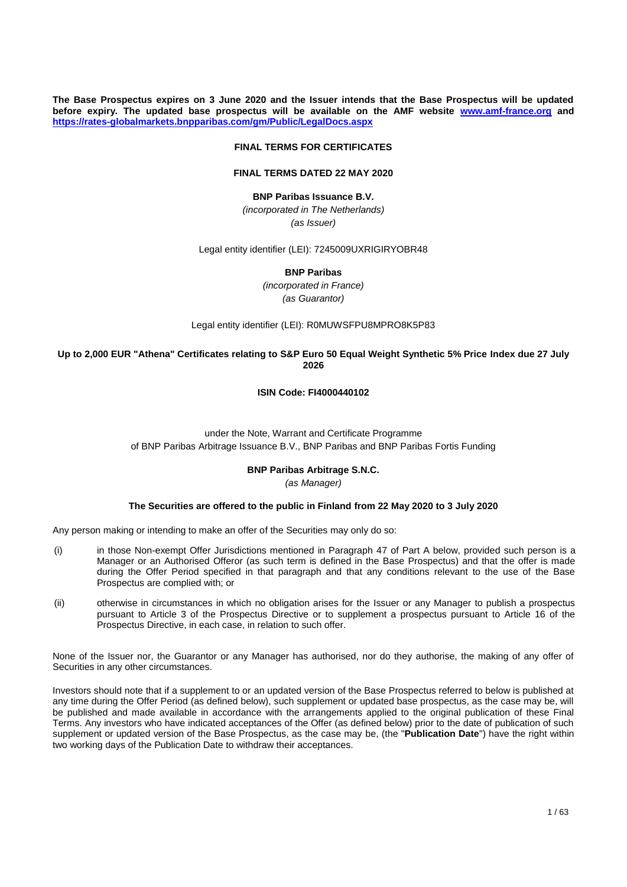**The Base Prospectus expires on 3 June 2020 and the Issuer intends that the Base Prospectus will be updated before expiry. The updated base prospectus will be available on the AMF website [www.amf-france.org](www.amf-france.org) and <https://rates-globalmarkets.bnpparibas.com/gm/Public/LegalDocs.aspx>**

**FINAL TERMS FOR CERTIFICATES**

**FINAL TERMS DATED 22 MAY 2020**

**BNP Paribas Issuance B.V.**

*(incorporated in The Netherlands)*
*(as Issuer)*

Legal entity identifier (LEI): 7245009UXRIGIRYOBR48

**BNP Paribas**

*(incorporated in France)*
*(as Guarantor)*

Legal entity identifier (LEI): R0MUWSFPU8MPRO8K5P83

**Up to 2,000 EUR "Athena" Certificates relating to S&P Euro 50 Equal Weight Synthetic 5% Price Index due 27 July 2026**

**ISIN Code: FI4000440102**

under the Note, Warrant and Certificate Programme
of BNP Paribas Arbitrage Issuance B.V., BNP Paribas and BNP Paribas Fortis Funding

**BNP Paribas Arbitrage S.N.C.**

*(as Manager)*

**The Securities are offered to the public in Finland from 22 May 2020 to 3 July 2020**

Any person making or intending to make an offer of the Securities may only do so:

(i) in those Non-exempt Offer Jurisdictions mentioned in Paragraph 47 of Part A below, provided such person is a Manager or an Authorised Offeror (as such term is defined in the Base Prospectus) and that the offer is made during the Offer Period specified in that paragraph and that any conditions relevant to the use of the Base Prospectus are complied with; or

(ii) otherwise in circumstances in which no obligation arises for the Issuer or any Manager to publish a prospectus pursuant to Article 3 of the Prospectus Directive or to supplement a prospectus pursuant to Article 16 of the Prospectus Directive, in each case, in relation to such offer.

None of the Issuer nor, the Guarantor or any Manager has authorised, nor do they authorise, the making of any offer of Securities in any other circumstances.

Investors should note that if a supplement to or an updated version of the Base Prospectus referred to below is published at any time during the Offer Period (as defined below), such supplement or updated base prospectus, as the case may be, will be published and made available in accordance with the arrangements applied to the original publication of these Final Terms. Any investors who have indicated acceptances of the Offer (as defined below) prior to the date of publication of such supplement or updated version of the Base Prospectus, as the case may be, (the "**Publication Date**") have the right within two working days of the Publication Date to withdraw their acceptances.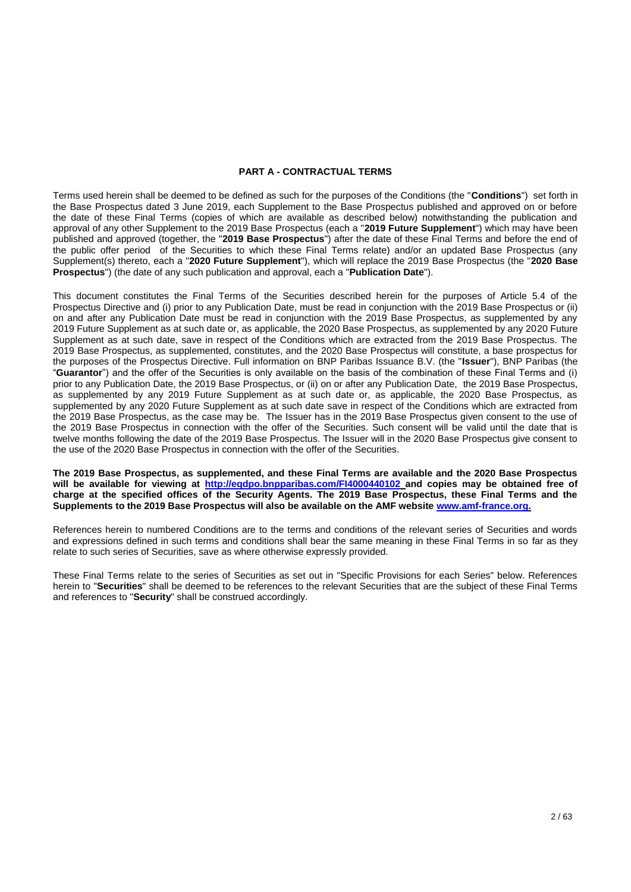## PART A - CONTRACTUAL TERMS

Terms used herein shall be deemed to be defined as such for the purposes of the Conditions (the "**Conditions**") set forth in the Base Prospectus dated 3 June 2019, each Supplement to the Base Prospectus published and approved on or before the date of these Final Terms (copies of which are available as described below) notwithstanding the publication and approval of any other Supplement to the 2019 Base Prospectus (each a "**2019 Future Supplement**") which may have been published and approved (together, the "**2019 Base Prospectus**") after the date of these Final Terms and before the end of the public offer period of the Securities to which these Final Terms relate) and/or an updated Base Prospectus (any Supplement(s) thereto, each a "**2020 Future Supplement**"), which will replace the 2019 Base Prospectus (the "**2020 Base Prospectus**") (the date of any such publication and approval, each a "**Publication Date**").

This document constitutes the Final Terms of the Securities described herein for the purposes of Article 5.4 of the Prospectus Directive and (i) prior to any Publication Date, must be read in conjunction with the 2019 Base Prospectus or (ii) on and after any Publication Date must be read in conjunction with the 2019 Base Prospectus, as supplemented by any 2019 Future Supplement as at such date or, as applicable, the 2020 Base Prospectus, as supplemented by any 2020 Future Supplement as at such date, save in respect of the Conditions which are extracted from the 2019 Base Prospectus. The 2019 Base Prospectus, as supplemented, constitutes, and the 2020 Base Prospectus will constitute, a base prospectus for the purposes of the Prospectus Directive. Full information on BNP Paribas Issuance B.V. (the "**Issuer**"), BNP Paribas (the "**Guarantor**") and the offer of the Securities is only available on the basis of the combination of these Final Terms and (i) prior to any Publication Date, the 2019 Base Prospectus, or (ii) on or after any Publication Date, the 2019 Base Prospectus, as supplemented by any 2019 Future Supplement as at such date or, as applicable, the 2020 Base Prospectus, as supplemented by any 2020 Future Supplement as at such date save in respect of the Conditions which are extracted from the 2019 Base Prospectus, as the case may be. The Issuer has in the 2019 Base Prospectus given consent to the use of the 2019 Base Prospectus in connection with the offer of the Securities. Such consent will be valid until the date that is twelve months following the date of the 2019 Base Prospectus. The Issuer will in the 2020 Base Prospectus give consent to the use of the 2020 Base Prospectus in connection with the offer of the Securities.

**The 2019 Base Prospectus, as supplemented, and these Final Terms are available and the 2020 Base Prospectus will be available for viewing at http://eqdpo.bnpparibas.com/FI4000440102 and copies may be obtained free of charge at the specified offices of the Security Agents. The 2019 Base Prospectus, these Final Terms and the Supplements to the 2019 Base Prospectus will also be available on the AMF website www.amf-france.org.**

References herein to numbered Conditions are to the terms and conditions of the relevant series of Securities and words and expressions defined in such terms and conditions shall bear the same meaning in these Final Terms in so far as they relate to such series of Securities, save as where otherwise expressly provided.

These Final Terms relate to the series of Securities as set out in "Specific Provisions for each Series" below. References herein to "**Securities**" shall be deemed to be references to the relevant Securities that are the subject of these Final Terms and references to "**Security**" shall be construed accordingly.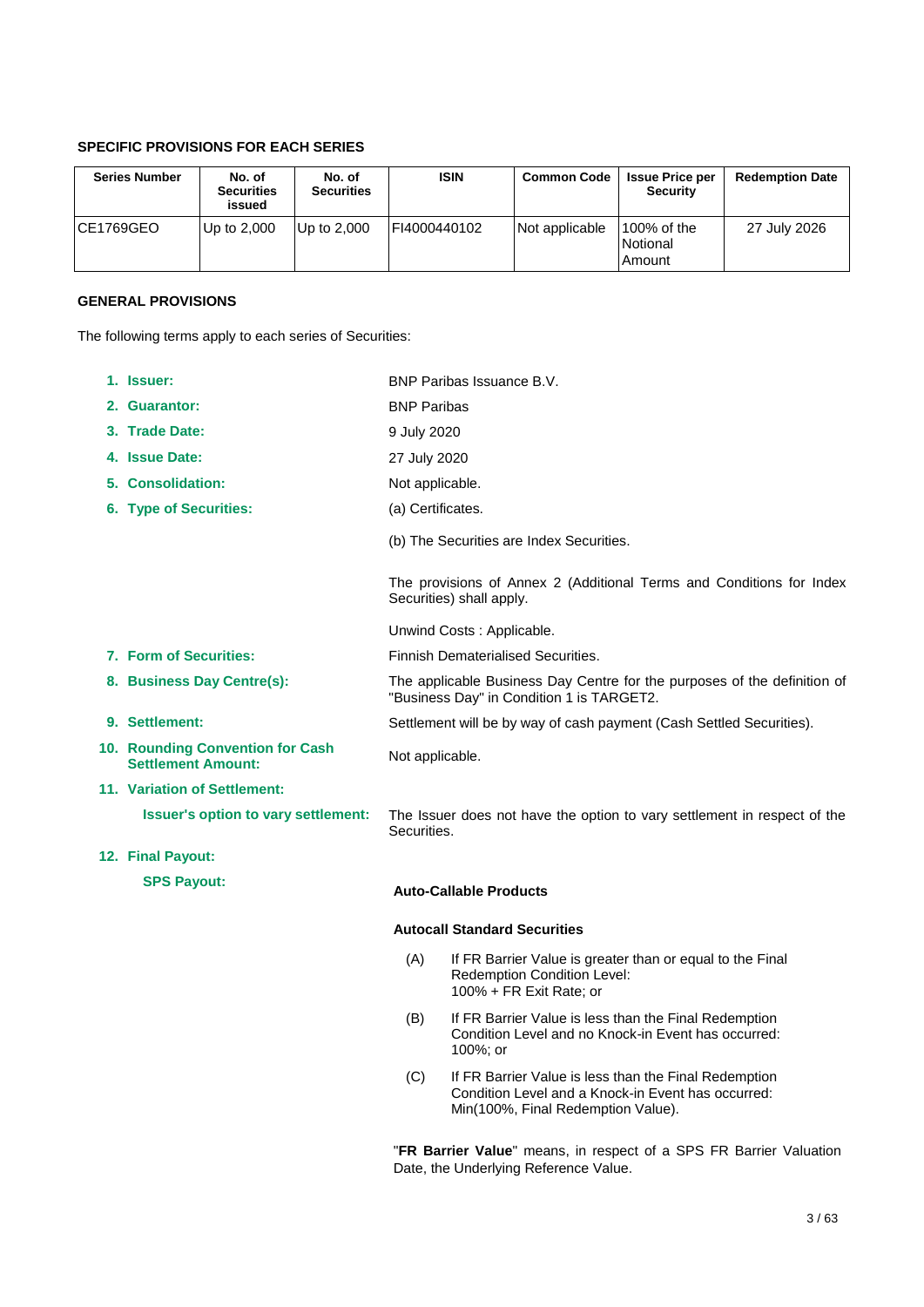### SPECIFIC PROVISIONS FOR EACH SERIES

| Series Number | No. of Securities issued | No. of Securities | ISIN | Common Code | Issue Price per Security | Redemption Date |
|---|---|---|---|---|---|---|
| CE1769GEO | Up to 2,000 | Up to 2,000 | FI4000440102 | Not applicable | 100% of the Notional Amount | 27 July 2026 |

### GENERAL PROVISIONS

The following terms apply to each series of Securities:

1. **Issuer:** BNP Paribas Issuance B.V.
2. **Guarantor:** BNP Paribas
3. **Trade Date:** 9 July 2020
4. **Issue Date:** 27 July 2020
5. **Consolidation:** Not applicable.
6. **Type of Securities:** (a) Certificates.

   (b) The Securities are Index Securities.

   The provisions of Annex 2 (Additional Terms and Conditions for Index Securities) shall apply.

   Unwind Costs : Applicable.
7. **Form of Securities:** Finnish Dematerialised Securities.
8. **Business Day Centre(s):** The applicable Business Day Centre for the purposes of the definition of "Business Day" in Condition 1 is TARGET2.
9. **Settlement:** Settlement will be by way of cash payment (Cash Settled Securities).
10. **Rounding Convention for Cash Settlement Amount:** Not applicable.
11. **Variation of Settlement:**

    **Issuer's option to vary settlement:** The Issuer does not have the option to vary settlement in respect of the Securities.
12. **Final Payout:**

    **SPS Payout:**

    **Auto-Callable Products**

    **Autocall Standard Securities**

    (A) If FR Barrier Value is greater than or equal to the Final Redemption Condition Level:
    100% + FR Exit Rate; or

    (B) If FR Barrier Value is less than the Final Redemption Condition Level and no Knock-in Event has occurred:
    100%; or

    (C) If FR Barrier Value is less than the Final Redemption Condition Level and a Knock-in Event has occurred:
    Min(100%, Final Redemption Value).

    "**FR Barrier Value**" means, in respect of a SPS FR Barrier Valuation Date, the Underlying Reference Value.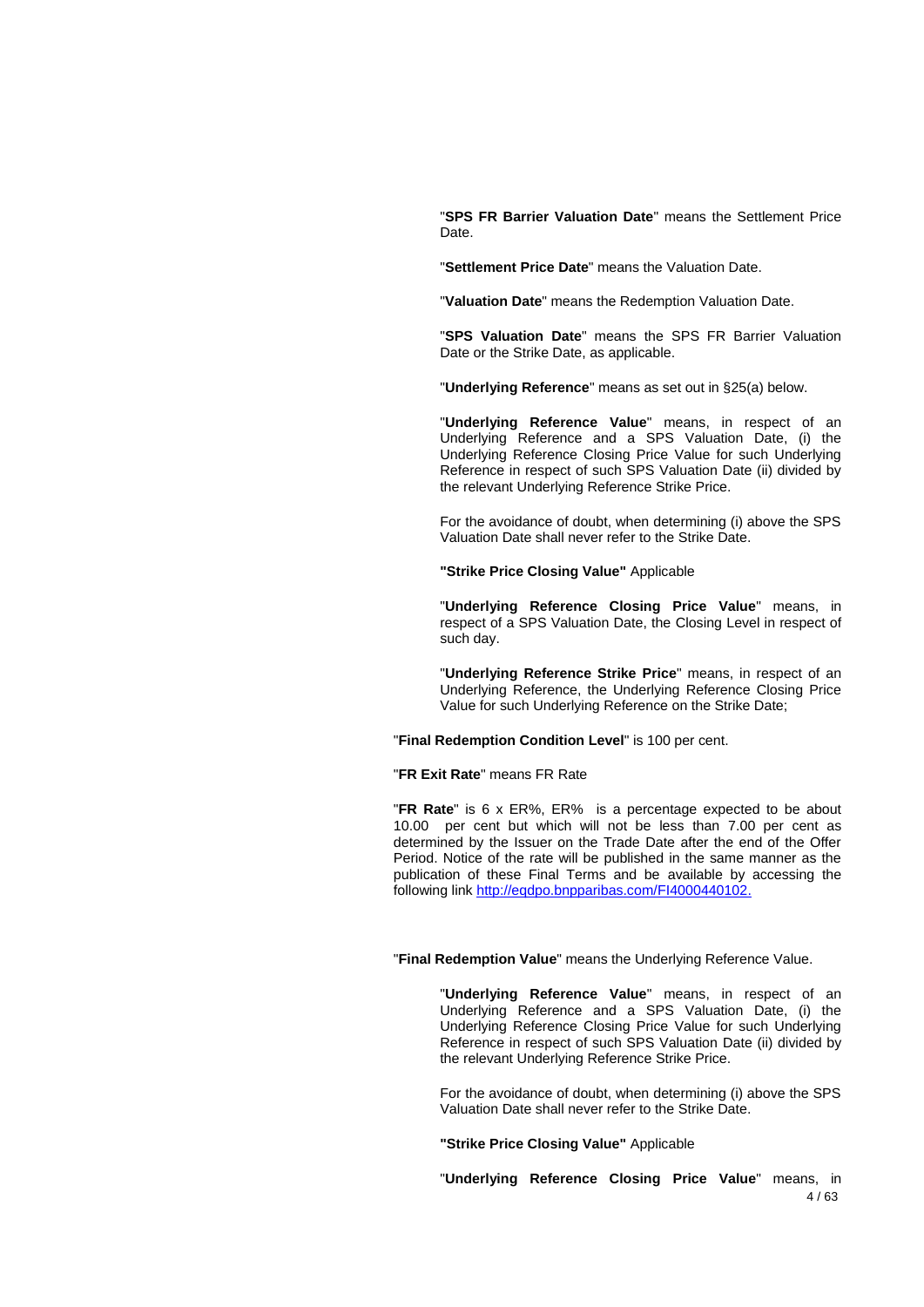"**SPS FR Barrier Valuation Date**" means the Settlement Price Date.

"**Settlement Price Date**" means the Valuation Date.

"**Valuation Date**" means the Redemption Valuation Date.

"**SPS Valuation Date**" means the SPS FR Barrier Valuation Date or the Strike Date, as applicable.

"**Underlying Reference**" means as set out in §25(a) below.

"**Underlying Reference Value**" means, in respect of an Underlying Reference and a SPS Valuation Date, (i) the Underlying Reference Closing Price Value for such Underlying Reference in respect of such SPS Valuation Date (ii) divided by the relevant Underlying Reference Strike Price.

For the avoidance of doubt, when determining (i) above the SPS Valuation Date shall never refer to the Strike Date.

**"Strike Price Closing Value"** Applicable

"**Underlying Reference Closing Price Value**" means, in respect of a SPS Valuation Date, the Closing Level in respect of such day.

"**Underlying Reference Strike Price**" means, in respect of an Underlying Reference, the Underlying Reference Closing Price Value for such Underlying Reference on the Strike Date;

"**Final Redemption Condition Level**" is 100 per cent.

"**FR Exit Rate**" means FR Rate

"**FR Rate**" is 6 x ER%, ER% is a percentage expected to be about 10.00 per cent but which will not be less than 7.00 per cent as determined by the Issuer on the Trade Date after the end of the Offer Period. Notice of the rate will be published in the same manner as the publication of these Final Terms and be available by accessing the following link http://eqdpo.bnpparibas.com/FI4000440102.

"**Final Redemption Value**" means the Underlying Reference Value.

"**Underlying Reference Value**" means, in respect of an Underlying Reference and a SPS Valuation Date, (i) the Underlying Reference Closing Price Value for such Underlying Reference in respect of such SPS Valuation Date (ii) divided by the relevant Underlying Reference Strike Price.

For the avoidance of doubt, when determining (i) above the SPS Valuation Date shall never refer to the Strike Date.

**"Strike Price Closing Value"** Applicable

"**Underlying Reference Closing Price Value**" means, in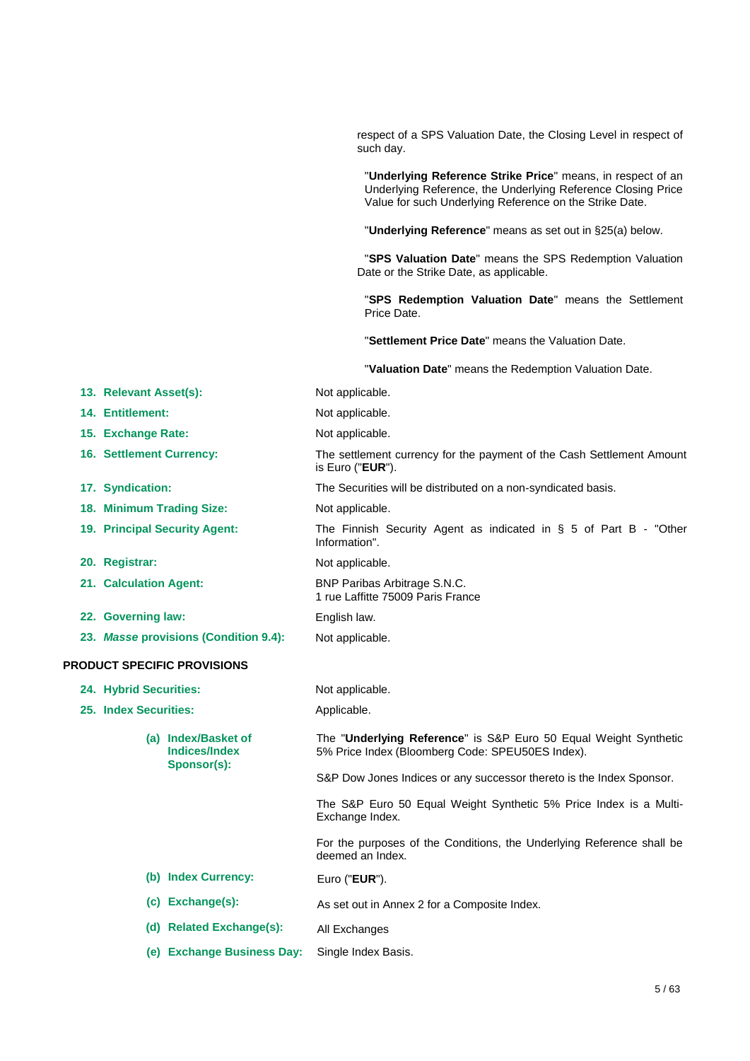respect of a SPS Valuation Date, the Closing Level in respect of such day.

"**Underlying Reference Strike Price**" means, in respect of an Underlying Reference, the Underlying Reference Closing Price Value for such Underlying Reference on the Strike Date.

"**Underlying Reference**" means as set out in §25(a) below.

"**SPS Valuation Date**" means the SPS Redemption Valuation Date or the Strike Date, as applicable.

"**SPS Redemption Valuation Date**" means the Settlement Price Date.

"**Settlement Price Date**" means the Valuation Date.

"**Valuation Date**" means the Redemption Valuation Date.

**13. Relevant Asset(s):** Not applicable.

**14. Entitlement:** Not applicable.

**15. Exchange Rate:** Not applicable.

**16. Settlement Currency:** The settlement currency for the payment of the Cash Settlement Amount is Euro ("**EUR**").

**17. Syndication:** The Securities will be distributed on a non-syndicated basis.

**18. Minimum Trading Size:** Not applicable.

**19. Principal Security Agent:** The Finnish Security Agent as indicated in § 5 of Part B - "Other Information".

**20. Registrar:** Not applicable.

**21. Calculation Agent:** BNP Paribas Arbitrage S.N.C.
1 rue Laffitte 75009 Paris France

**22. Governing law:** English law.

**23. *Masse* provisions (Condition 9.4):** Not applicable.

## PRODUCT SPECIFIC PROVISIONS

**24. Hybrid Securities:** Not applicable.

**25. Index Securities:** Applicable.

**(a) Index/Basket of Indices/Index Sponsor(s):** The "**Underlying Reference**" is S&P Euro 50 Equal Weight Synthetic 5% Price Index (Bloomberg Code: SPEU50ES Index).

S&P Dow Jones Indices or any successor thereto is the Index Sponsor.

The S&P Euro 50 Equal Weight Synthetic 5% Price Index is a Multi-Exchange Index.

For the purposes of the Conditions, the Underlying Reference shall be deemed an Index.

**(b) Index Currency:** Euro ("**EUR**").

**(c) Exchange(s):** As set out in Annex 2 for a Composite Index.

**(d) Related Exchange(s):** All Exchanges

**(e) Exchange Business Day:** Single Index Basis.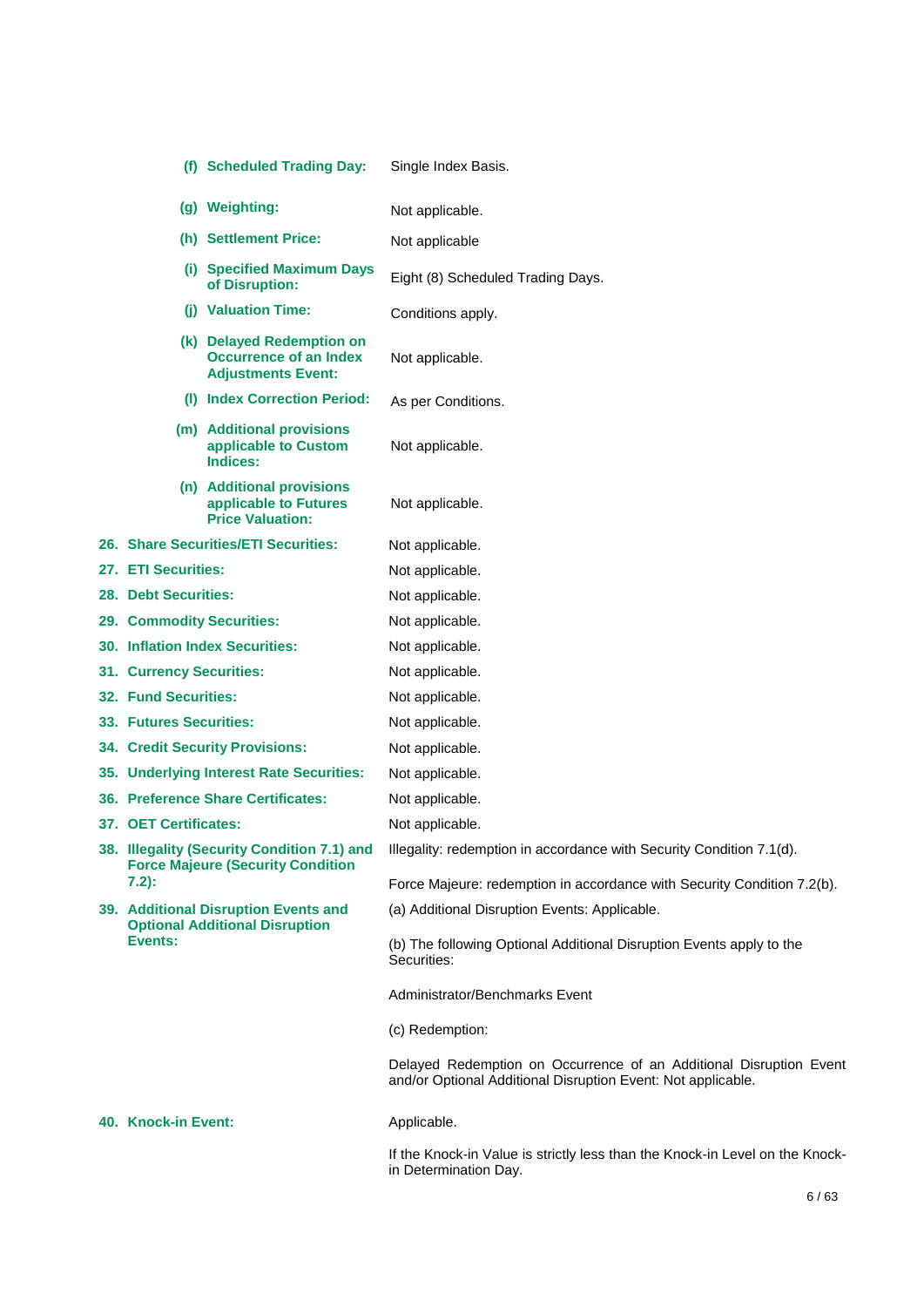| | |
|---|---|
| **(f) Scheduled Trading Day:** | Single Index Basis. |
| **(g) Weighting:** | Not applicable. |
| **(h) Settlement Price:** | Not applicable |
| **(i) Specified Maximum Days of Disruption:** | Eight (8) Scheduled Trading Days. |
| **(j) Valuation Time:** | Conditions apply. |
| **(k) Delayed Redemption on Occurrence of an Index Adjustments Event:** | Not applicable. |
| **(l) Index Correction Period:** | As per Conditions. |
| **(m) Additional provisions applicable to Custom Indices:** | Not applicable. |
| **(n) Additional provisions applicable to Futures Price Valuation:** | Not applicable. |
| **26. Share Securities/ETI Securities:** | Not applicable. |
| **27. ETI Securities:** | Not applicable. |
| **28. Debt Securities:** | Not applicable. |
| **29. Commodity Securities:** | Not applicable. |
| **30. Inflation Index Securities:** | Not applicable. |
| **31. Currency Securities:** | Not applicable. |
| **32. Fund Securities:** | Not applicable. |
| **33. Futures Securities:** | Not applicable. |
| **34. Credit Security Provisions:** | Not applicable. |
| **35. Underlying Interest Rate Securities:** | Not applicable. |
| **36. Preference Share Certificates:** | Not applicable. |
| **37. OET Certificates:** | Not applicable. |
| **38. Illegality (Security Condition 7.1) and Force Majeure (Security Condition 7.2):** | Illegality: redemption in accordance with Security Condition 7.1(d).<br><br>Force Majeure: redemption in accordance with Security Condition 7.2(b). |
| **39. Additional Disruption Events and Optional Additional Disruption Events:** | (a) Additional Disruption Events: Applicable.<br><br>(b) The following Optional Additional Disruption Events apply to the Securities:<br><br>Administrator/Benchmarks Event<br><br>(c) Redemption:<br><br>Delayed Redemption on Occurrence of an Additional Disruption Event and/or Optional Additional Disruption Event: Not applicable. |
| **40. Knock-in Event:** | Applicable.<br><br>If the Knock-in Value is strictly less than the Knock-in Level on the Knock-in Determination Day. |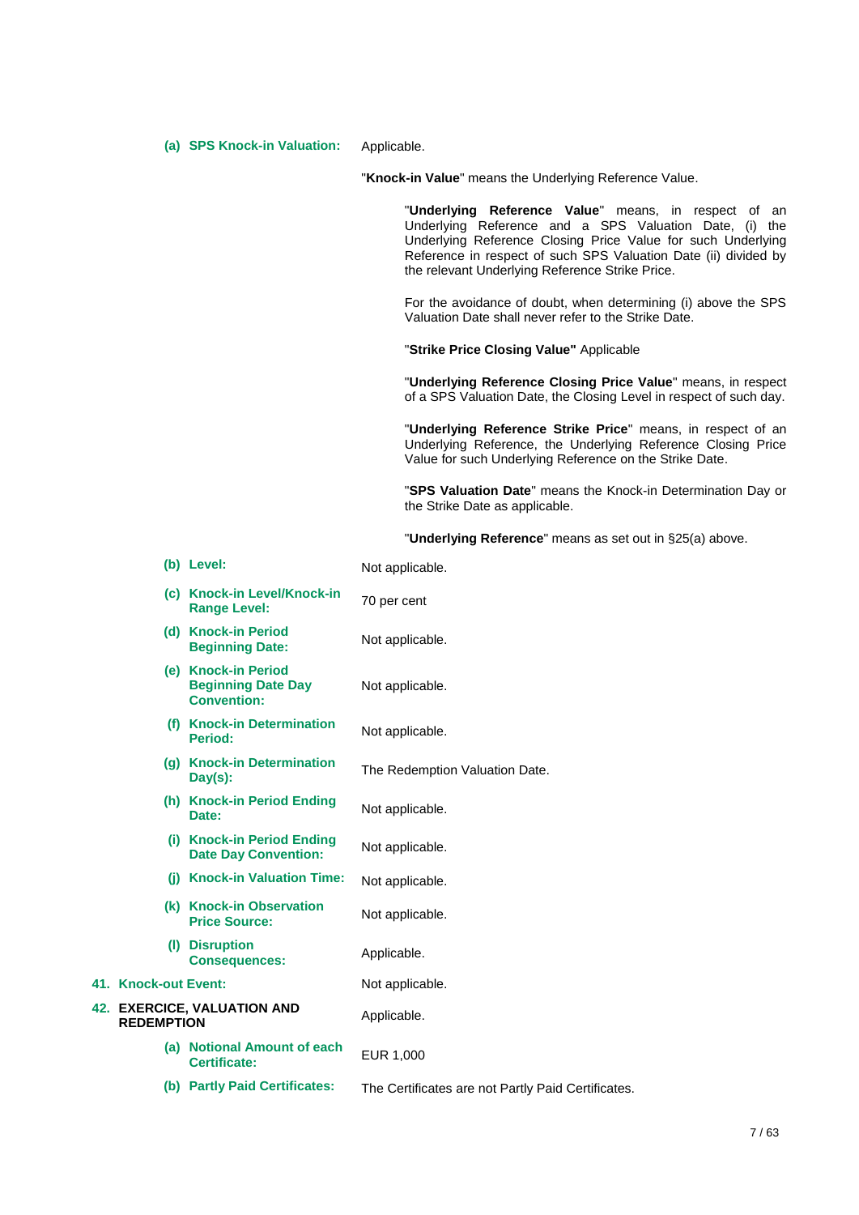**(a) SPS Knock-in Valuation:** Applicable.

"**Knock-in Value**" means the Underlying Reference Value.

> "**Underlying Reference Value**" means, in respect of an Underlying Reference and a SPS Valuation Date, (i) the Underlying Reference Closing Price Value for such Underlying Reference in respect of such SPS Valuation Date (ii) divided by the relevant Underlying Reference Strike Price.
>
> For the avoidance of doubt, when determining (i) above the SPS Valuation Date shall never refer to the Strike Date.
>
> "**Strike Price Closing Value"** Applicable
>
> "**Underlying Reference Closing Price Value**" means, in respect of a SPS Valuation Date, the Closing Level in respect of such day.
>
> "**Underlying Reference Strike Price**" means, in respect of an Underlying Reference, the Underlying Reference Closing Price Value for such Underlying Reference on the Strike Date.
>
> "**SPS Valuation Date**" means the Knock-in Determination Day or the Strike Date as applicable.
>
> "**Underlying Reference**" means as set out in §25(a) above.

**(b) Level:** Not applicable.

**(c) Knock-in Level/Knock-in Range Level:** 70 per cent

**(d) Knock-in Period Beginning Date:** Not applicable.

**(e) Knock-in Period Beginning Date Day Convention:** Not applicable.

**(f) Knock-in Determination Period:** Not applicable.

**(g) Knock-in Determination Day(s):** The Redemption Valuation Date.

**(h) Knock-in Period Ending Date:** Not applicable.

**(i) Knock-in Period Ending Date Day Convention:** Not applicable.

**(j) Knock-in Valuation Time:** Not applicable.

**(k) Knock-in Observation Price Source:** Not applicable.

**(l) Disruption Consequences:** Applicable.

**41. Knock-out Event:** Not applicable.

**42. EXERCICE, VALUATION AND REDEMPTION** Applicable.

**(a) Notional Amount of each Certificate:** EUR 1,000

**(b) Partly Paid Certificates:** The Certificates are not Partly Paid Certificates.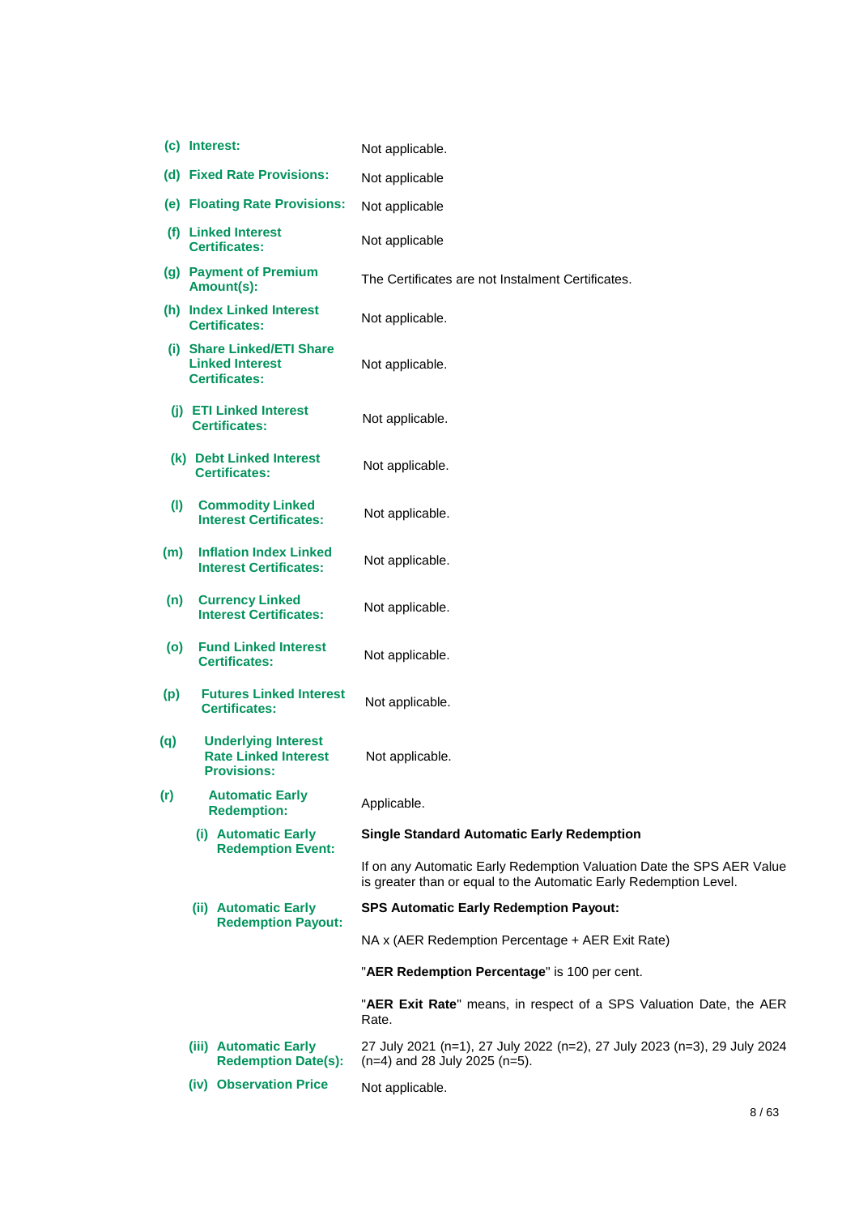| | |
|---|---|
| **(c) Interest:** | Not applicable. |
| **(d) Fixed Rate Provisions:** | Not applicable |
| **(e) Floating Rate Provisions:** | Not applicable |
| **(f) Linked Interest Certificates:** | Not applicable |
| **(g) Payment of Premium Amount(s):** | The Certificates are not Instalment Certificates. |
| **(h) Index Linked Interest Certificates:** | Not applicable. |
| **(i) Share Linked/ETI Share Linked Interest Certificates:** | Not applicable. |
| **(j) ETI Linked Interest Certificates:** | Not applicable. |
| **(k) Debt Linked Interest Certificates:** | Not applicable. |
| **(l) Commodity Linked Interest Certificates:** | Not applicable. |
| **(m) Inflation Index Linked Interest Certificates:** | Not applicable. |
| **(n) Currency Linked Interest Certificates:** | Not applicable. |
| **(o) Fund Linked Interest Certificates:** | Not applicable. |
| **(p) Futures Linked Interest Certificates:** | Not applicable. |
| **(q) Underlying Interest Rate Linked Interest Provisions:** | Not applicable. |
| **(r) Automatic Early Redemption:** | Applicable. |
| **(i) Automatic Early Redemption Event:** | **Single Standard Automatic Early Redemption**<br><br>If on any Automatic Early Redemption Valuation Date the SPS AER Value is greater than or equal to the Automatic Early Redemption Level. |
| **(ii) Automatic Early Redemption Payout:** | **SPS Automatic Early Redemption Payout:**<br><br>NA x (AER Redemption Percentage + AER Exit Rate)<br><br>"**AER Redemption Percentage**" is 100 per cent.<br><br>"**AER Exit Rate**" means, in respect of a SPS Valuation Date, the AER Rate. |
| **(iii) Automatic Early Redemption Date(s):** | 27 July 2021 (n=1), 27 July 2022 (n=2), 27 July 2023 (n=3), 29 July 2024 (n=4) and 28 July 2025 (n=5). |
| **(iv) Observation Price** | Not applicable. |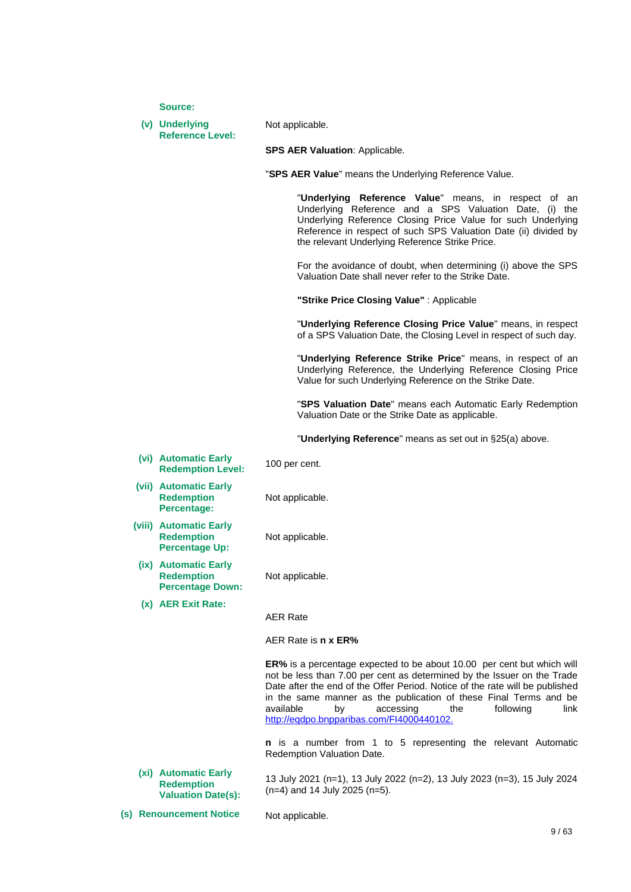**Source:**

**(v) Underlying Reference Level:** Not applicable.

**SPS AER Valuation**: Applicable.

"**SPS AER Value**" means the Underlying Reference Value.

> "**Underlying Reference Value**" means, in respect of an Underlying Reference and a SPS Valuation Date, (i) the Underlying Reference Closing Price Value for such Underlying Reference in respect of such SPS Valuation Date (ii) divided by the relevant Underlying Reference Strike Price.
>
> For the avoidance of doubt, when determining (i) above the SPS Valuation Date shall never refer to the Strike Date.
>
> **"Strike Price Closing Value"** : Applicable
>
> "**Underlying Reference Closing Price Value**" means, in respect of a SPS Valuation Date, the Closing Level in respect of such day.
>
> "**Underlying Reference Strike Price**" means, in respect of an Underlying Reference, the Underlying Reference Closing Price Value for such Underlying Reference on the Strike Date.
>
> "**SPS Valuation Date**" means each Automatic Early Redemption Valuation Date or the Strike Date as applicable.
>
> "**Underlying Reference**" means as set out in §25(a) above.

**(vi) Automatic Early Redemption Level:** 100 per cent.

**(vii) Automatic Early Redemption Percentage:** Not applicable.

**(viii) Automatic Early Redemption Percentage Up:** Not applicable.

**(ix) Automatic Early Redemption Percentage Down:** Not applicable.

**(x) AER Exit Rate:**

AER Rate

AER Rate is **n x ER%**

**ER%** is a percentage expected to be about 10.00 per cent but which will not be less than 7.00 per cent as determined by the Issuer on the Trade Date after the end of the Offer Period. Notice of the rate will be published in the same manner as the publication of these Final Terms and be available by accessing the following link http://eqdpo.bnpparibas.com/FI4000440102.

**n** is a number from 1 to 5 representing the relevant Automatic Redemption Valuation Date.

**(xi) Automatic Early Redemption Valuation Date(s):** 13 July 2021 (n=1), 13 July 2022 (n=2), 13 July 2023 (n=3), 15 July 2024 (n=4) and 14 July 2025 (n=5).

**(s) Renouncement Notice** Not applicable.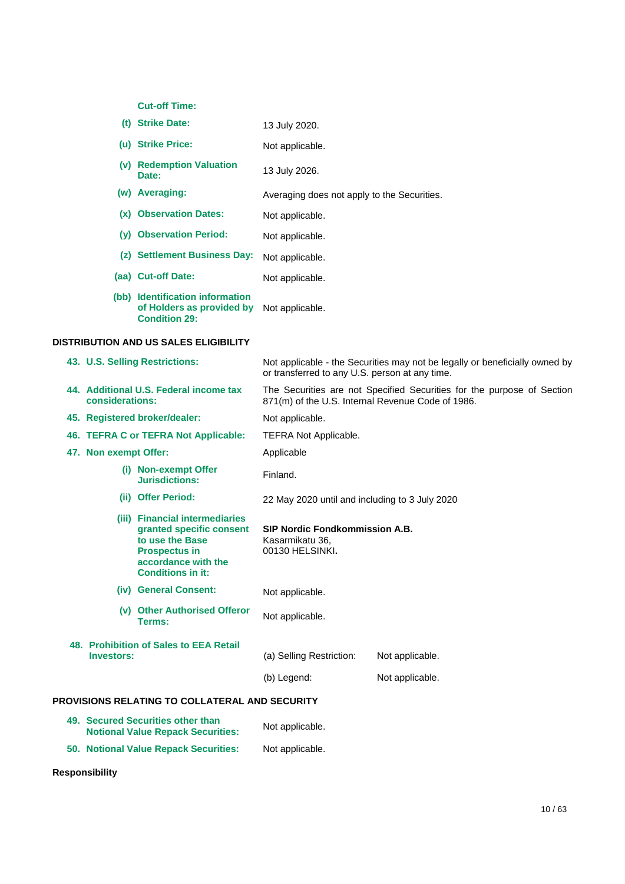| | |
|---|---|
| **Cut-off Time:** | |
| **(t) Strike Date:** | 13 July 2020. |
| **(u) Strike Price:** | Not applicable. |
| **(v) Redemption Valuation Date:** | 13 July 2026. |
| **(w) Averaging:** | Averaging does not apply to the Securities. |
| **(x) Observation Dates:** | Not applicable. |
| **(y) Observation Period:** | Not applicable. |
| **(z) Settlement Business Day:** | Not applicable. |
| **(aa) Cut-off Date:** | Not applicable. |
| **(bb) Identification information of Holders as provided by Condition 29:** | Not applicable. |

**DISTRIBUTION AND US SALES ELIGIBILITY**

| | |
|---|---|
| **43. U.S. Selling Restrictions:** | Not applicable - the Securities may not be legally or beneficially owned by or transferred to any U.S. person at any time. |
| **44. Additional U.S. Federal income tax considerations:** | The Securities are not Specified Securities for the purpose of Section 871(m) of the U.S. Internal Revenue Code of 1986. |
| **45. Registered broker/dealer:** | Not applicable. |
| **46. TEFRA C or TEFRA Not Applicable:** | TEFRA Not Applicable. |
| **47. Non exempt Offer:** | Applicable |
| **(i) Non-exempt Offer Jurisdictions:** | Finland. |
| **(ii) Offer Period:** | 22 May 2020 until and including to 3 July 2020 |
| **(iii) Financial intermediaries granted specific consent to use the Base Prospectus in accordance with the Conditions in it:** | **SIP Nordic Fondkommission A.B.**<br>Kasarmikatu 36,<br>00130 HELSINKI**.** |
| **(iv) General Consent:** | Not applicable. |
| **(v) Other Authorised Offeror Terms:** | Not applicable. |
| **48. Prohibition of Sales to EEA Retail Investors:** | (a) Selling Restriction: Not applicable.<br>(b) Legend: Not applicable. |

**PROVISIONS RELATING TO COLLATERAL AND SECURITY**

| | |
|---|---|
| **49. Secured Securities other than Notional Value Repack Securities:** | Not applicable. |
| **50. Notional Value Repack Securities:** | Not applicable. |

**Responsibility**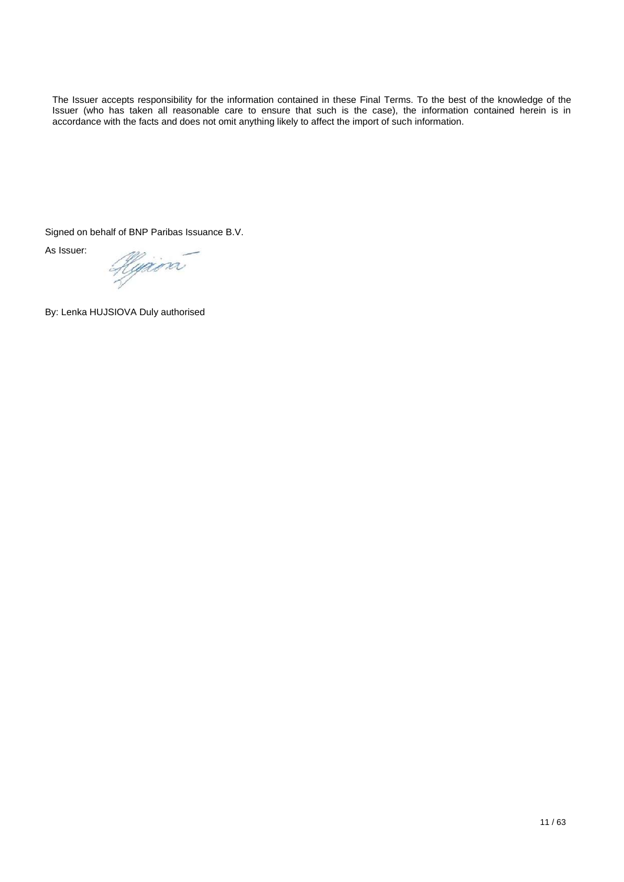The Issuer accepts responsibility for the information contained in these Final Terms. To the best of the knowledge of the Issuer (who has taken all reasonable care to ensure that such is the case), the information contained herein is in accordance with the facts and does not omit anything likely to affect the import of such information.

Signed on behalf of BNP Paribas Issuance B.V.

As Issuer:

By: Lenka HUJSIOVA Duly authorised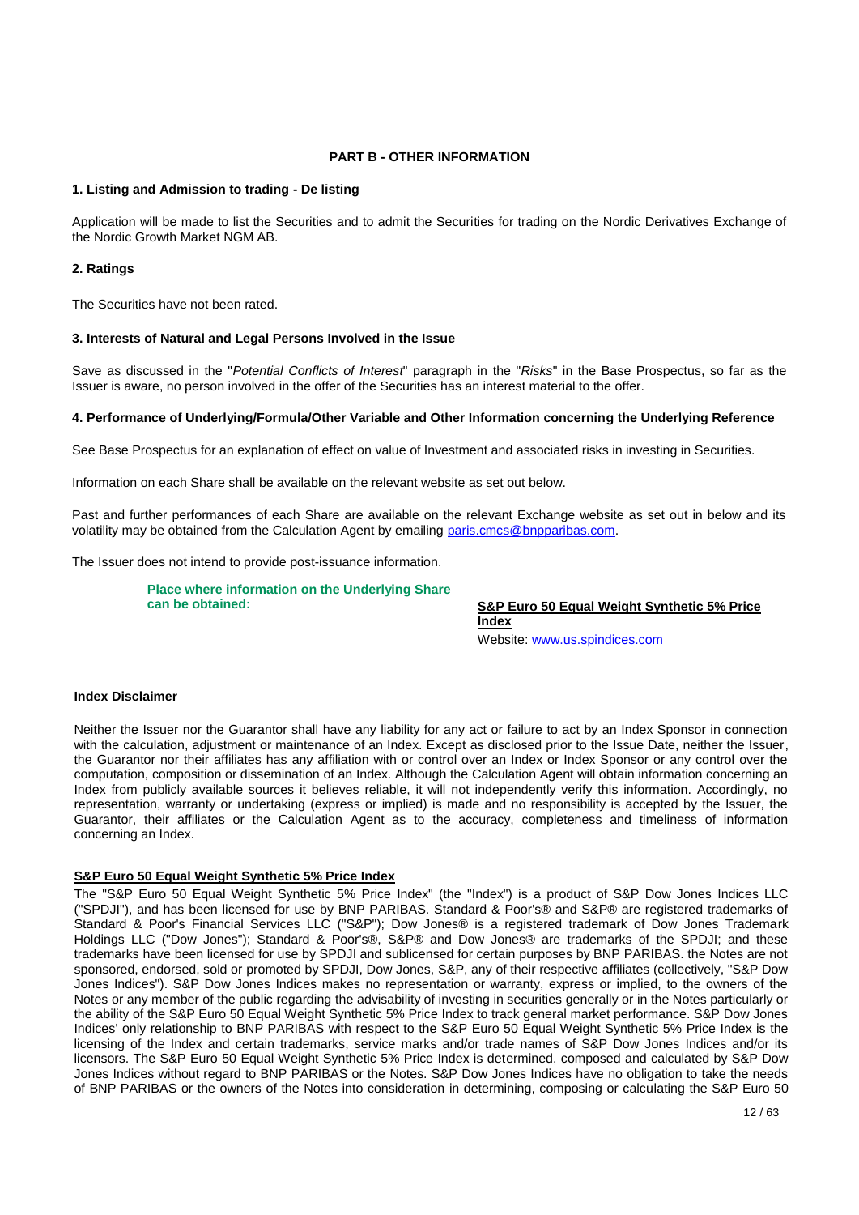## PART B - OTHER INFORMATION

### 1. Listing and Admission to trading - De listing

Application will be made to list the Securities and to admit the Securities for trading on the Nordic Derivatives Exchange of the Nordic Growth Market NGM AB.

### 2. Ratings

The Securities have not been rated.

### 3. Interests of Natural and Legal Persons Involved in the Issue

Save as discussed in the "*Potential Conflicts of Interest*" paragraph in the "*Risks*" in the Base Prospectus, so far as the Issuer is aware, no person involved in the offer of the Securities has an interest material to the offer.

### 4. Performance of Underlying/Formula/Other Variable and Other Information concerning the Underlying Reference

See Base Prospectus for an explanation of effect on value of Investment and associated risks in investing in Securities.

Information on each Share shall be available on the relevant website as set out below.

Past and further performances of each Share are available on the relevant Exchange website as set out in below and its volatility may be obtained from the Calculation Agent by emailing paris.cmcs@bnpparibas.com.

The Issuer does not intend to provide post-issuance information.

| **Place where information on the Underlying Share can be obtained:** | **S&P Euro 50 Equal Weight Synthetic 5% Price Index**<br>Website: www.us.spindices.com |
| --- | --- |

**Index Disclaimer**

Neither the Issuer nor the Guarantor shall have any liability for any act or failure to act by an Index Sponsor in connection with the calculation, adjustment or maintenance of an Index. Except as disclosed prior to the Issue Date, neither the Issuer, the Guarantor nor their affiliates has any affiliation with or control over an Index or Index Sponsor or any control over the computation, composition or dissemination of an Index. Although the Calculation Agent will obtain information concerning an Index from publicly available sources it believes reliable, it will not independently verify this information. Accordingly, no representation, warranty or undertaking (express or implied) is made and no responsibility is accepted by the Issuer, the Guarantor, their affiliates or the Calculation Agent as to the accuracy, completeness and timeliness of information concerning an Index.

**S&P Euro 50 Equal Weight Synthetic 5% Price Index**

The "S&P Euro 50 Equal Weight Synthetic 5% Price Index" (the "Index") is a product of S&P Dow Jones Indices LLC ("SPDJI"), and has been licensed for use by BNP PARIBAS. Standard & Poor's® and S&P® are registered trademarks of Standard & Poor's Financial Services LLC ("S&P"); Dow Jones® is a registered trademark of Dow Jones Trademark Holdings LLC ("Dow Jones"); Standard & Poor's®, S&P® and Dow Jones® are trademarks of the SPDJI; and these trademarks have been licensed for use by SPDJI and sublicensed for certain purposes by BNP PARIBAS. the Notes are not sponsored, endorsed, sold or promoted by SPDJI, Dow Jones, S&P, any of their respective affiliates (collectively, "S&P Dow Jones Indices"). S&P Dow Jones Indices makes no representation or warranty, express or implied, to the owners of the Notes or any member of the public regarding the advisability of investing in securities generally or in the Notes particularly or the ability of the S&P Euro 50 Equal Weight Synthetic 5% Price Index to track general market performance. S&P Dow Jones Indices' only relationship to BNP PARIBAS with respect to the S&P Euro 50 Equal Weight Synthetic 5% Price Index is the licensing of the Index and certain trademarks, service marks and/or trade names of S&P Dow Jones Indices and/or its licensors. The S&P Euro 50 Equal Weight Synthetic 5% Price Index is determined, composed and calculated by S&P Dow Jones Indices without regard to BNP PARIBAS or the Notes. S&P Dow Jones Indices have no obligation to take the needs of BNP PARIBAS or the owners of the Notes into consideration in determining, composing or calculating the S&P Euro 50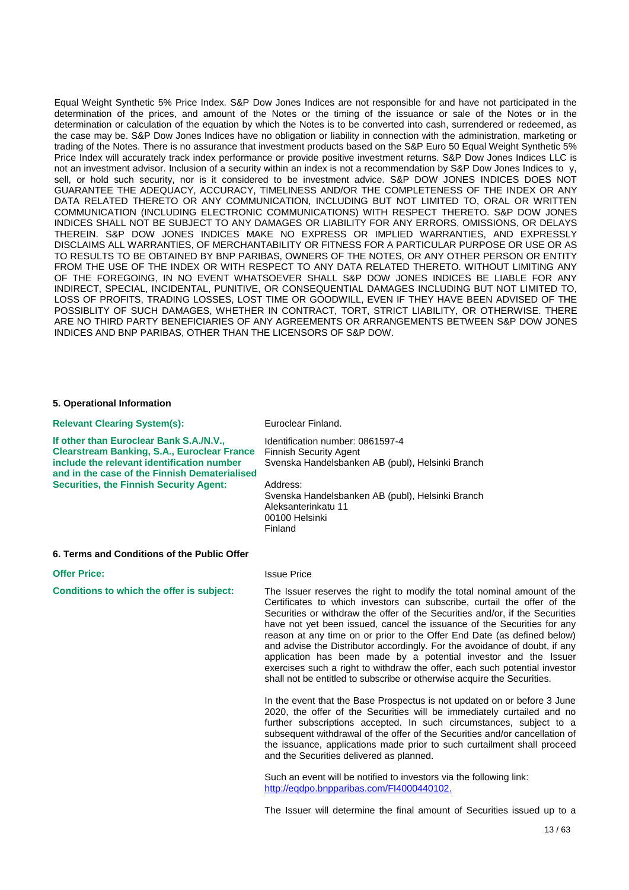Equal Weight Synthetic 5% Price Index. S&P Dow Jones Indices are not responsible for and have not participated in the determination of the prices, and amount of the Notes or the timing of the issuance or sale of the Notes or in the determination or calculation of the equation by which the Notes is to be converted into cash, surrendered or redeemed, as the case may be. S&P Dow Jones Indices have no obligation or liability in connection with the administration, marketing or trading of the Notes. There is no assurance that investment products based on the S&P Euro 50 Equal Weight Synthetic 5% Price Index will accurately track index performance or provide positive investment returns. S&P Dow Jones Indices LLC is not an investment advisor. Inclusion of a security within an index is not a recommendation by S&P Dow Jones Indices to y, sell, or hold such security, nor is it considered to be investment advice. S&P DOW JONES INDICES DOES NOT GUARANTEE THE ADEQUACY, ACCURACY, TIMELINESS AND/OR THE COMPLETENESS OF THE INDEX OR ANY DATA RELATED THERETO OR ANY COMMUNICATION, INCLUDING BUT NOT LIMITED TO, ORAL OR WRITTEN COMMUNICATION (INCLUDING ELECTRONIC COMMUNICATIONS) WITH RESPECT THERETO. S&P DOW JONES INDICES SHALL NOT BE SUBJECT TO ANY DAMAGES OR LIABILITY FOR ANY ERRORS, OMISSIONS, OR DELAYS THEREIN. S&P DOW JONES INDICES MAKE NO EXPRESS OR IMPLIED WARRANTIES, AND EXPRESSLY DISCLAIMS ALL WARRANTIES, OF MERCHANTABILITY OR FITNESS FOR A PARTICULAR PURPOSE OR USE OR AS TO RESULTS TO BE OBTAINED BY BNP PARIBAS, OWNERS OF THE NOTES, OR ANY OTHER PERSON OR ENTITY FROM THE USE OF THE INDEX OR WITH RESPECT TO ANY DATA RELATED THERETO. WITHOUT LIMITING ANY OF THE FOREGOING, IN NO EVENT WHATSOEVER SHALL S&P DOW JONES INDICES BE LIABLE FOR ANY INDIRECT, SPECIAL, INCIDENTAL, PUNITIVE, OR CONSEQUENTIAL DAMAGES INCLUDING BUT NOT LIMITED TO, LOSS OF PROFITS, TRADING LOSSES, LOST TIME OR GOODWILL, EVEN IF THEY HAVE BEEN ADVISED OF THE POSSIBLITY OF SUCH DAMAGES, WHETHER IN CONTRACT, TORT, STRICT LIABILITY, OR OTHERWISE. THERE ARE NO THIRD PARTY BENEFICIARIES OF ANY AGREEMENTS OR ARRANGEMENTS BETWEEN S&P DOW JONES INDICES AND BNP PARIBAS, OTHER THAN THE LICENSORS OF S&P DOW.

## 5. Operational Information

**Relevant Clearing System(s):** Euroclear Finland.

**If other than Euroclear Bank S.A./N.V., Clearstream Banking, S.A., Euroclear France include the relevant identification number and in the case of the Finnish Dematerialised Securities, the Finnish Security Agent:**

Identification number: 0861597-4
Finnish Security Agent
Svenska Handelsbanken AB (publ), Helsinki Branch

Address:
Svenska Handelsbanken AB (publ), Helsinki Branch
Aleksanterinkatu 11
00100 Helsinki
Finland

## 6. Terms and Conditions of the Public Offer

**Offer Price:** Issue Price

**Conditions to which the offer is subject:**

The Issuer reserves the right to modify the total nominal amount of the Certificates to which investors can subscribe, curtail the offer of the Securities or withdraw the offer of the Securities and/or, if the Securities have not yet been issued, cancel the issuance of the Securities for any reason at any time on or prior to the Offer End Date (as defined below) and advise the Distributor accordingly. For the avoidance of doubt, if any application has been made by a potential investor and the Issuer exercises such a right to withdraw the offer, each such potential investor shall not be entitled to subscribe or otherwise acquire the Securities.

In the event that the Base Prospectus is not updated on or before 3 June 2020, the offer of the Securities will be immediately curtailed and no further subscriptions accepted. In such circumstances, subject to a subsequent withdrawal of the offer of the Securities and/or cancellation of the issuance, applications made prior to such curtailment shall proceed and the Securities delivered as planned.

Such an event will be notified to investors via the following link: http://eqdpo.bnpparibas.com/FI4000440102.

The Issuer will determine the final amount of Securities issued up to a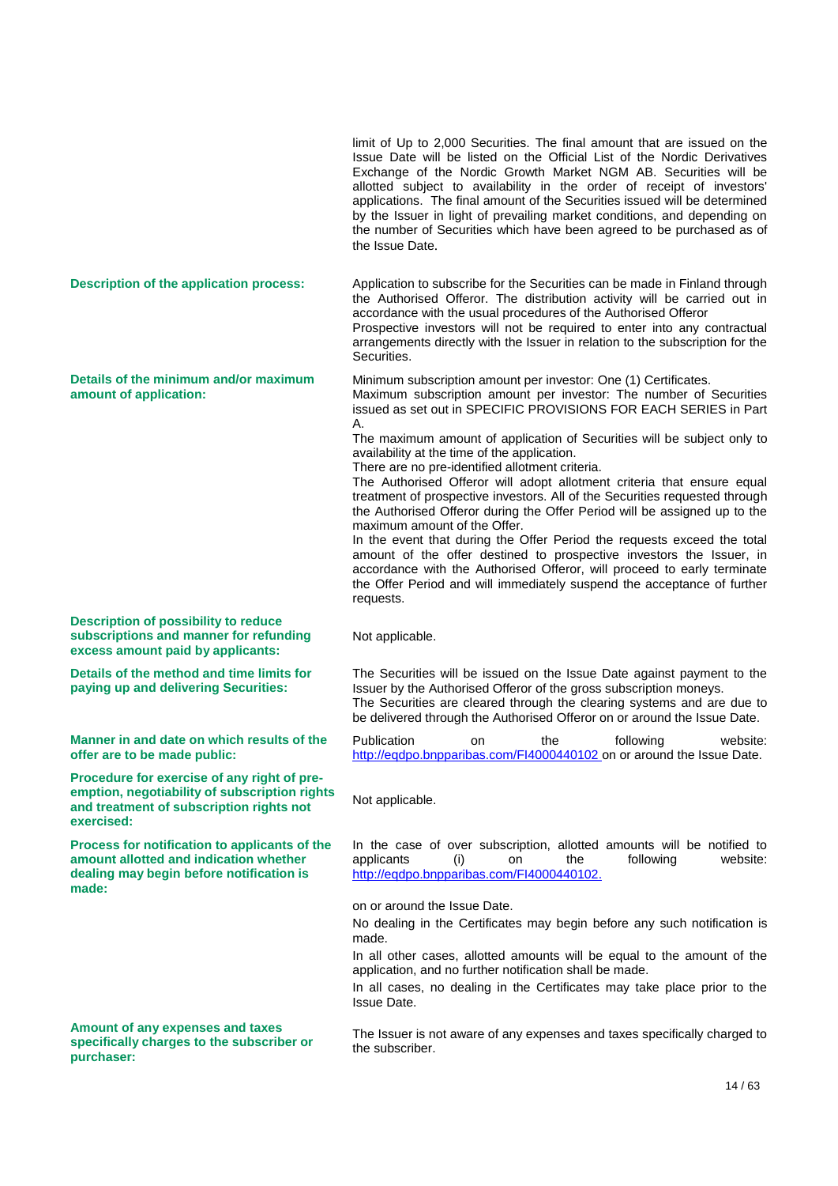| | |
|---|---|
| | limit of Up to 2,000 Securities. The final amount that are issued on the Issue Date will be listed on the Official List of the Nordic Derivatives Exchange of the Nordic Growth Market NGM AB. Securities will be allotted subject to availability in the order of receipt of investors' applications. The final amount of the Securities issued will be determined by the Issuer in light of prevailing market conditions, and depending on the number of Securities which have been agreed to be purchased as of the Issue Date. |
| **Description of the application process:** | Application to subscribe for the Securities can be made in Finland through the Authorised Offeror. The distribution activity will be carried out in accordance with the usual procedures of the Authorised Offeror<br>Prospective investors will not be required to enter into any contractual arrangements directly with the Issuer in relation to the subscription for the Securities. |
| **Details of the minimum and/or maximum amount of application:** | Minimum subscription amount per investor: One (1) Certificates.<br>Maximum subscription amount per investor: The number of Securities issued as set out in SPECIFIC PROVISIONS FOR EACH SERIES in Part A.<br>The maximum amount of application of Securities will be subject only to availability at the time of the application.<br>There are no pre-identified allotment criteria.<br>The Authorised Offeror will adopt allotment criteria that ensure equal treatment of prospective investors. All of the Securities requested through the Authorised Offeror during the Offer Period will be assigned up to the maximum amount of the Offer.<br>In the event that during the Offer Period the requests exceed the total amount of the offer destined to prospective investors the Issuer, in accordance with the Authorised Offeror, will proceed to early terminate the Offer Period and will immediately suspend the acceptance of further requests. |
| **Description of possibility to reduce subscriptions and manner for refunding excess amount paid by applicants:** | Not applicable. |
| **Details of the method and time limits for paying up and delivering Securities:** | The Securities will be issued on the Issue Date against payment to the Issuer by the Authorised Offeror of the gross subscription moneys.<br>The Securities are cleared through the clearing systems and are due to be delivered through the Authorised Offeror on or around the Issue Date. |
| **Manner in and date on which results of the offer are to be made public:** | Publication on the following website: http://eqdpo.bnpparibas.com/FI4000440102 on or around the Issue Date. |
| **Procedure for exercise of any right of pre-emption, negotiability of subscription rights and treatment of subscription rights not exercised:** | Not applicable. |
| **Process for notification to applicants of the amount allotted and indication whether dealing may begin before notification is made:** | In the case of over subscription, allotted amounts will be notified to applicants (i) on the following website: http://eqdpo.bnpparibas.com/FI4000440102.<br><br>on or around the Issue Date.<br>No dealing in the Certificates may begin before any such notification is made.<br>In all other cases, allotted amounts will be equal to the amount of the application, and no further notification shall be made.<br>In all cases, no dealing in the Certificates may take place prior to the Issue Date. |
| **Amount of any expenses and taxes specifically charges to the subscriber or purchaser:** | The Issuer is not aware of any expenses and taxes specifically charged to the subscriber. |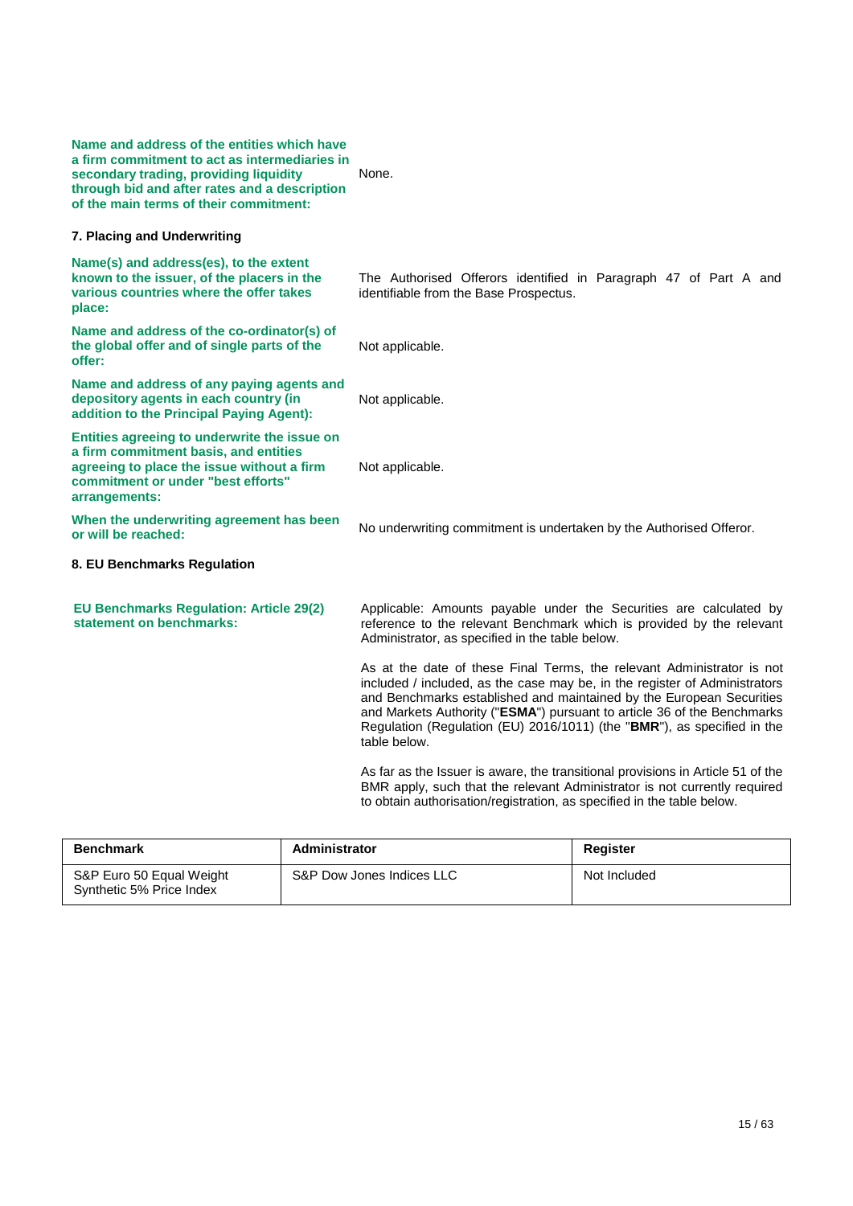**Name and address of the entities which have a firm commitment to act as intermediaries in secondary trading, providing liquidity through bid and after rates and a description of the main terms of their commitment:**

None.

**7. Placing and Underwriting**

**Name(s) and address(es), to the extent known to the issuer, of the placers in the various countries where the offer takes place:**

The Authorised Offerors identified in Paragraph 47 of Part A and identifiable from the Base Prospectus.

**Name and address of the co-ordinator(s) of the global offer and of single parts of the offer:**

Not applicable.

**Name and address of any paying agents and depository agents in each country (in addition to the Principal Paying Agent):**

Not applicable.

**Entities agreeing to underwrite the issue on a firm commitment basis, and entities agreeing to place the issue without a firm commitment or under "best efforts" arrangements:**

Not applicable.

**When the underwriting agreement has been or will be reached:**

No underwriting commitment is undertaken by the Authorised Offeror.

**8. EU Benchmarks Regulation**

**EU Benchmarks Regulation: Article 29(2) statement on benchmarks:**

Applicable: Amounts payable under the Securities are calculated by reference to the relevant Benchmark which is provided by the relevant Administrator, as specified in the table below.

As at the date of these Final Terms, the relevant Administrator is not included / included, as the case may be, in the register of Administrators and Benchmarks established and maintained by the European Securities and Markets Authority ("**ESMA**") pursuant to article 36 of the Benchmarks Regulation (Regulation (EU) 2016/1011) (the "**BMR**"), as specified in the table below.

As far as the Issuer is aware, the transitional provisions in Article 51 of the BMR apply, such that the relevant Administrator is not currently required to obtain authorisation/registration, as specified in the table below.

| Benchmark | Administrator | Register |
|---|---|---|
| S&P Euro 50 Equal Weight Synthetic 5% Price Index | S&P Dow Jones Indices LLC | Not Included |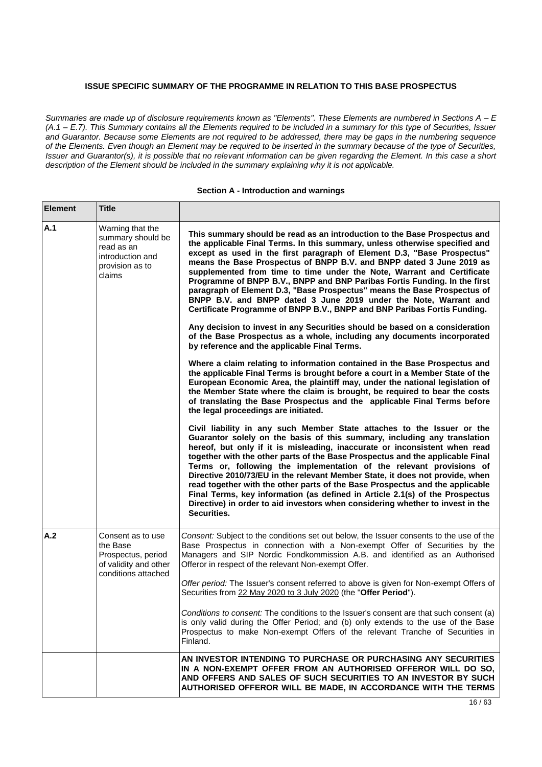**ISSUE SPECIFIC SUMMARY OF THE PROGRAMME IN RELATION TO THIS BASE PROSPECTUS**

*Summaries are made up of disclosure requirements known as "Elements". These Elements are numbered in Sections A – E (A.1 – E.7). This Summary contains all the Elements required to be included in a summary for this type of Securities, Issuer and Guarantor. Because some Elements are not required to be addressed, there may be gaps in the numbering sequence of the Elements. Even though an Element may be required to be inserted in the summary because of the type of Securities, Issuer and Guarantor(s), it is possible that no relevant information can be given regarding the Element. In this case a short description of the Element should be included in the summary explaining why it is not applicable.*

**Section A - Introduction and warnings**

| Element | Title | |
|---|---|---|
| A.1 | Warning that the summary should be read as an introduction and provision as to claims | **This summary should be read as an introduction to the Base Prospectus and the applicable Final Terms. In this summary, unless otherwise specified and except as used in the first paragraph of Element D.3, "Base Prospectus" means the Base Prospectus of BNPP B.V. and BNPP dated 3 June 2019 as supplemented from time to time under the Note, Warrant and Certificate Programme of BNPP B.V., BNPP and BNP Paribas Fortis Funding. In the first paragraph of Element D.3, "Base Prospectus" means the Base Prospectus of BNPP B.V. and BNPP dated 3 June 2019 under the Note, Warrant and Certificate Programme of BNPP B.V., BNPP and BNP Paribas Fortis Funding.**<br><br>**Any decision to invest in any Securities should be based on a consideration of the Base Prospectus as a whole, including any documents incorporated by reference and the applicable Final Terms.**<br><br>**Where a claim relating to information contained in the Base Prospectus and the applicable Final Terms is brought before a court in a Member State of the European Economic Area, the plaintiff may, under the national legislation of the Member State where the claim is brought, be required to bear the costs of translating the Base Prospectus and the applicable Final Terms before the legal proceedings are initiated.**<br><br>**Civil liability in any such Member State attaches to the Issuer or the Guarantor solely on the basis of this summary, including any translation hereof, but only if it is misleading, inaccurate or inconsistent when read together with the other parts of the Base Prospectus and the applicable Final Terms or, following the implementation of the relevant provisions of Directive 2010/73/EU in the relevant Member State, it does not provide, when read together with the other parts of the Base Prospectus and the applicable Final Terms, key information (as defined in Article 2.1(s) of the Prospectus Directive) in order to aid investors when considering whether to invest in the Securities.** |
| A.2 | Consent as to use the Base Prospectus, period of validity and other conditions attached | *Consent:* Subject to the conditions set out below, the Issuer consents to the use of the Base Prospectus in connection with a Non-exempt Offer of Securities by the Managers and SIP Nordic Fondkommission A.B. and identified as an Authorised Offeror in respect of the relevant Non-exempt Offer.<br><br>*Offer period:* The Issuer's consent referred to above is given for Non-exempt Offers of Securities from 22 May 2020 to 3 July 2020 (the "**Offer Period**").<br><br>*Conditions to consent:* The conditions to the Issuer's consent are that such consent (a) is only valid during the Offer Period; and (b) only extends to the use of the Base Prospectus to make Non-exempt Offers of the relevant Tranche of Securities in Finland. |
| | | **AN INVESTOR INTENDING TO PURCHASE OR PURCHASING ANY SECURITIES IN A NON-EXEMPT OFFER FROM AN AUTHORISED OFFEROR WILL DO SO, AND OFFERS AND SALES OF SUCH SECURITIES TO AN INVESTOR BY SUCH AUTHORISED OFFEROR WILL BE MADE, IN ACCORDANCE WITH THE TERMS** |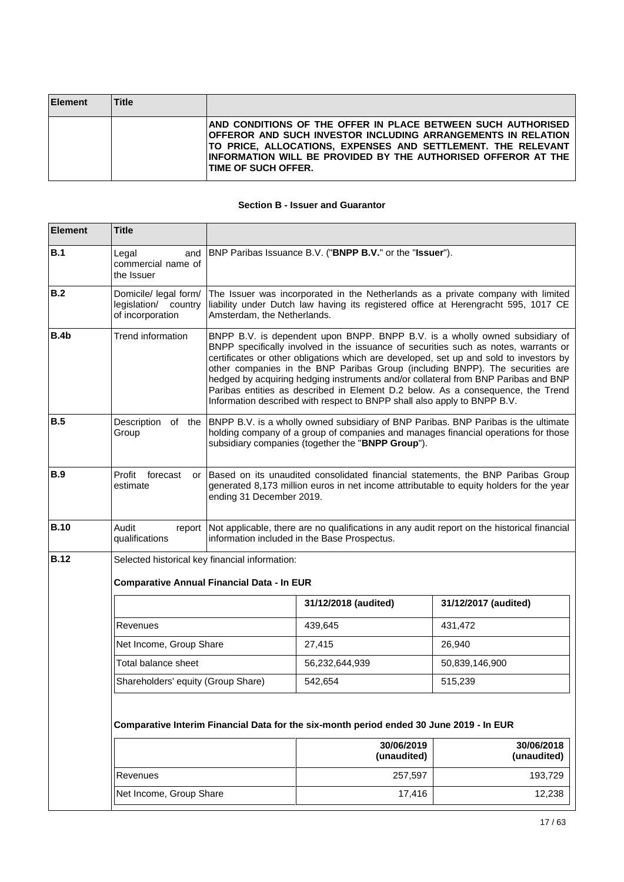| Element | Title | |
|---|---|---|
| | | **AND CONDITIONS OF THE OFFER IN PLACE BETWEEN SUCH AUTHORISED OFFEROR AND SUCH INVESTOR INCLUDING ARRANGEMENTS IN RELATION TO PRICE, ALLOCATIONS, EXPENSES AND SETTLEMENT. THE RELEVANT INFORMATION WILL BE PROVIDED BY THE AUTHORISED OFFEROR AT THE TIME OF SUCH OFFER.** |

### Section B - Issuer and Guarantor

| Element | Title | |
|---|---|---|
| **B.1** | Legal and commercial name of the Issuer | BNP Paribas Issuance B.V. ("**BNPP B.V.**" or the "**Issuer**"). |
| **B.2** | Domicile/ legal form/ legislation/ country of incorporation | The Issuer was incorporated in the Netherlands as a private company with limited liability under Dutch law having its registered office at Herengracht 595, 1017 CE Amsterdam, the Netherlands. |
| **B.4b** | Trend information | BNPP B.V. is dependent upon BNPP. BNPP B.V. is a wholly owned subsidiary of BNPP specifically involved in the issuance of securities such as notes, warrants or certificates or other obligations which are developed, set up and sold to investors by other companies in the BNP Paribas Group (including BNPP). The securities are hedged by acquiring hedging instruments and/or collateral from BNP Paribas and BNP Paribas entities as described in Element D.2 below. As a consequence, the Trend Information described with respect to BNPP shall also apply to BNPP B.V. |
| **B.5** | Description of the Group | BNPP B.V. is a wholly owned subsidiary of BNP Paribas. BNP Paribas is the ultimate holding company of a group of companies and manages financial operations for those subsidiary companies (together the "**BNPP Group**"). |
| **B.9** | Profit forecast or estimate | Based on its unaudited consolidated financial statements, the BNP Paribas Group generated 8,173 million euros in net income attributable to equity holders for the year ending 31 December 2019. |
| **B.10** | Audit report qualifications | Not applicable, there are no qualifications in any audit report on the historical financial information included in the Base Prospectus. |
| **B.12** | Selected historical key financial information: | |

**Comparative Annual Financial Data - In EUR**

| | 31/12/2018 (audited) | 31/12/2017 (audited) |
|---|---|---|
| Revenues | 439,645 | 431,472 |
| Net Income, Group Share | 27,415 | 26,940 |
| Total balance sheet | 56,232,644,939 | 50,839,146,900 |
| Shareholders' equity (Group Share) | 542,654 | 515,239 |

**Comparative Interim Financial Data for the six-month period ended 30 June 2019 - In EUR**

| | 30/06/2019 (unaudited) | 30/06/2018 (unaudited) |
|---|---|---|
| Revenues | 257,597 | 193,729 |
| Net Income, Group Share | 17,416 | 12,238 |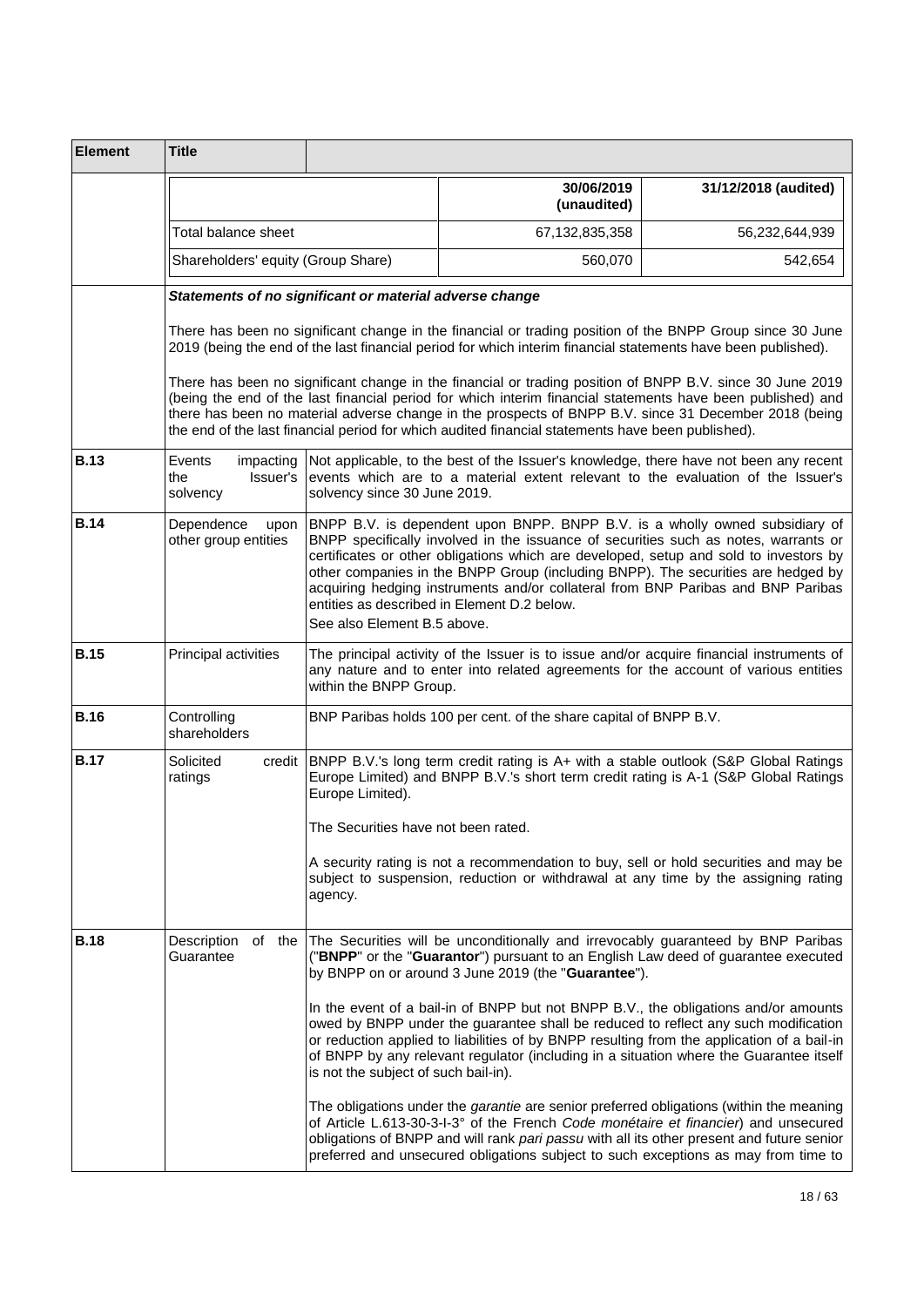| Element | Title | | | |
|---|---|---|---|---|
| | | | **30/06/2019 (unaudited)** | **31/12/2018 (audited)** |
| | Total balance sheet | | 67,132,835,358 | 56,232,644,939 |
| | Shareholders' equity (Group Share) | | 560,070 | 542,654 |

***Statements of no significant or material adverse change***

There has been no significant change in the financial or trading position of the BNPP Group since 30 June 2019 (being the end of the last financial period for which interim financial statements have been published).

There has been no significant change in the financial or trading position of BNPP B.V. since 30 June 2019 (being the end of the last financial period for which interim financial statements have been published) and there has been no material adverse change in the prospects of BNPP B.V. since 31 December 2018 (being the end of the last financial period for which audited financial statements have been published).

| Element | Title | |
|---|---|---|
| **B.13** | Events impacting the Issuer's solvency | Not applicable, to the best of the Issuer's knowledge, there have not been any recent events which are to a material extent relevant to the evaluation of the Issuer's solvency since 30 June 2019. |
| **B.14** | Dependence upon other group entities | BNPP B.V. is dependent upon BNPP. BNPP B.V. is a wholly owned subsidiary of BNPP specifically involved in the issuance of securities such as notes, warrants or certificates or other obligations which are developed, setup and sold to investors by other companies in the BNPP Group (including BNPP). The securities are hedged by acquiring hedging instruments and/or collateral from BNP Paribas and BNP Paribas entities as described in Element D.2 below.<br><br>See also Element B.5 above. |
| **B.15** | Principal activities | The principal activity of the Issuer is to issue and/or acquire financial instruments of any nature and to enter into related agreements for the account of various entities within the BNPP Group. |
| **B.16** | Controlling shareholders | BNP Paribas holds 100 per cent. of the share capital of BNPP B.V. |
| **B.17** | Solicited credit ratings | BNPP B.V.'s long term credit rating is A+ with a stable outlook (S&P Global Ratings Europe Limited) and BNPP B.V.'s short term credit rating is A-1 (S&P Global Ratings Europe Limited).<br><br>The Securities have not been rated.<br><br>A security rating is not a recommendation to buy, sell or hold securities and may be subject to suspension, reduction or withdrawal at any time by the assigning rating agency. |
| **B.18** | Description of the Guarantee | The Securities will be unconditionally and irrevocably guaranteed by BNP Paribas ("**BNPP**" or the "**Guarantor**") pursuant to an English Law deed of guarantee executed by BNPP on or around 3 June 2019 (the "**Guarantee**").<br><br>In the event of a bail-in of BNPP but not BNPP B.V., the obligations and/or amounts owed by BNPP under the guarantee shall be reduced to reflect any such modification or reduction applied to liabilities of by BNPP resulting from the application of a bail-in of BNPP by any relevant regulator (including in a situation where the Guarantee itself is not the subject of such bail-in).<br><br>The obligations under the *garantie* are senior preferred obligations (within the meaning of Article L.613-30-3-I-3° of the French *Code monétaire et financier*) and unsecured obligations of BNPP and will rank *pari passu* with all its other present and future senior preferred and unsecured obligations subject to such exceptions as may from time to |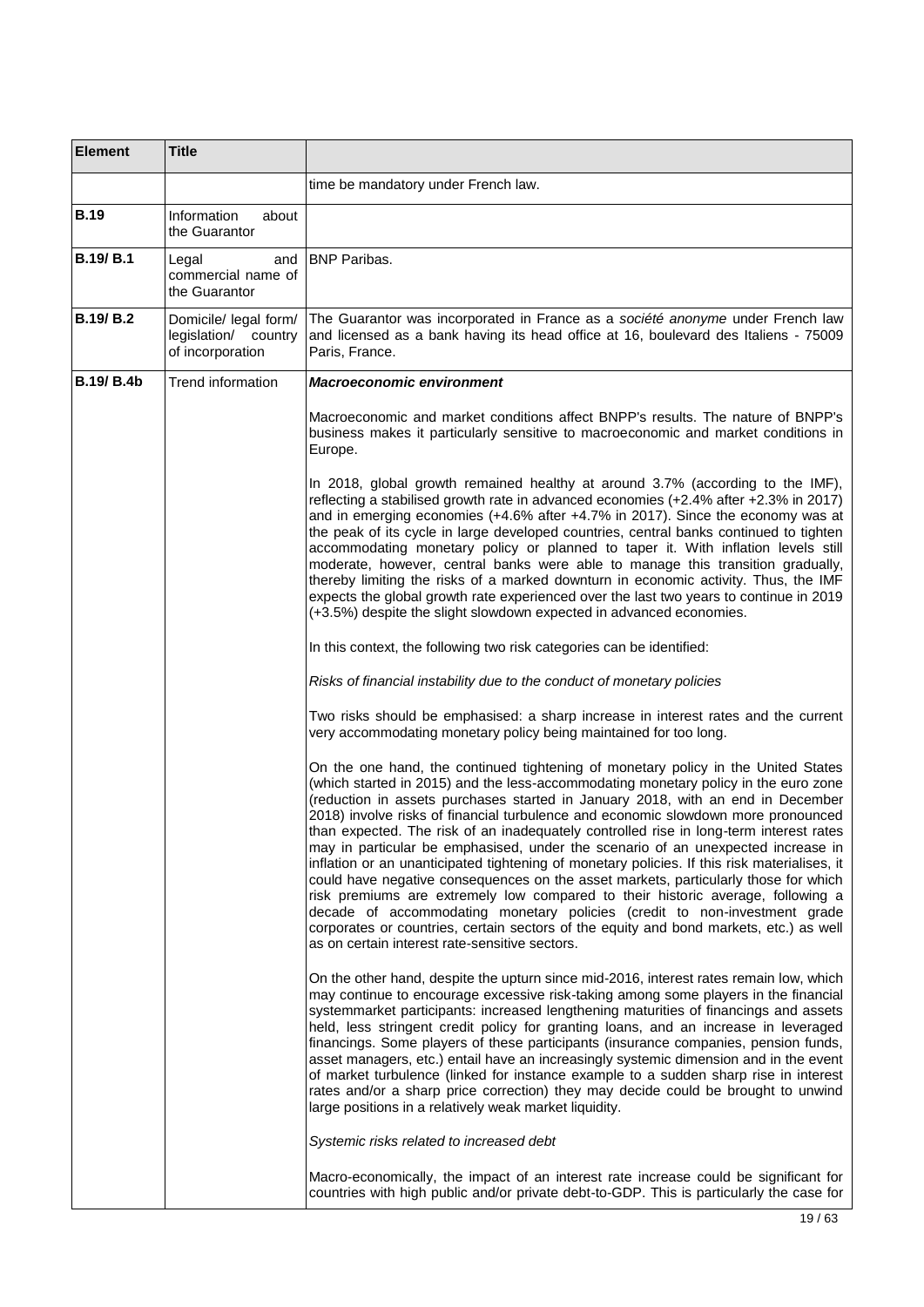| Element | Title | |
|---|---|---|
| | | time be mandatory under French law. |
| **B.19** | Information about the Guarantor | |
| **B.19/ B.1** | Legal and commercial name of the Guarantor | BNP Paribas. |
| **B.19/ B.2** | Domicile/ legal form/ legislation/ country of incorporation | The Guarantor was incorporated in France as a *société anonyme* under French law and licensed as a bank having its head office at 16, boulevard des Italiens - 75009 Paris, France. |
| **B.19/ B.4b** | Trend information | ***Macroeconomic environment***<br><br>Macroeconomic and market conditions affect BNPP's results. The nature of BNPP's business makes it particularly sensitive to macroeconomic and market conditions in Europe.<br><br>In 2018, global growth remained healthy at around 3.7% (according to the IMF), reflecting a stabilised growth rate in advanced economies (+2.4% after +2.3% in 2017) and in emerging economies (+4.6% after +4.7% in 2017). Since the economy was at the peak of its cycle in large developed countries, central banks continued to tighten accommodating monetary policy or planned to taper it. With inflation levels still moderate, however, central banks were able to manage this transition gradually, thereby limiting the risks of a marked downturn in economic activity. Thus, the IMF expects the global growth rate experienced over the last two years to continue in 2019 (+3.5%) despite the slight slowdown expected in advanced economies.<br><br>In this context, the following two risk categories can be identified:<br><br>*Risks of financial instability due to the conduct of monetary policies*<br><br>Two risks should be emphasised: a sharp increase in interest rates and the current very accommodating monetary policy being maintained for too long.<br><br>On the one hand, the continued tightening of monetary policy in the United States (which started in 2015) and the less-accommodating monetary policy in the euro zone (reduction in assets purchases started in January 2018, with an end in December 2018) involve risks of financial turbulence and economic slowdown more pronounced than expected. The risk of an inadequately controlled rise in long-term interest rates may in particular be emphasised, under the scenario of an unexpected increase in inflation or an unanticipated tightening of monetary policies. If this risk materialises, it could have negative consequences on the asset markets, particularly those for which risk premiums are extremely low compared to their historic average, following a decade of accommodating monetary policies (credit to non-investment grade corporates or countries, certain sectors of the equity and bond markets, etc.) as well as on certain interest rate-sensitive sectors.<br><br>On the other hand, despite the upturn since mid-2016, interest rates remain low, which may continue to encourage excessive risk-taking among some players in the financial systemmarket participants: increased lengthening maturities of financings and assets held, less stringent credit policy for granting loans, and an increase in leveraged financings. Some players of these participants (insurance companies, pension funds, asset managers, etc.) entail have an increasingly systemic dimension and in the event of market turbulence (linked for instance example to a sudden sharp rise in interest rates and/or a sharp price correction) they may decide could be brought to unwind large positions in a relatively weak market liquidity.<br><br>*Systemic risks related to increased debt*<br><br>Macro-economically, the impact of an interest rate increase could be significant for countries with high public and/or private debt-to-GDP. This is particularly the case for |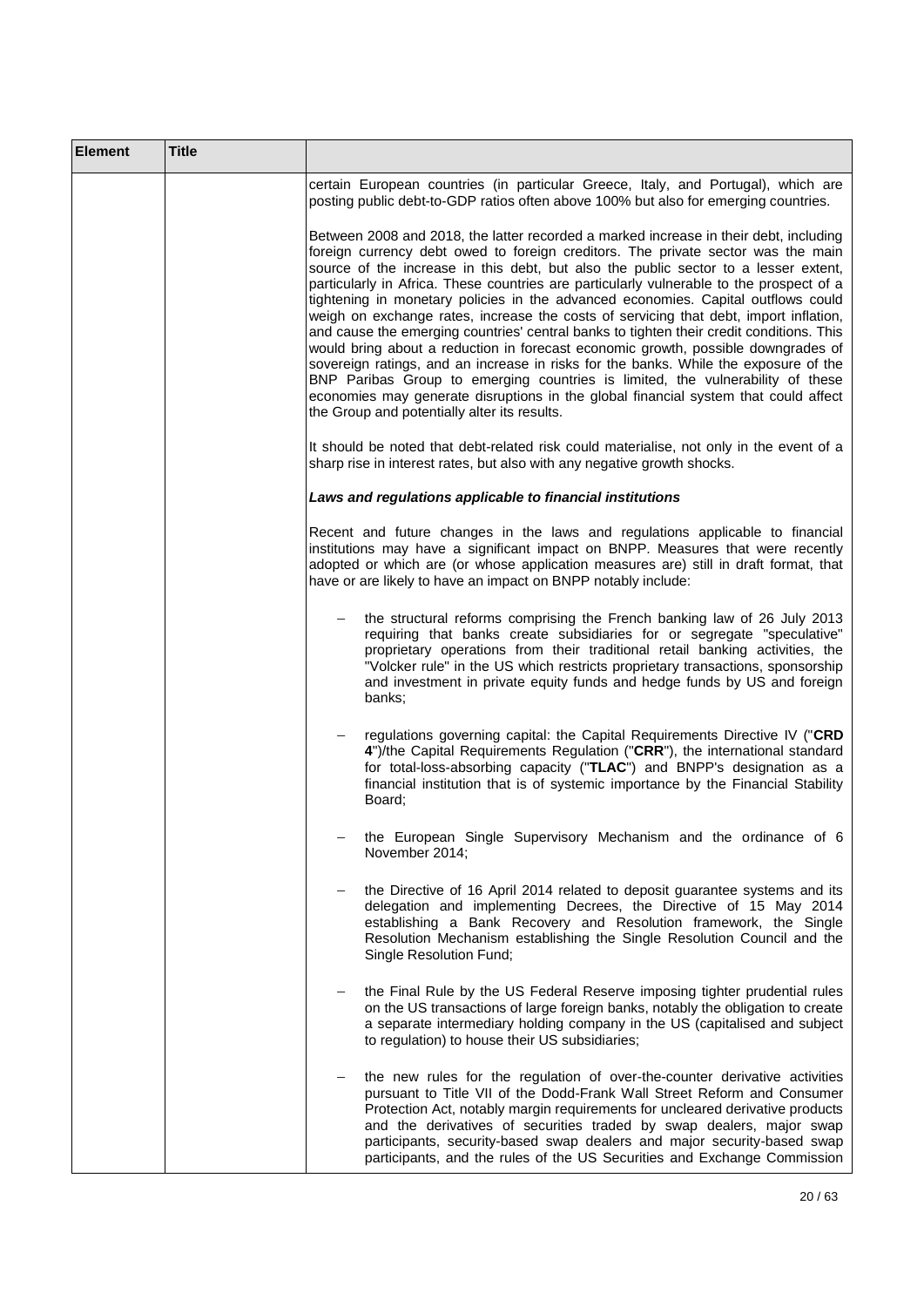| Element | Title | |
|---|---|---|
| | | certain European countries (in particular Greece, Italy, and Portugal), which are posting public debt-to-GDP ratios often above 100% but also for emerging countries.<br><br>Between 2008 and 2018, the latter recorded a marked increase in their debt, including foreign currency debt owed to foreign creditors. The private sector was the main source of the increase in this debt, but also the public sector to a lesser extent, particularly in Africa. These countries are particularly vulnerable to the prospect of a tightening in monetary policies in the advanced economies. Capital outflows could weigh on exchange rates, increase the costs of servicing that debt, import inflation, and cause the emerging countries' central banks to tighten their credit conditions. This would bring about a reduction in forecast economic growth, possible downgrades of sovereign ratings, and an increase in risks for the banks. While the exposure of the BNP Paribas Group to emerging countries is limited, the vulnerability of these economies may generate disruptions in the global financial system that could affect the Group and potentially alter its results.<br><br>It should be noted that debt-related risk could materialise, not only in the event of a sharp rise in interest rates, but also with any negative growth shocks.<br><br>***Laws and regulations applicable to financial institutions***<br><br>Recent and future changes in the laws and regulations applicable to financial institutions may have a significant impact on BNPP. Measures that were recently adopted or which are (or whose application measures are) still in draft format, that have or are likely to have an impact on BNPP notably include:<br><br>– the structural reforms comprising the French banking law of 26 July 2013 requiring that banks create subsidiaries for or segregate "speculative" proprietary operations from their traditional retail banking activities, the "Volcker rule" in the US which restricts proprietary transactions, sponsorship and investment in private equity funds and hedge funds by US and foreign banks;<br><br>– regulations governing capital: the Capital Requirements Directive IV ("**CRD 4**")/the Capital Requirements Regulation ("**CRR**"), the international standard for total-loss-absorbing capacity ("**TLAC**") and BNPP's designation as a financial institution that is of systemic importance by the Financial Stability Board;<br><br>– the European Single Supervisory Mechanism and the ordinance of 6 November 2014;<br><br>– the Directive of 16 April 2014 related to deposit guarantee systems and its delegation and implementing Decrees, the Directive of 15 May 2014 establishing a Bank Recovery and Resolution framework, the Single Resolution Mechanism establishing the Single Resolution Council and the Single Resolution Fund;<br><br>– the Final Rule by the US Federal Reserve imposing tighter prudential rules on the US transactions of large foreign banks, notably the obligation to create a separate intermediary holding company in the US (capitalised and subject to regulation) to house their US subsidiaries;<br><br>– the new rules for the regulation of over-the-counter derivative activities pursuant to Title VII of the Dodd-Frank Wall Street Reform and Consumer Protection Act, notably margin requirements for uncleared derivative products and the derivatives of securities traded by swap dealers, major swap participants, security-based swap dealers and major security-based swap participants, and the rules of the US Securities and Exchange Commission |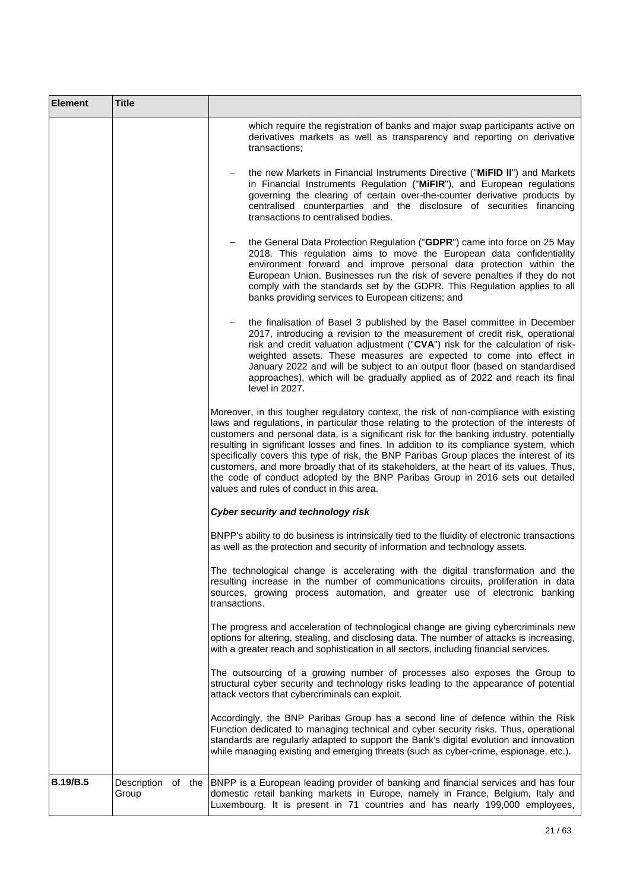| Element | Title | |
|---|---|---|
| | | which require the registration of banks and major swap participants active on derivatives markets as well as transparency and reporting on derivative transactions;<br><br>– the new Markets in Financial Instruments Directive ("**MiFID II**") and Markets in Financial Instruments Regulation ("**MiFIR**"), and European regulations governing the clearing of certain over-the-counter derivative products by centralised counterparties and the disclosure of securities financing transactions to centralised bodies.<br><br>– the General Data Protection Regulation ("**GDPR**") came into force on 25 May 2018. This regulation aims to move the European data confidentiality environment forward and improve personal data protection within the European Union. Businesses run the risk of severe penalties if they do not comply with the standards set by the GDPR. This Regulation applies to all banks providing services to European citizens; and<br><br>– the finalisation of Basel 3 published by the Basel committee in December 2017, introducing a revision to the measurement of credit risk, operational risk and credit valuation adjustment ("**CVA**") risk for the calculation of risk-weighted assets. These measures are expected to come into effect in January 2022 and will be subject to an output floor (based on standardised approaches), which will be gradually applied as of 2022 and reach its final level in 2027.<br><br>Moreover, in this tougher regulatory context, the risk of non-compliance with existing laws and regulations, in particular those relating to the protection of the interests of customers and personal data, is a significant risk for the banking industry, potentially resulting in significant losses and fines. In addition to its compliance system, which specifically covers this type of risk, the BNP Paribas Group places the interest of its customers, and more broadly that of its stakeholders, at the heart of its values. Thus, the code of conduct adopted by the BNP Paribas Group in 2016 sets out detailed values and rules of conduct in this area.<br><br>***Cyber security and technology risk***<br><br>BNPP's ability to do business is intrinsically tied to the fluidity of electronic transactions as well as the protection and security of information and technology assets.<br><br>The technological change is accelerating with the digital transformation and the resulting increase in the number of communications circuits, proliferation in data sources, growing process automation, and greater use of electronic banking transactions.<br><br>The progress and acceleration of technological change are giving cybercriminals new options for altering, stealing, and disclosing data. The number of attacks is increasing, with a greater reach and sophistication in all sectors, including financial services.<br><br>The outsourcing of a growing number of processes also exposes the Group to structural cyber security and technology risks leading to the appearance of potential attack vectors that cybercriminals can exploit.<br><br>Accordingly, the BNP Paribas Group has a second line of defence within the Risk Function dedicated to managing technical and cyber security risks. Thus, operational standards are regularly adapted to support the Bank's digital evolution and innovation while managing existing and emerging threats (such as cyber-crime, espionage, etc.). |
| **B.19/B.5** | Description of the Group | BNPP is a European leading provider of banking and financial services and has four domestic retail banking markets in Europe, namely in France, Belgium, Italy and Luxembourg. It is present in 71 countries and has nearly 199,000 employees, |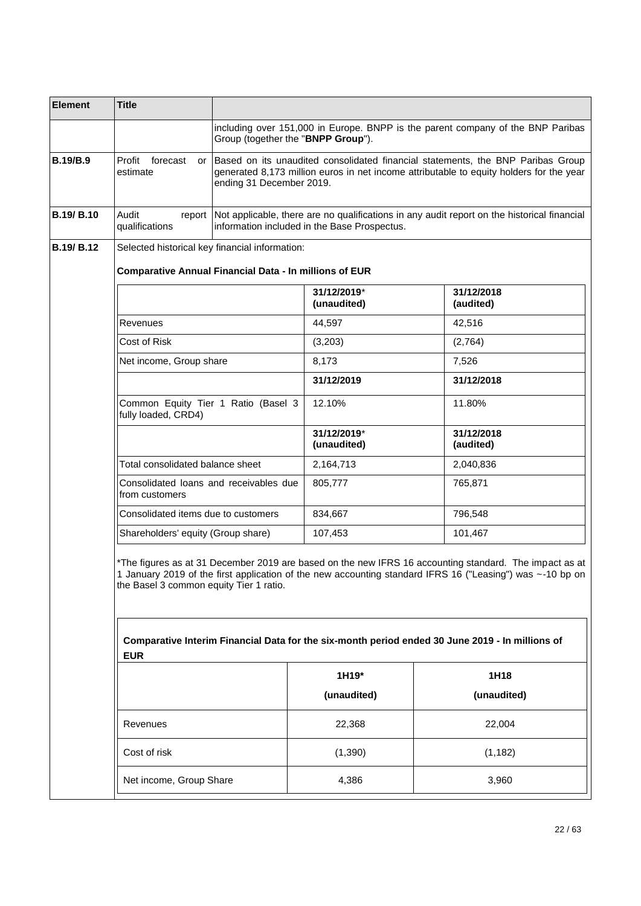| Element | Title | |
|---|---|---|
| | | including over 151,000 in Europe. BNPP is the parent company of the BNP Paribas Group (together the "**BNPP Group**"). |
| **B.19/B.9** | Profit forecast or estimate | Based on its unaudited consolidated financial statements, the BNP Paribas Group generated 8,173 million euros in net income attributable to equity holders for the year ending 31 December 2019. |
| **B.19/ B.10** | Audit report qualifications | Not applicable, there are no qualifications in any audit report on the historical financial information included in the Base Prospectus. |
| **B.19/ B.12** | Selected historical key financial information: | |

**Comparative Annual Financial Data - In millions of EUR**

| | **31/12/2019*** **(unaudited)** | **31/12/2018** **(audited)** |
|---|---|---|
| Revenues | 44,597 | 42,516 |
| Cost of Risk | (3,203) | (2,764) |
| Net income, Group share | 8,173 | 7,526 |
| | **31/12/2019** | **31/12/2018** |
| Common Equity Tier 1 Ratio (Basel 3 fully loaded, CRD4) | 12.10% | 11.80% |
| | **31/12/2019*** **(unaudited)** | **31/12/2018** **(audited)** |
| Total consolidated balance sheet | 2,164,713 | 2,040,836 |
| Consolidated loans and receivables due from customers | 805,777 | 765,871 |
| Consolidated items due to customers | 834,667 | 796,548 |
| Shareholders' equity (Group share) | 107,453 | 101,467 |

*The figures as at 31 December 2019 are based on the new IFRS 16 accounting standard. The impact as at 1 January 2019 of the first application of the new accounting standard IFRS 16 ("Leasing") was ~-10 bp on the Basel 3 common equity Tier 1 ratio.

**Comparative Interim Financial Data for the six-month period ended 30 June 2019 - In millions of EUR**

| | **1H19*** **(unaudited)** | **1H18** **(unaudited)** |
|---|---|---|
| Revenues | 22,368 | 22,004 |
| Cost of risk | (1,390) | (1,182) |
| Net income, Group Share | 4,386 | 3,960 |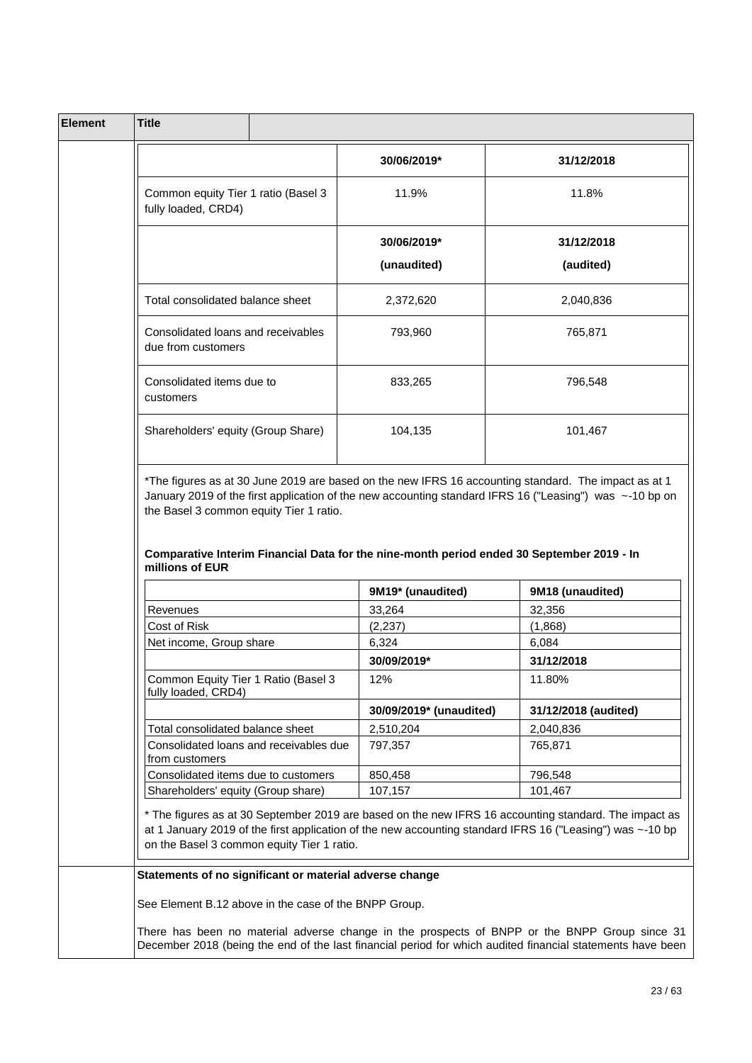| Element | Title |
|---|---|

| | 30/06/2019* | 31/12/2018 |
|---|---|---|
| Common equity Tier 1 ratio (Basel 3 fully loaded, CRD4) | 11.9% | 11.8% |
| | **30/06/2019* (unaudited)** | **31/12/2018 (audited)** |
| Total consolidated balance sheet | 2,372,620 | 2,040,836 |
| Consolidated loans and receivables due from customers | 793,960 | 765,871 |
| Consolidated items due to customers | 833,265 | 796,548 |
| Shareholders' equity (Group Share) | 104,135 | 101,467 |

*The figures as at 30 June 2019 are based on the new IFRS 16 accounting standard. The impact as at 1 January 2019 of the first application of the new accounting standard IFRS 16 ("Leasing") was ~-10 bp on the Basel 3 common equity Tier 1 ratio.

**Comparative Interim Financial Data for the nine-month period ended 30 September 2019 - In millions of EUR**

| | 9M19* (unaudited) | 9M18 (unaudited) |
|---|---|---|
| Revenues | 33,264 | 32,356 |
| Cost of Risk | (2,237) | (1,868) |
| Net income, Group share | 6,324 | 6,084 |
| | **30/09/2019*** | **31/12/2018** |
| Common Equity Tier 1 Ratio (Basel 3 fully loaded, CRD4) | 12% | 11.80% |
| | **30/09/2019* (unaudited)** | **31/12/2018 (audited)** |
| Total consolidated balance sheet | 2,510,204 | 2,040,836 |
| Consolidated loans and receivables due from customers | 797,357 | 765,871 |
| Consolidated items due to customers | 850,458 | 796,548 |
| Shareholders' equity (Group share) | 107,157 | 101,467 |

* The figures as at 30 September 2019 are based on the new IFRS 16 accounting standard. The impact as at 1 January 2019 of the first application of the new accounting standard IFRS 16 ("Leasing") was ~-10 bp on the Basel 3 common equity Tier 1 ratio.

**Statements of no significant or material adverse change**

See Element B.12 above in the case of the BNPP Group.

There has been no material adverse change in the prospects of BNPP or the BNPP Group since 31 December 2018 (being the end of the last financial period for which audited financial statements have been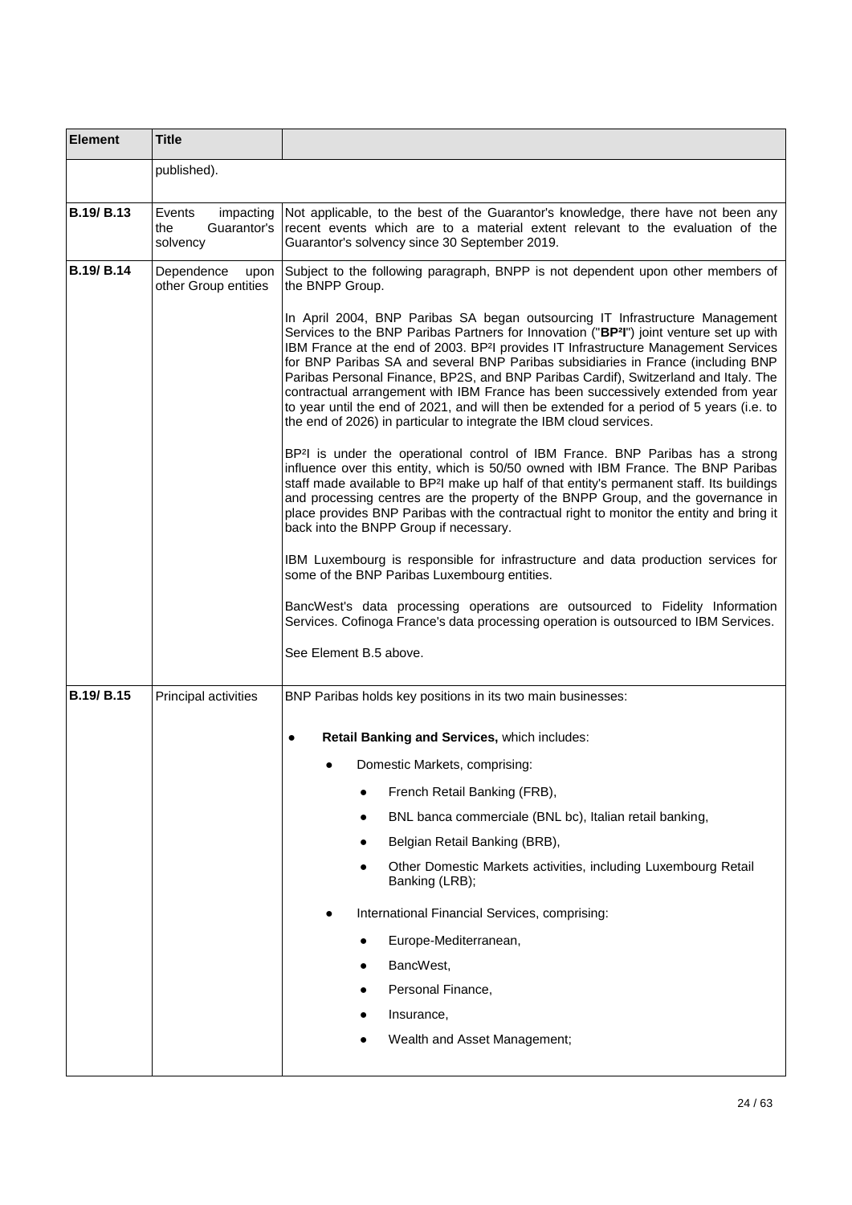| Element | Title | |
|---|---|---|
| | published). | |
| **B.19/ B.13** | Events impacting the Guarantor's solvency | Not applicable, to the best of the Guarantor's knowledge, there have not been any recent events which are to a material extent relevant to the evaluation of the Guarantor's solvency since 30 September 2019. |
| **B.19/ B.14** | Dependence upon other Group entities | Subject to the following paragraph, BNPP is not dependent upon other members of the BNPP Group.<br><br>In April 2004, BNP Paribas SA began outsourcing IT Infrastructure Management Services to the BNP Paribas Partners for Innovation ("**BP²I**") joint venture set up with IBM France at the end of 2003. BP²I provides IT Infrastructure Management Services for BNP Paribas SA and several BNP Paribas subsidiaries in France (including BNP Paribas Personal Finance, BP2S, and BNP Paribas Cardif), Switzerland and Italy. The contractual arrangement with IBM France has been successively extended from year to year until the end of 2021, and will then be extended for a period of 5 years (i.e. to the end of 2026) in particular to integrate the IBM cloud services.<br><br>BP²I is under the operational control of IBM France. BNP Paribas has a strong influence over this entity, which is 50/50 owned with IBM France. The BNP Paribas staff made available to BP²I make up half of that entity's permanent staff. Its buildings and processing centres are the property of the BNPP Group, and the governance in place provides BNP Paribas with the contractual right to monitor the entity and bring it back into the BNPP Group if necessary.<br><br>IBM Luxembourg is responsible for infrastructure and data production services for some of the BNP Paribas Luxembourg entities.<br><br>BancWest's data processing operations are outsourced to Fidelity Information Services. Cofinoga France's data processing operation is outsourced to IBM Services.<br><br>See Element B.5 above. |
| **B.19/ B.15** | Principal activities | BNP Paribas holds key positions in its two main businesses:<br><br>● **Retail Banking and Services,** which includes:<br>&nbsp;&nbsp;&nbsp;&nbsp;● Domestic Markets, comprising:<br>&nbsp;&nbsp;&nbsp;&nbsp;&nbsp;&nbsp;&nbsp;&nbsp;● French Retail Banking (FRB),<br>&nbsp;&nbsp;&nbsp;&nbsp;&nbsp;&nbsp;&nbsp;&nbsp;● BNL banca commerciale (BNL bc), Italian retail banking,<br>&nbsp;&nbsp;&nbsp;&nbsp;&nbsp;&nbsp;&nbsp;&nbsp;● Belgian Retail Banking (BRB),<br>&nbsp;&nbsp;&nbsp;&nbsp;&nbsp;&nbsp;&nbsp;&nbsp;● Other Domestic Markets activities, including Luxembourg Retail Banking (LRB);<br>&nbsp;&nbsp;&nbsp;&nbsp;● International Financial Services, comprising:<br>&nbsp;&nbsp;&nbsp;&nbsp;&nbsp;&nbsp;&nbsp;&nbsp;● Europe-Mediterranean,<br>&nbsp;&nbsp;&nbsp;&nbsp;&nbsp;&nbsp;&nbsp;&nbsp;● BancWest,<br>&nbsp;&nbsp;&nbsp;&nbsp;&nbsp;&nbsp;&nbsp;&nbsp;● Personal Finance,<br>&nbsp;&nbsp;&nbsp;&nbsp;&nbsp;&nbsp;&nbsp;&nbsp;● Insurance,<br>&nbsp;&nbsp;&nbsp;&nbsp;&nbsp;&nbsp;&nbsp;&nbsp;● Wealth and Asset Management; |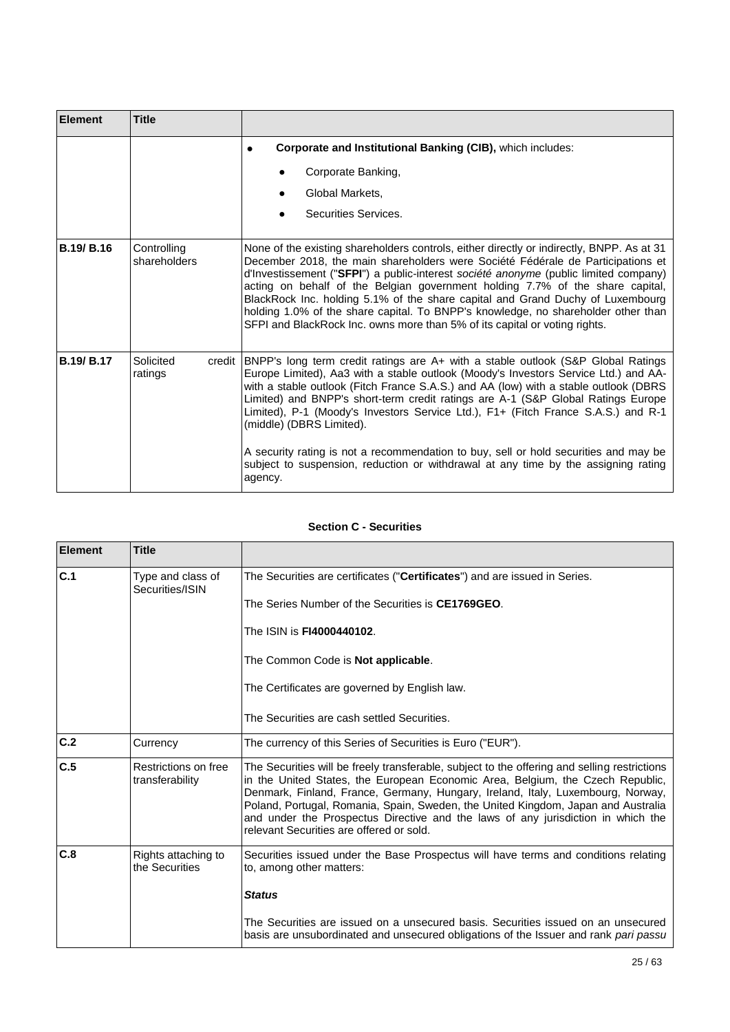| Element | Title | |
|---|---|---|
| | | • **Corporate and Institutional Banking (CIB),** which includes: <br> • Corporate Banking, <br> • Global Markets, <br> • Securities Services. |
| **B.19/ B.16** | Controlling shareholders | None of the existing shareholders controls, either directly or indirectly, BNPP. As at 31 December 2018, the main shareholders were Société Fédérale de Participations et d'Investissement ("**SFPI**") a public-interest *société anonyme* (public limited company) acting on behalf of the Belgian government holding 7.7% of the share capital, BlackRock Inc. holding 5.1% of the share capital and Grand Duchy of Luxembourg holding 1.0% of the share capital. To BNPP's knowledge, no shareholder other than SFPI and BlackRock Inc. owns more than 5% of its capital or voting rights. |
| **B.19/ B.17** | Solicited credit ratings | BNPP's long term credit ratings are A+ with a stable outlook (S&P Global Ratings Europe Limited), Aa3 with a stable outlook (Moody's Investors Service Ltd.) and AA- with a stable outlook (Fitch France S.A.S.) and AA (low) with a stable outlook (DBRS Limited) and BNPP's short-term credit ratings are A-1 (S&P Global Ratings Europe Limited), P-1 (Moody's Investors Service Ltd.), F1+ (Fitch France S.A.S.) and R-1 (middle) (DBRS Limited). <br><br> A security rating is not a recommendation to buy, sell or hold securities and may be subject to suspension, reduction or withdrawal at any time by the assigning rating agency. |

**Section C - Securities**

| Element | Title | |
|---|---|---|
| **C.1** | Type and class of Securities/ISIN | The Securities are certificates ("**Certificates**") and are issued in Series. <br><br> The Series Number of the Securities is **CE1769GEO**. <br><br> The ISIN is **FI4000440102**. <br><br> The Common Code is **Not applicable**. <br><br> The Certificates are governed by English law. <br><br> The Securities are cash settled Securities. |
| **C.2** | Currency | The currency of this Series of Securities is Euro ("EUR"). |
| **C.5** | Restrictions on free transferability | The Securities will be freely transferable, subject to the offering and selling restrictions in the United States, the European Economic Area, Belgium, the Czech Republic, Denmark, Finland, France, Germany, Hungary, Ireland, Italy, Luxembourg, Norway, Poland, Portugal, Romania, Spain, Sweden, the United Kingdom, Japan and Australia and under the Prospectus Directive and the laws of any jurisdiction in which the relevant Securities are offered or sold. |
| **C.8** | Rights attaching to the Securities | Securities issued under the Base Prospectus will have terms and conditions relating to, among other matters: <br><br> ***Status*** <br><br> The Securities are issued on a unsecured basis. Securities issued on an unsecured basis are unsubordinated and unsecured obligations of the Issuer and rank *pari passu* |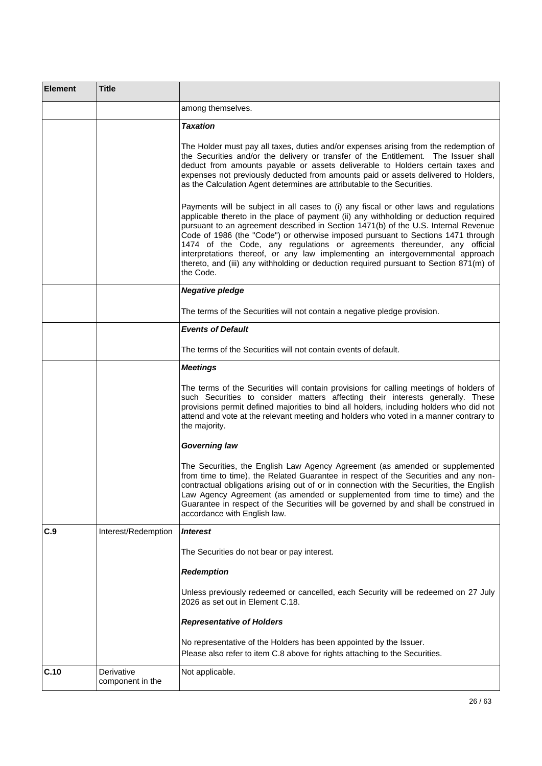| Element | Title | |
|---|---|---|
| | | among themselves. |
| | | ***Taxation***<br><br>The Holder must pay all taxes, duties and/or expenses arising from the redemption of the Securities and/or the delivery or transfer of the Entitlement. The Issuer shall deduct from amounts payable or assets deliverable to Holders certain taxes and expenses not previously deducted from amounts paid or assets delivered to Holders, as the Calculation Agent determines are attributable to the Securities.<br><br>Payments will be subject in all cases to (i) any fiscal or other laws and regulations applicable thereto in the place of payment (ii) any withholding or deduction required pursuant to an agreement described in Section 1471(b) of the U.S. Internal Revenue Code of 1986 (the "Code") or otherwise imposed pursuant to Sections 1471 through 1474 of the Code, any regulations or agreements thereunder, any official interpretations thereof, or any law implementing an intergovernmental approach thereto, and (iii) any withholding or deduction required pursuant to Section 871(m) of the Code. |
| | | ***Negative pledge***<br><br>The terms of the Securities will not contain a negative pledge provision. |
| | | ***Events of Default***<br><br>The terms of the Securities will not contain events of default. |
| | | ***Meetings***<br><br>The terms of the Securities will contain provisions for calling meetings of holders of such Securities to consider matters affecting their interests generally. These provisions permit defined majorities to bind all holders, including holders who did not attend and vote at the relevant meeting and holders who voted in a manner contrary to the majority.<br><br>***Governing law***<br><br>The Securities, the English Law Agency Agreement (as amended or supplemented from time to time), the Related Guarantee in respect of the Securities and any non-contractual obligations arising out of or in connection with the Securities, the English Law Agency Agreement (as amended or supplemented from time to time) and the Guarantee in respect of the Securities will be governed by and shall be construed in accordance with English law. |
| **C.9** | Interest/Redemption | ***Interest***<br><br>The Securities do not bear or pay interest.<br><br>***Redemption***<br><br>Unless previously redeemed or cancelled, each Security will be redeemed on 27 July 2026 as set out in Element C.18.<br><br>***Representative of Holders***<br><br>No representative of the Holders has been appointed by the Issuer.<br>Please also refer to item C.8 above for rights attaching to the Securities. |
| **C.10** | Derivative component in the | Not applicable. |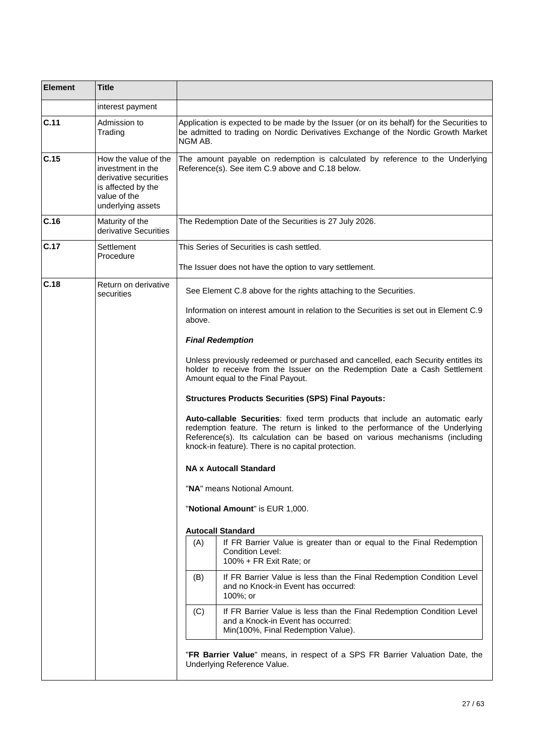| Element | Title | |
|---|---|---|
| | interest payment | |
| **C.11** | Admission to Trading | Application is expected to be made by the Issuer (or on its behalf) for the Securities to be admitted to trading on Nordic Derivatives Exchange of the Nordic Growth Market NGM AB. |
| **C.15** | How the value of the investment in the derivative securities is affected by the value of the underlying assets | The amount payable on redemption is calculated by reference to the Underlying Reference(s). See item C.9 above and C.18 below. |
| **C.16** | Maturity of the derivative Securities | The Redemption Date of the Securities is 27 July 2026. |
| **C.17** | Settlement Procedure | This Series of Securities is cash settled.<br><br>The Issuer does not have the option to vary settlement. |
| **C.18** | Return on derivative securities | See Element C.8 above for the rights attaching to the Securities.<br><br>Information on interest amount in relation to the Securities is set out in Element C.9 above.<br><br>***Final Redemption***<br><br>Unless previously redeemed or purchased and cancelled, each Security entitles its holder to receive from the Issuer on the Redemption Date a Cash Settlement Amount equal to the Final Payout.<br><br>**Structures Products Securities (SPS) Final Payouts:**<br><br>**Auto-callable Securities**: fixed term products that include an automatic early redemption feature. The return is linked to the performance of the Underlying Reference(s). Its calculation can be based on various mechanisms (including knock-in feature). There is no capital protection.<br><br>**NA x Autocall Standard**<br><br>"**NA**" means Notional Amount.<br><br>"**Notional Amount**" is EUR 1,000.<br><br>**Autocall Standard**<br><br>(A) If FR Barrier Value is greater than or equal to the Final Redemption Condition Level: 100% + FR Exit Rate; or<br><br>(B) If FR Barrier Value is less than the Final Redemption Condition Level and no Knock-in Event has occurred: 100%; or<br><br>(C) If FR Barrier Value is less than the Final Redemption Condition Level and a Knock-in Event has occurred: Min(100%, Final Redemption Value).<br><br>"**FR Barrier Value**" means, in respect of a SPS FR Barrier Valuation Date, the Underlying Reference Value. |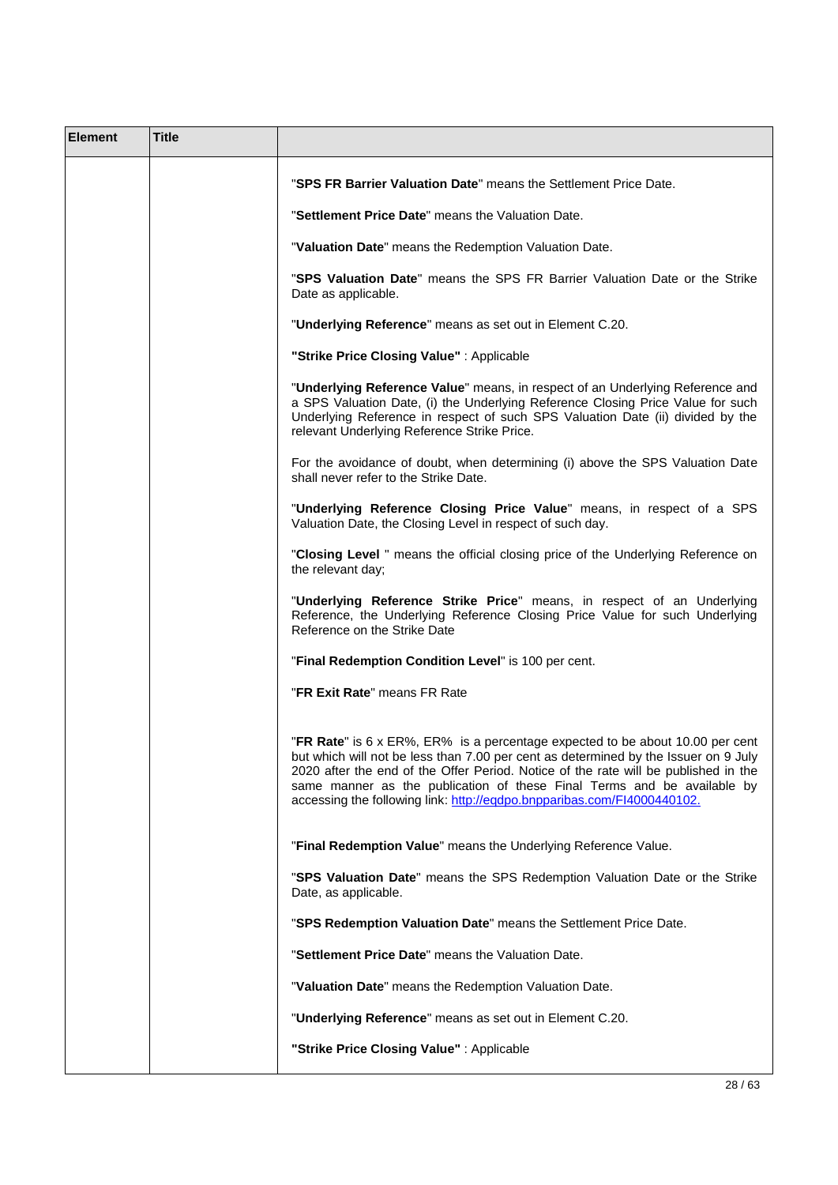| Element | Title | |
|---|---|---|
| | | "**SPS FR Barrier Valuation Date**" means the Settlement Price Date.<br><br>"**Settlement Price Date**" means the Valuation Date.<br><br>"**Valuation Date**" means the Redemption Valuation Date.<br><br>"**SPS Valuation Date**" means the SPS FR Barrier Valuation Date or the Strike Date as applicable.<br><br>"**Underlying Reference**" means as set out in Element C.20.<br><br>**"Strike Price Closing Value"** : Applicable<br><br>"**Underlying Reference Value**" means, in respect of an Underlying Reference and a SPS Valuation Date, (i) the Underlying Reference Closing Price Value for such Underlying Reference in respect of such SPS Valuation Date (ii) divided by the relevant Underlying Reference Strike Price.<br><br>For the avoidance of doubt, when determining (i) above the SPS Valuation Date shall never refer to the Strike Date.<br><br>"**Underlying Reference Closing Price Value**" means, in respect of a SPS Valuation Date, the Closing Level in respect of such day.<br><br>"**Closing Level** " means the official closing price of the Underlying Reference on the relevant day;<br><br>"**Underlying Reference Strike Price**" means, in respect of an Underlying Reference, the Underlying Reference Closing Price Value for such Underlying Reference on the Strike Date<br><br>"**Final Redemption Condition Level**" is 100 per cent.<br><br>"**FR Exit Rate**" means FR Rate<br><br>"**FR Rate**" is 6 x ER%, ER% is a percentage expected to be about 10.00 per cent but which will not be less than 7.00 per cent as determined by the Issuer on 9 July 2020 after the end of the Offer Period. Notice of the rate will be published in the same manner as the publication of these Final Terms and be available by accessing the following link: [http://eqdpo.bnpparibas.com/FI4000440102.](http://eqdpo.bnpparibas.com/FI4000440102)<br><br>"**Final Redemption Value**" means the Underlying Reference Value.<br><br>"**SPS Valuation Date**" means the SPS Redemption Valuation Date or the Strike Date, as applicable.<br><br>"**SPS Redemption Valuation Date**" means the Settlement Price Date.<br><br>"**Settlement Price Date**" means the Valuation Date.<br><br>"**Valuation Date**" means the Redemption Valuation Date.<br><br>"**Underlying Reference**" means as set out in Element C.20.<br><br>**"Strike Price Closing Value"** : Applicable |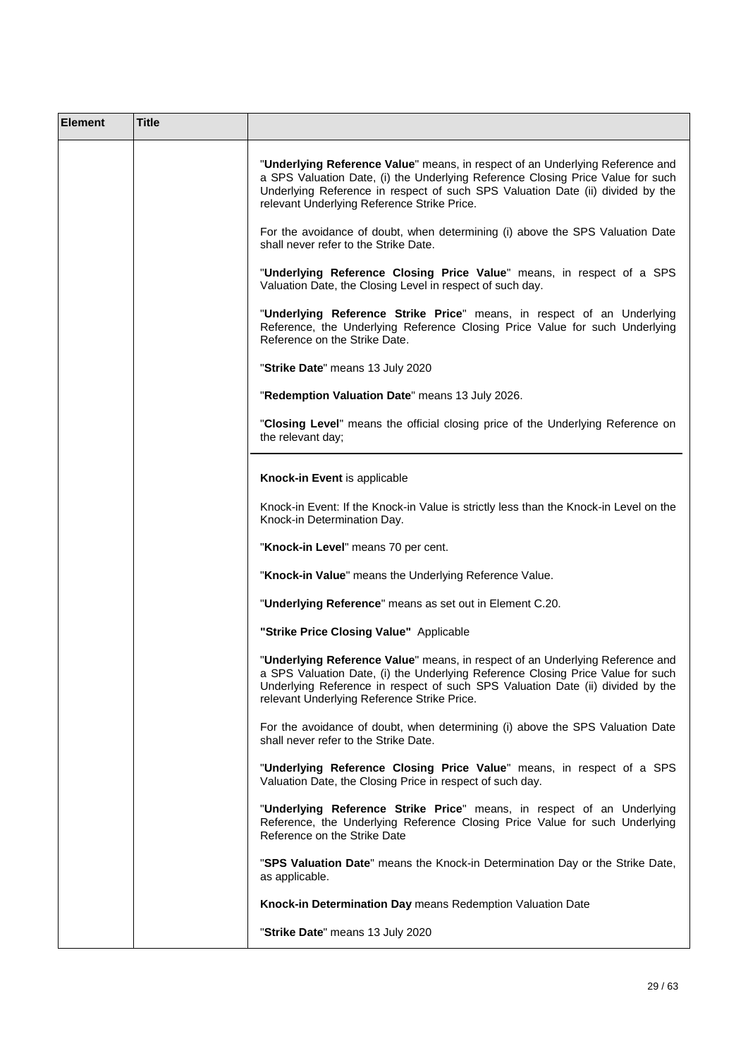| Element | Title | |
|---|---|---|
| | | "**Underlying Reference Value**" means, in respect of an Underlying Reference and a SPS Valuation Date, (i) the Underlying Reference Closing Price Value for such Underlying Reference in respect of such SPS Valuation Date (ii) divided by the relevant Underlying Reference Strike Price.<br><br>For the avoidance of doubt, when determining (i) above the SPS Valuation Date shall never refer to the Strike Date.<br><br>"**Underlying Reference Closing Price Value**" means, in respect of a SPS Valuation Date, the Closing Level in respect of such day.<br><br>"**Underlying Reference Strike Price**" means, in respect of an Underlying Reference, the Underlying Reference Closing Price Value for such Underlying Reference on the Strike Date.<br><br>"**Strike Date**" means 13 July 2020<br><br>"**Redemption Valuation Date**" means 13 July 2026.<br><br>"**Closing Level**" means the official closing price of the Underlying Reference on the relevant day; |
| | | **Knock-in Event** is applicable<br><br>Knock-in Event: If the Knock-in Value is strictly less than the Knock-in Level on the Knock-in Determination Day.<br><br>"**Knock-in Level**" means 70 per cent.<br><br>"**Knock-in Value**" means the Underlying Reference Value.<br><br>"**Underlying Reference**" means as set out in Element C.20.<br><br>**"Strike Price Closing Value"** Applicable<br><br>"**Underlying Reference Value**" means, in respect of an Underlying Reference and a SPS Valuation Date, (i) the Underlying Reference Closing Price Value for such Underlying Reference in respect of such SPS Valuation Date (ii) divided by the relevant Underlying Reference Strike Price.<br><br>For the avoidance of doubt, when determining (i) above the SPS Valuation Date shall never refer to the Strike Date.<br><br>"**Underlying Reference Closing Price Value**" means, in respect of a SPS Valuation Date, the Closing Price in respect of such day.<br><br>"**Underlying Reference Strike Price**" means, in respect of an Underlying Reference, the Underlying Reference Closing Price Value for such Underlying Reference on the Strike Date<br><br>"**SPS Valuation Date**" means the Knock-in Determination Day or the Strike Date, as applicable.<br><br>**Knock-in Determination Day** means Redemption Valuation Date<br><br>"**Strike Date**" means 13 July 2020 |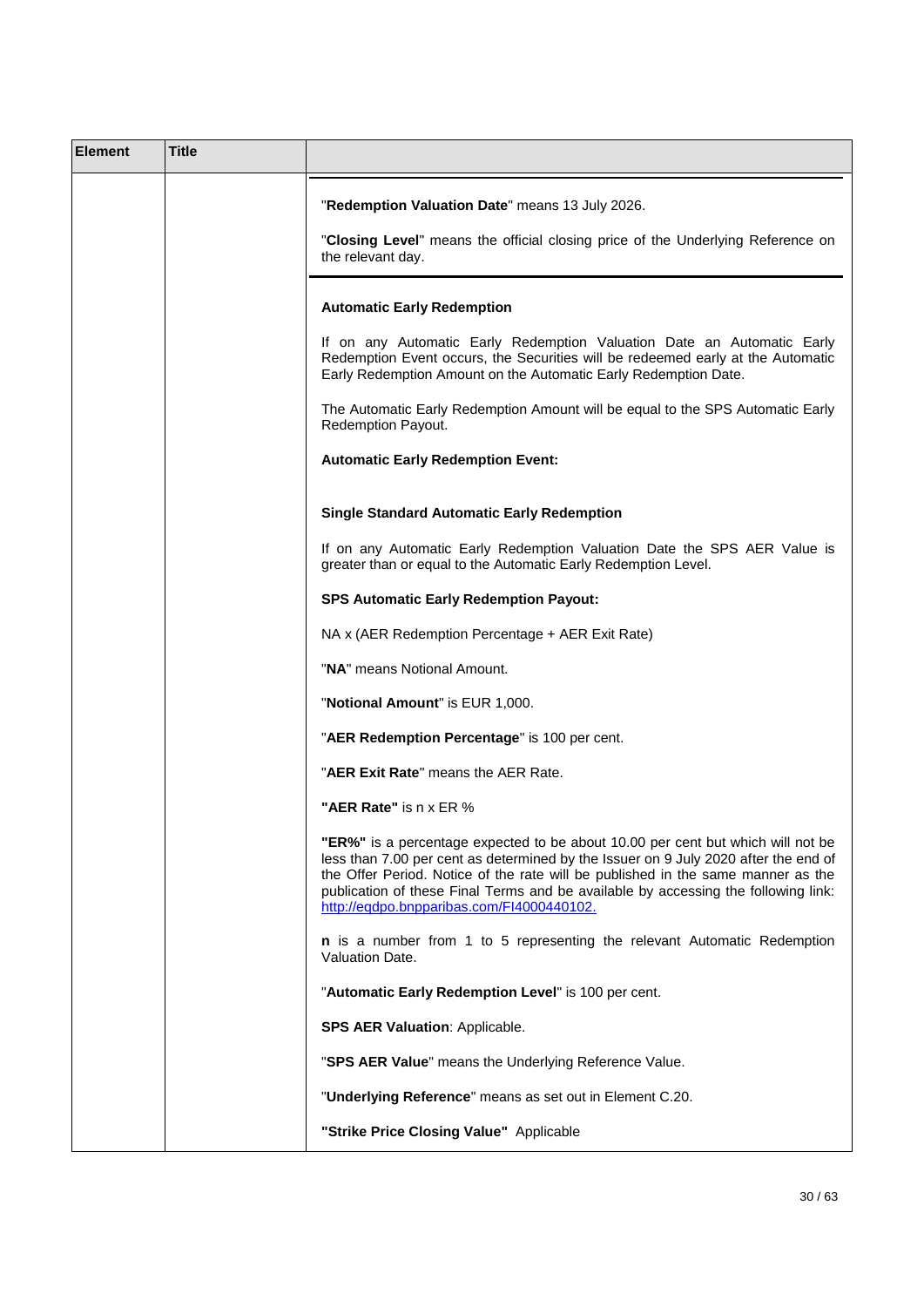| Element | Title | |
|---|---|---|
| | | "**Redemption Valuation Date**" means 13 July 2026.<br><br>"**Closing Level**" means the official closing price of the Underlying Reference on the relevant day. |
| | | **Automatic Early Redemption**<br><br>If on any Automatic Early Redemption Valuation Date an Automatic Early Redemption Event occurs, the Securities will be redeemed early at the Automatic Early Redemption Amount on the Automatic Early Redemption Date.<br><br>The Automatic Early Redemption Amount will be equal to the SPS Automatic Early Redemption Payout.<br><br>**Automatic Early Redemption Event:**<br><br>**Single Standard Automatic Early Redemption**<br><br>If on any Automatic Early Redemption Valuation Date the SPS AER Value is greater than or equal to the Automatic Early Redemption Level.<br><br>**SPS Automatic Early Redemption Payout:**<br><br>NA x (AER Redemption Percentage + AER Exit Rate)<br><br>"**NA**" means Notional Amount.<br><br>"**Notional Amount**" is EUR 1,000.<br><br>"**AER Redemption Percentage**" is 100 per cent.<br><br>"**AER Exit Rate**" means the AER Rate.<br><br>**"AER Rate"** is n x ER %<br><br>**"ER%"** is a percentage expected to be about 10.00 per cent but which will not be less than 7.00 per cent as determined by the Issuer on 9 July 2020 after the end of the Offer Period. Notice of the rate will be published in the same manner as the publication of these Final Terms and be available by accessing the following link: http://eqdpo.bnpparibas.com/FI4000440102.<br><br>**n** is a number from 1 to 5 representing the relevant Automatic Redemption Valuation Date.<br><br>"**Automatic Early Redemption Level**" is 100 per cent.<br><br>**SPS AER Valuation**: Applicable.<br><br>"**SPS AER Value**" means the Underlying Reference Value.<br><br>"**Underlying Reference**" means as set out in Element C.20.<br><br>**"Strike Price Closing Value"** Applicable |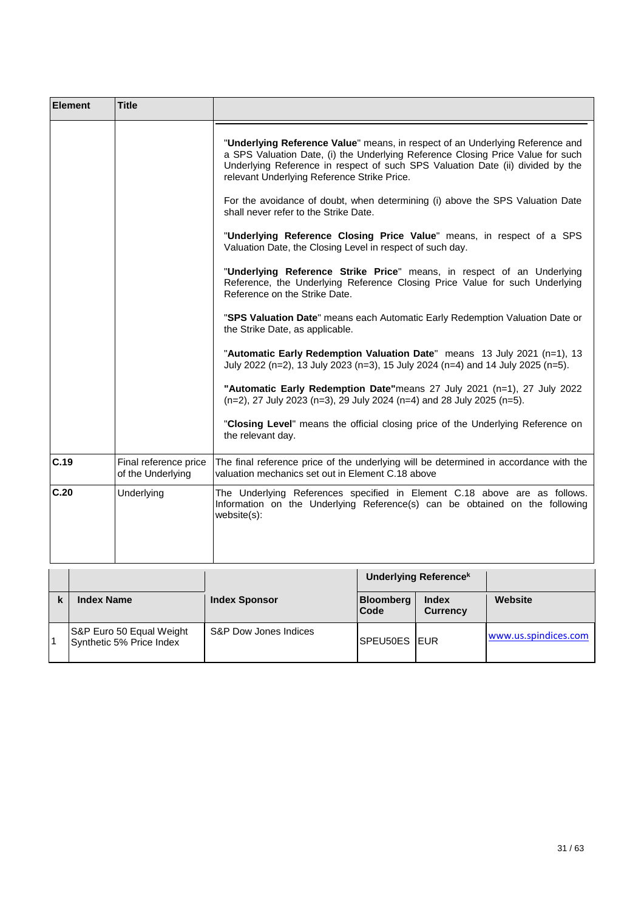| Element | Title | |
|---|---|---|
| | | "**Underlying Reference Value**" means, in respect of an Underlying Reference and a SPS Valuation Date, (i) the Underlying Reference Closing Price Value for such Underlying Reference in respect of such SPS Valuation Date (ii) divided by the relevant Underlying Reference Strike Price.<br><br>For the avoidance of doubt, when determining (i) above the SPS Valuation Date shall never refer to the Strike Date.<br><br>"**Underlying Reference Closing Price Value**" means, in respect of a SPS Valuation Date, the Closing Level in respect of such day.<br><br>"**Underlying Reference Strike Price**" means, in respect of an Underlying Reference, the Underlying Reference Closing Price Value for such Underlying Reference on the Strike Date.<br><br>"**SPS Valuation Date**" means each Automatic Early Redemption Valuation Date or the Strike Date, as applicable.<br><br>"**Automatic Early Redemption Valuation Date**" means 13 July 2021 (n=1), 13 July 2022 (n=2), 13 July 2023 (n=3), 15 July 2024 (n=4) and 14 July 2025 (n=5).<br><br>**"Automatic Early Redemption Date"** means 27 July 2021 (n=1), 27 July 2022 (n=2), 27 July 2023 (n=3), 29 July 2024 (n=4) and 28 July 2025 (n=5).<br><br>"**Closing Level**" means the official closing price of the Underlying Reference on the relevant day. |
| **C.19** | Final reference price of the Underlying | The final reference price of the underlying will be determined in accordance with the valuation mechanics set out in Element C.18 above |
| **C.20** | Underlying | The Underlying References specified in Element C.18 above are as follows. Information on the Underlying Reference(s) can be obtained on the following website(s): |

| | | | Underlying Reference[k] | | |
|---|---|---|---|---|---|
| **k** | **Index Name** | **Index Sponsor** | **Bloomberg Code** | **Index Currency** | **Website** |
| 1 | S&P Euro 50 Equal Weight Synthetic 5% Price Index | S&P Dow Jones Indices | SPEU50ES | EUR | www.us.spindices.com |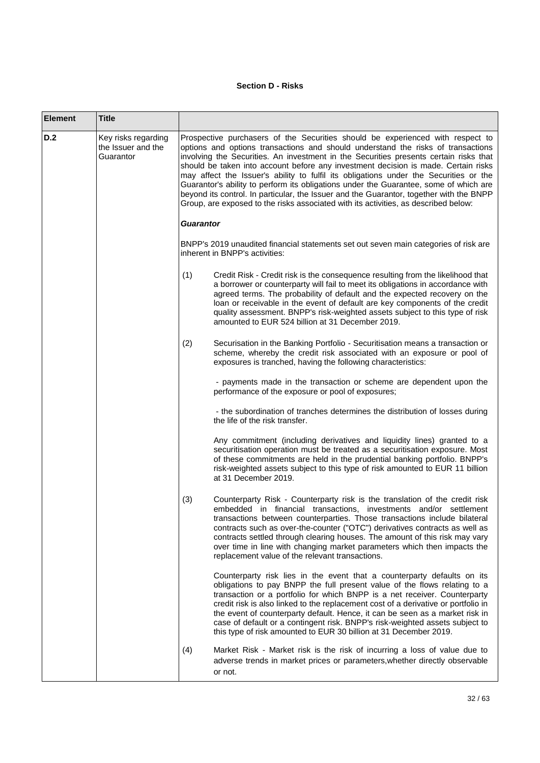**Section D - Risks**

| Element | Title | |
|---|---|---|
| D.2 | Key risks regarding the Issuer and the Guarantor | Prospective purchasers of the Securities should be experienced with respect to options and options transactions and should understand the risks of transactions involving the Securities. An investment in the Securities presents certain risks that should be taken into account before any investment decision is made. Certain risks may affect the Issuer's ability to fulfil its obligations under the Securities or the Guarantor's ability to perform its obligations under the Guarantee, some of which are beyond its control. In particular, the Issuer and the Guarantor, together with the BNPP Group, are exposed to the risks associated with its activities, as described below:<br><br>***Guarantor***<br><br>BNPP's 2019 unaudited financial statements set out seven main categories of risk are inherent in BNPP's activities:<br><br>(1) Credit Risk - Credit risk is the consequence resulting from the likelihood that a borrower or counterparty will fail to meet its obligations in accordance with agreed terms. The probability of default and the expected recovery on the loan or receivable in the event of default are key components of the credit quality assessment. BNPP's risk-weighted assets subject to this type of risk amounted to EUR 524 billion at 31 December 2019.<br><br>(2) Securisation in the Banking Portfolio - Securitisation means a transaction or scheme, whereby the credit risk associated with an exposure or pool of exposures is tranched, having the following characteristics:<br><br>- payments made in the transaction or scheme are dependent upon the performance of the exposure or pool of exposures;<br><br>- the subordination of tranches determines the distribution of losses during the life of the risk transfer.<br><br>Any commitment (including derivatives and liquidity lines) granted to a securitisation operation must be treated as a securitisation exposure. Most of these commitments are held in the prudential banking portfolio. BNPP's risk-weighted assets subject to this type of risk amounted to EUR 11 billion at 31 December 2019.<br><br>(3) Counterparty Risk - Counterparty risk is the translation of the credit risk embedded in financial transactions, investments and/or settlement transactions between counterparties. Those transactions include bilateral contracts such as over-the-counter ("OTC") derivatives contracts as well as contracts settled through clearing houses. The amount of this risk may vary over time in line with changing market parameters which then impacts the replacement value of the relevant transactions.<br><br>Counterparty risk lies in the event that a counterparty defaults on its obligations to pay BNPP the full present value of the flows relating to a transaction or a portfolio for which BNPP is a net receiver. Counterparty credit risk is also linked to the replacement cost of a derivative or portfolio in the event of counterparty default. Hence, it can be seen as a market risk in case of default or a contingent risk. BNPP's risk-weighted assets subject to this type of risk amounted to EUR 30 billion at 31 December 2019.<br><br>(4) Market Risk - Market risk is the risk of incurring a loss of value due to adverse trends in market prices or parameters,whether directly observable or not. |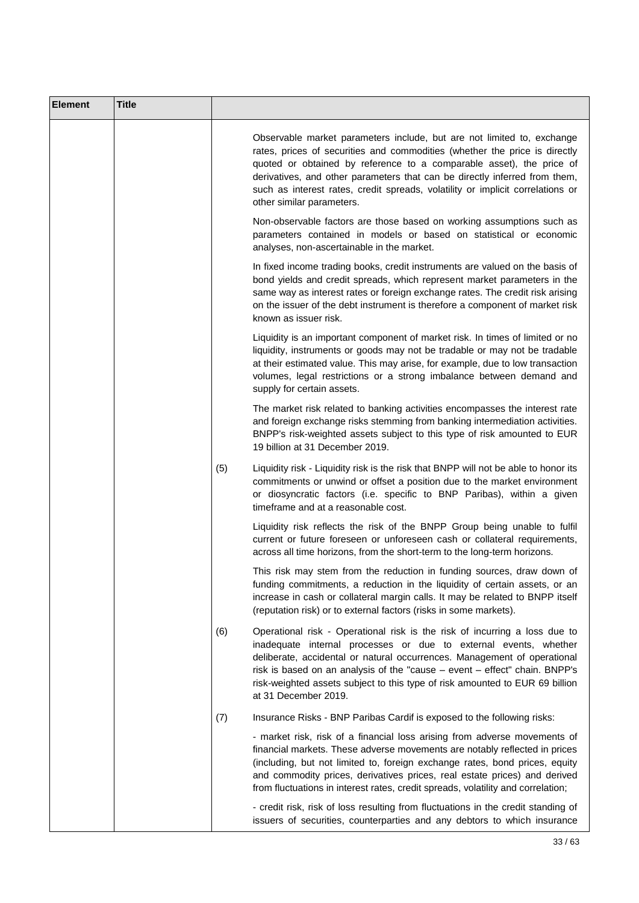| Element | Title | |
|---|---|---|
| | | Observable market parameters include, but are not limited to, exchange rates, prices of securities and commodities (whether the price is directly quoted or obtained by reference to a comparable asset), the price of derivatives, and other parameters that can be directly inferred from them, such as interest rates, credit spreads, volatility or implicit correlations or other similar parameters.<br><br>Non-observable factors are those based on working assumptions such as parameters contained in models or based on statistical or economic analyses, non-ascertainable in the market.<br><br>In fixed income trading books, credit instruments are valued on the basis of bond yields and credit spreads, which represent market parameters in the same way as interest rates or foreign exchange rates. The credit risk arising on the issuer of the debt instrument is therefore a component of market risk known as issuer risk.<br><br>Liquidity is an important component of market risk. In times of limited or no liquidity, instruments or goods may not be tradable or may not be tradable at their estimated value. This may arise, for example, due to low transaction volumes, legal restrictions or a strong imbalance between demand and supply for certain assets.<br><br>The market risk related to banking activities encompasses the interest rate and foreign exchange risks stemming from banking intermediation activities. BNPP's risk-weighted assets subject to this type of risk amounted to EUR 19 billion at 31 December 2019.<br><br>(5) Liquidity risk - Liquidity risk is the risk that BNPP will not be able to honor its commitments or unwind or offset a position due to the market environment or diosyncratic factors (i.e. specific to BNP Paribas), within a given timeframe and at a reasonable cost.<br><br>Liquidity risk reflects the risk of the BNPP Group being unable to fulfil current or future foreseen or unforeseen cash or collateral requirements, across all time horizons, from the short-term to the long-term horizons.<br><br>This risk may stem from the reduction in funding sources, draw down of funding commitments, a reduction in the liquidity of certain assets, or an increase in cash or collateral margin calls. It may be related to BNPP itself (reputation risk) or to external factors (risks in some markets).<br><br>(6) Operational risk - Operational risk is the risk of incurring a loss due to inadequate internal processes or due to external events, whether deliberate, accidental or natural occurrences. Management of operational risk is based on an analysis of the "cause – event – effect" chain. BNPP's risk-weighted assets subject to this type of risk amounted to EUR 69 billion at 31 December 2019.<br><br>(7) Insurance Risks - BNP Paribas Cardif is exposed to the following risks:<br><br>- market risk, risk of a financial loss arising from adverse movements of financial markets. These adverse movements are notably reflected in prices (including, but not limited to, foreign exchange rates, bond prices, equity and commodity prices, derivatives prices, real estate prices) and derived from fluctuations in interest rates, credit spreads, volatility and correlation;<br><br>- credit risk, risk of loss resulting from fluctuations in the credit standing of issuers of securities, counterparties and any debtors to which insurance |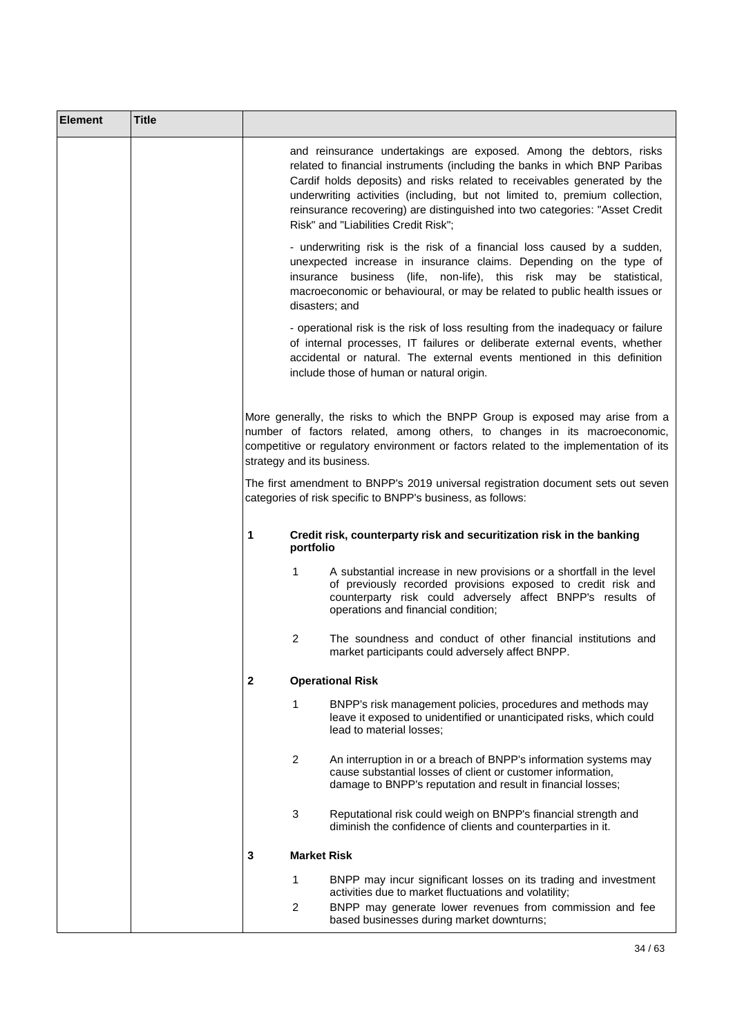| Element | Title | |
|---|---|---|
| | | and reinsurance undertakings are exposed. Among the debtors, risks related to financial instruments (including the banks in which BNP Paribas Cardif holds deposits) and risks related to receivables generated by the underwriting activities (including, but not limited to, premium collection, reinsurance recovering) are distinguished into two categories: "Asset Credit Risk" and "Liabilities Credit Risk";<br><br>- underwriting risk is the risk of a financial loss caused by a sudden, unexpected increase in insurance claims. Depending on the type of insurance business (life, non-life), this risk may be statistical, macroeconomic or behavioural, or may be related to public health issues or disasters; and<br><br>- operational risk is the risk of loss resulting from the inadequacy or failure of internal processes, IT failures or deliberate external events, whether accidental or natural. The external events mentioned in this definition include those of human or natural origin.<br><br>More generally, the risks to which the BNPP Group is exposed may arise from a number of factors related, among others, to changes in its macroeconomic, competitive or regulatory environment or factors related to the implementation of its strategy and its business.<br><br>The first amendment to BNPP's 2019 universal registration document sets out seven categories of risk specific to BNPP's business, as follows:<br><br>**1 Credit risk, counterparty risk and securitization risk in the banking portfolio**<br><br>1 A substantial increase in new provisions or a shortfall in the level of previously recorded provisions exposed to credit risk and counterparty risk could adversely affect BNPP's results of operations and financial condition;<br><br>2 The soundness and conduct of other financial institutions and market participants could adversely affect BNPP.<br><br>**2 Operational Risk**<br><br>1 BNPP's risk management policies, procedures and methods may leave it exposed to unidentified or unanticipated risks, which could lead to material losses;<br><br>2 An interruption in or a breach of BNPP's information systems may cause substantial losses of client or customer information, damage to BNPP's reputation and result in financial losses;<br><br>3 Reputational risk could weigh on BNPP's financial strength and diminish the confidence of clients and counterparties in it.<br><br>**3 Market Risk**<br><br>1 BNPP may incur significant losses on its trading and investment activities due to market fluctuations and volatility;<br><br>2 BNPP may generate lower revenues from commission and fee based businesses during market downturns; |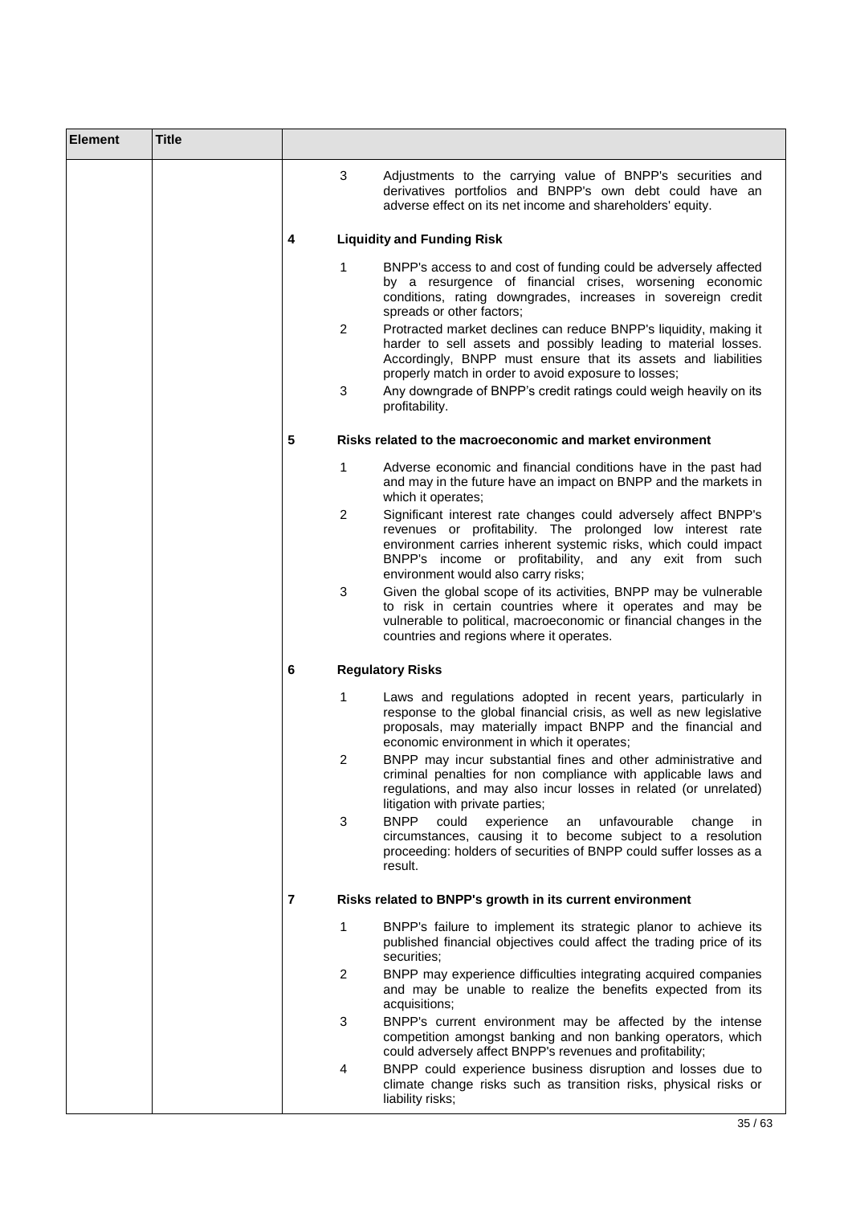| Element | Title | |
|---|---|---|
| | | 3 Adjustments to the carrying value of BNPP's securities and derivatives portfolios and BNPP's own debt could have an adverse effect on its net income and shareholders' equity.<br><br>**4 Liquidity and Funding Risk**<br><br>1 BNPP's access to and cost of funding could be adversely affected by a resurgence of financial crises, worsening economic conditions, rating downgrades, increases in sovereign credit spreads or other factors;<br>2 Protracted market declines can reduce BNPP's liquidity, making it harder to sell assets and possibly leading to material losses. Accordingly, BNPP must ensure that its assets and liabilities properly match in order to avoid exposure to losses;<br>3 Any downgrade of BNPP's credit ratings could weigh heavily on its profitability.<br><br>**5 Risks related to the macroeconomic and market environment**<br><br>1 Adverse economic and financial conditions have in the past had and may in the future have an impact on BNPP and the markets in which it operates;<br>2 Significant interest rate changes could adversely affect BNPP's revenues or profitability. The prolonged low interest rate environment carries inherent systemic risks, which could impact BNPP's income or profitability, and any exit from such environment would also carry risks;<br>3 Given the global scope of its activities, BNPP may be vulnerable to risk in certain countries where it operates and may be vulnerable to political, macroeconomic or financial changes in the countries and regions where it operates.<br><br>**6 Regulatory Risks**<br><br>1 Laws and regulations adopted in recent years, particularly in response to the global financial crisis, as well as new legislative proposals, may materially impact BNPP and the financial and economic environment in which it operates;<br>2 BNPP may incur substantial fines and other administrative and criminal penalties for non compliance with applicable laws and regulations, and may also incur losses in related (or unrelated) litigation with private parties;<br>3 BNPP could experience an unfavourable change in circumstances, causing it to become subject to a resolution proceeding: holders of securities of BNPP could suffer losses as a result.<br><br>**7 Risks related to BNPP's growth in its current environment**<br><br>1 BNPP's failure to implement its strategic planor to achieve its published financial objectives could affect the trading price of its securities;<br>2 BNPP may experience difficulties integrating acquired companies and may be unable to realize the benefits expected from its acquisitions;<br>3 BNPP's current environment may be affected by the intense competition amongst banking and non banking operators, which could adversely affect BNPP's revenues and profitability;<br>4 BNPP could experience business disruption and losses due to climate change risks such as transition risks, physical risks or liability risks; |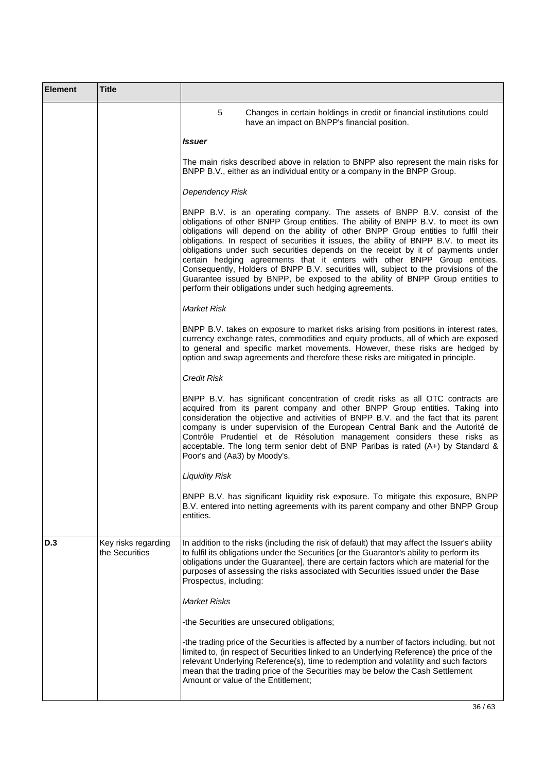| Element | Title | |
|---|---|---|
| | | 5 Changes in certain holdings in credit or financial institutions could have an impact on BNPP's financial position.<br><br>***Issuer***<br><br>The main risks described above in relation to BNPP also represent the main risks for BNPP B.V., either as an individual entity or a company in the BNPP Group.<br><br>*Dependency Risk*<br><br>BNPP B.V. is an operating company. The assets of BNPP B.V. consist of the obligations of other BNPP Group entities. The ability of BNPP B.V. to meet its own obligations will depend on the ability of other BNPP Group entities to fulfil their obligations. In respect of securities it issues, the ability of BNPP B.V. to meet its obligations under such securities depends on the receipt by it of payments under certain hedging agreements that it enters with other BNPP Group entities. Consequently, Holders of BNPP B.V. securities will, subject to the provisions of the Guarantee issued by BNPP, be exposed to the ability of BNPP Group entities to perform their obligations under such hedging agreements.<br><br>*Market Risk*<br><br>BNPP B.V. takes on exposure to market risks arising from positions in interest rates, currency exchange rates, commodities and equity products, all of which are exposed to general and specific market movements. However, these risks are hedged by option and swap agreements and therefore these risks are mitigated in principle.<br><br>*Credit Risk*<br><br>BNPP B.V. has significant concentration of credit risks as all OTC contracts are acquired from its parent company and other BNPP Group entities. Taking into consideration the objective and activities of BNPP B.V. and the fact that its parent company is under supervision of the European Central Bank and the Autorité de Contrôle Prudentiel et de Résolution management considers these risks as acceptable. The long term senior debt of BNP Paribas is rated (A+) by Standard & Poor's and (Aa3) by Moody's.<br><br>*Liquidity Risk*<br><br>BNPP B.V. has significant liquidity risk exposure. To mitigate this exposure, BNPP B.V. entered into netting agreements with its parent company and other BNPP Group entities. |
| **D.3** | Key risks regarding the Securities | In addition to the risks (including the risk of default) that may affect the Issuer's ability to fulfil its obligations under the Securities [or the Guarantor's ability to perform its obligations under the Guarantee], there are certain factors which are material for the purposes of assessing the risks associated with Securities issued under the Base Prospectus, including:<br><br>*Market Risks*<br><br>-the Securities are unsecured obligations;<br><br>-the trading price of the Securities is affected by a number of factors including, but not limited to, (in respect of Securities linked to an Underlying Reference) the price of the relevant Underlying Reference(s), time to redemption and volatility and such factors mean that the trading price of the Securities may be below the Cash Settlement Amount or value of the Entitlement; |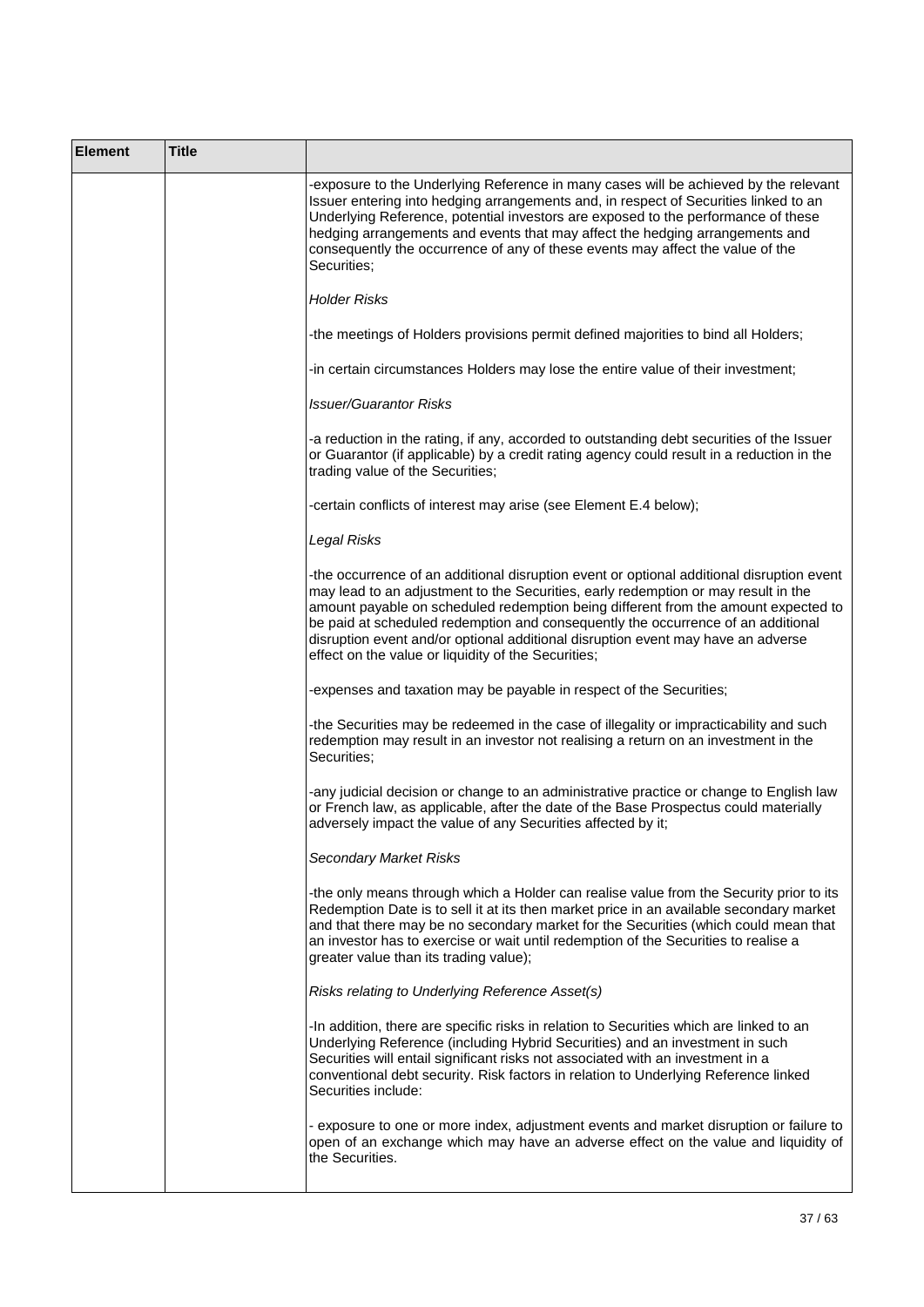| Element | Title | |
|---|---|---|
| | | -exposure to the Underlying Reference in many cases will be achieved by the relevant Issuer entering into hedging arrangements and, in respect of Securities linked to an Underlying Reference, potential investors are exposed to the performance of these hedging arrangements and events that may affect the hedging arrangements and consequently the occurrence of any of these events may affect the value of the Securities;<br><br>*Holder Risks*<br><br>-the meetings of Holders provisions permit defined majorities to bind all Holders;<br><br>-in certain circumstances Holders may lose the entire value of their investment;<br><br>*Issuer/Guarantor Risks*<br><br>-a reduction in the rating, if any, accorded to outstanding debt securities of the Issuer or Guarantor (if applicable) by a credit rating agency could result in a reduction in the trading value of the Securities;<br><br>-certain conflicts of interest may arise (see Element E.4 below);<br><br>*Legal Risks*<br><br>-the occurrence of an additional disruption event or optional additional disruption event may lead to an adjustment to the Securities, early redemption or may result in the amount payable on scheduled redemption being different from the amount expected to be paid at scheduled redemption and consequently the occurrence of an additional disruption event and/or optional additional disruption event may have an adverse effect on the value or liquidity of the Securities;<br><br>-expenses and taxation may be payable in respect of the Securities;<br><br>-the Securities may be redeemed in the case of illegality or impracticability and such redemption may result in an investor not realising a return on an investment in the Securities;<br><br>-any judicial decision or change to an administrative practice or change to English law or French law, as applicable, after the date of the Base Prospectus could materially adversely impact the value of any Securities affected by it;<br><br>*Secondary Market Risks*<br><br>-the only means through which a Holder can realise value from the Security prior to its Redemption Date is to sell it at its then market price in an available secondary market and that there may be no secondary market for the Securities (which could mean that an investor has to exercise or wait until redemption of the Securities to realise a greater value than its trading value);<br><br>*Risks relating to Underlying Reference Asset(s)*<br><br>-In addition, there are specific risks in relation to Securities which are linked to an Underlying Reference (including Hybrid Securities) and an investment in such Securities will entail significant risks not associated with an investment in a conventional debt security. Risk factors in relation to Underlying Reference linked Securities include:<br><br>- exposure to one or more index, adjustment events and market disruption or failure to open of an exchange which may have an adverse effect on the value and liquidity of the Securities. |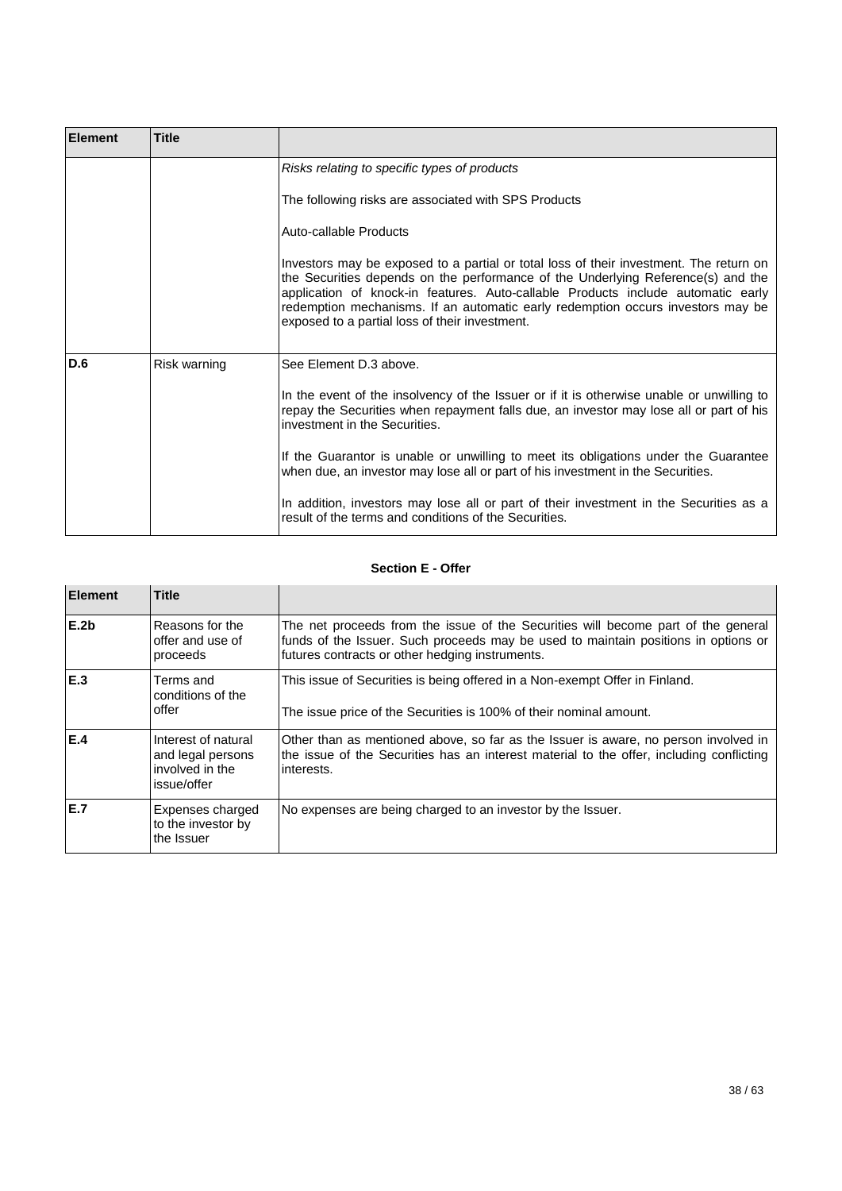| Element | Title | |
|---|---|---|
| | | *Risks relating to specific types of products*<br><br>The following risks are associated with SPS Products<br><br>Auto-callable Products<br><br>Investors may be exposed to a partial or total loss of their investment. The return on the Securities depends on the performance of the Underlying Reference(s) and the application of knock-in features. Auto-callable Products include automatic early redemption mechanisms. If an automatic early redemption occurs investors may be exposed to a partial loss of their investment. |
| **D.6** | Risk warning | See Element D.3 above.<br><br>In the event of the insolvency of the Issuer or if it is otherwise unable or unwilling to repay the Securities when repayment falls due, an investor may lose all or part of his investment in the Securities.<br><br>If the Guarantor is unable or unwilling to meet its obligations under the Guarantee when due, an investor may lose all or part of his investment in the Securities.<br><br>In addition, investors may lose all or part of their investment in the Securities as a result of the terms and conditions of the Securities. |

**Section E - Offer**

| Element | Title | |
|---|---|---|
| **E.2b** | Reasons for the offer and use of proceeds | The net proceeds from the issue of the Securities will become part of the general funds of the Issuer. Such proceeds may be used to maintain positions in options or futures contracts or other hedging instruments. |
| **E.3** | Terms and conditions of the offer | This issue of Securities is being offered in a Non-exempt Offer in Finland.<br><br>The issue price of the Securities is 100% of their nominal amount. |
| **E.4** | Interest of natural and legal persons involved in the issue/offer | Other than as mentioned above, so far as the Issuer is aware, no person involved in the issue of the Securities has an interest material to the offer, including conflicting interests. |
| **E.7** | Expenses charged to the investor by the Issuer | No expenses are being charged to an investor by the Issuer. |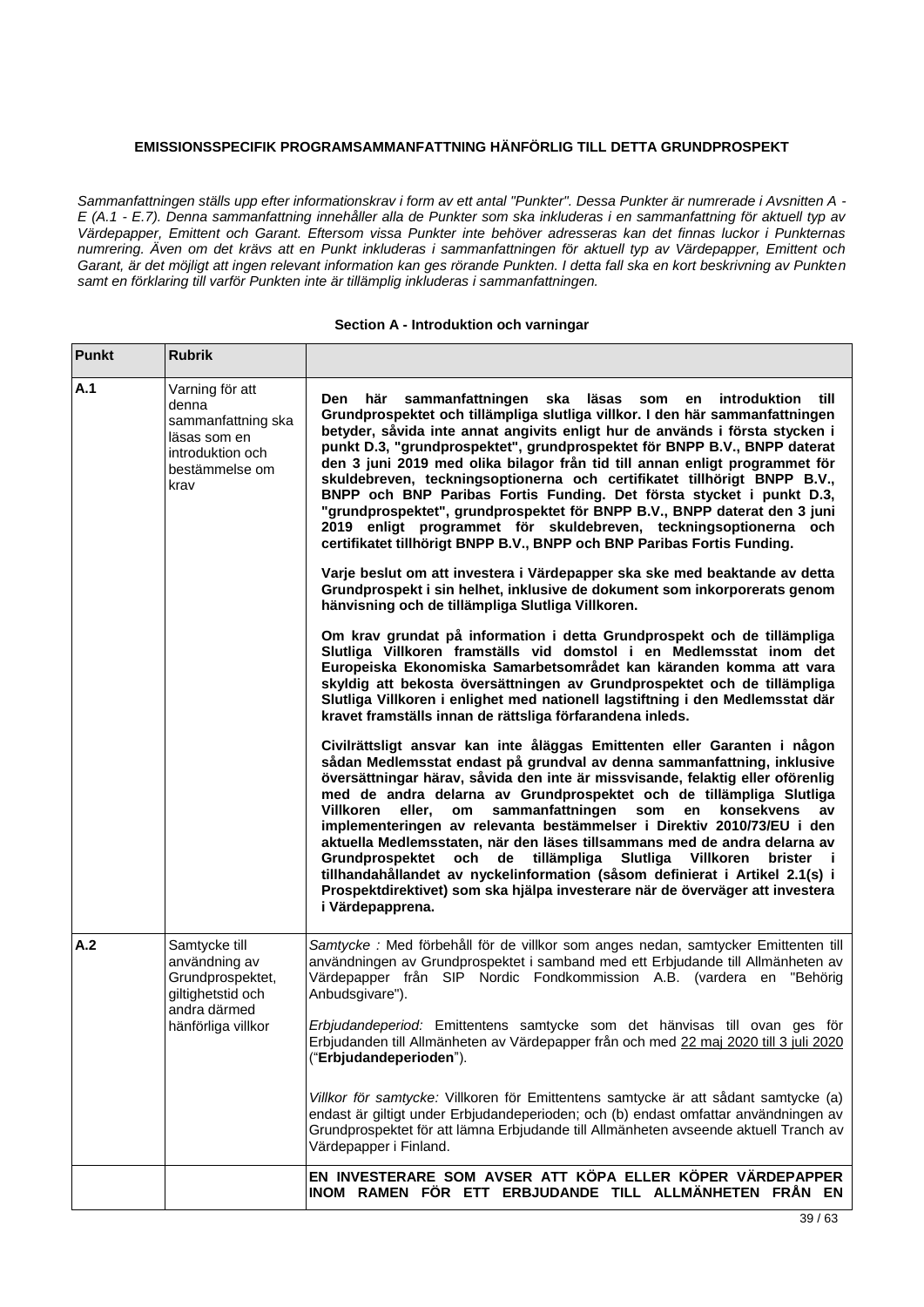**EMISSIONSSPECIFIK PROGRAMSAMMANFATTNING HÄNFÖRLIG TILL DETTA GRUNDPROSPEKT**

*Sammanfattningen ställs upp efter informationskrav i form av ett antal "Punkter". Dessa Punkter är numrerade i Avsnitten A - E (A.1 - E.7). Denna sammanfattning innehåller alla de Punkter som ska inkluderas i en sammanfattning för aktuell typ av Värdepapper, Emittent och Garant. Eftersom vissa Punkter inte behöver adresseras kan det finnas luckor i Punkternas numrering. Även om det krävs att en Punkt inkluderas i sammanfattningen för aktuell typ av Värdepapper, Emittent och Garant, är det möjligt att ingen relevant information kan ges rörande Punkten. I detta fall ska en kort beskrivning av Punkten samt en förklaring till varför Punkten inte är tillämplig inkluderas i sammanfattningen.*

**Section A - Introduktion och varningar**

| Punkt | Rubrik | |
|---|---|---|
| A.1 | Varning för att denna sammanfattning ska läsas som en introduktion och bestämmelse om krav | **Den här sammanfattningen ska läsas som en introduktion till Grundprospektet och tillämpliga slutliga villkor. I den här sammanfattningen betyder, såvida inte annat angivits enligt hur de används i första stycken i punkt D.3, "grundprospektet", grundprospektet för BNPP B.V., BNPP daterat den 3 juni 2019 med olika bilagor från tid till annan enligt programmet för skuldebreven, teckningsoptionerna och certifikatet tillhörigt BNPP B.V., BNPP och BNP Paribas Fortis Funding. Det första stycket i punkt D.3, "grundprospektet", grundprospektet för BNPP B.V., BNPP daterat den 3 juni 2019 enligt programmet för skuldebreven, teckningsoptionerna och certifikatet tillhörigt BNPP B.V., BNPP och BNP Paribas Fortis Funding.**<br><br>**Varje beslut om att investera i Värdepapper ska ske med beaktande av detta Grundprospekt i sin helhet, inklusive de dokument som inkorporerats genom hänvisning och de tillämpliga Slutliga Villkoren.**<br><br>**Om krav grundat på information i detta Grundprospekt och de tillämpliga Slutliga Villkoren framställs vid domstol i en Medlemsstat inom det Europeiska Ekonomiska Samarbetsområdet kan käranden komma att vara skyldig att bekosta översättningen av Grundprospektet och de tillämpliga Slutliga Villkoren i enlighet med nationell lagstiftning i den Medlemsstat där kravet framställs innan de rättsliga förfarandena inleds.**<br><br>**Civilrättsligt ansvar kan inte åläggas Emittenten eller Garanten i någon sådan Medlemsstat endast på grundval av denna sammanfattning, inklusive översättningar härav, såvida den inte är missvisande, felaktig eller oförenlig med de andra delarna av Grundprospektet och de tillämpliga Slutliga Villkoren eller, om sammanfattningen som en konsekvens av implementeringen av relevanta bestämmelser i Direktiv 2010/73/EU i den aktuella Medlemsstaten, när den läses tillsammans med de andra delarna av Grundprospektet och de tillämpliga Slutliga Villkoren brister i tillhandahållandet av nyckelinformation (såsom definierat i Artikel 2.1(s) i Prospektdirektivet) som ska hjälpa investerare när de överväger att investera i Värdepapprena.** |
| A.2 | Samtycke till användning av Grundprospektet, giltighetstid och andra därmed hänförliga villkor | *Samtycke :* Med förbehåll för de villkor som anges nedan, samtycker Emittenten till användningen av Grundprospektet i samband med ett Erbjudande till Allmänheten av Värdepapper från SIP Nordic Fondkommission A.B. (vardera en "Behörig Anbudsgivare").<br><br>*Erbjudandeperiod:* Emittentens samtycke som det hänvisas till ovan ges för Erbjudanden till Allmänheten av Värdepapper från och med 22 maj 2020 till 3 juli 2020 ("**Erbjudandeperioden**").<br><br>*Villkor för samtycke:* Villkoren för Emittentens samtycke är att sådant samtycke (a) endast är giltigt under Erbjudandeperioden; och (b) endast omfattar användningen av Grundprospektet för att lämna Erbjudande till Allmänheten avseende aktuell Tranch av Värdepapper i Finland. |
| | | **EN INVESTERARE SOM AVSER ATT KÖPA ELLER KÖPER VÄRDEPAPPER INOM RAMEN FÖR ETT ERBJUDANDE TILL ALLMÄNHETEN FRÅN EN** |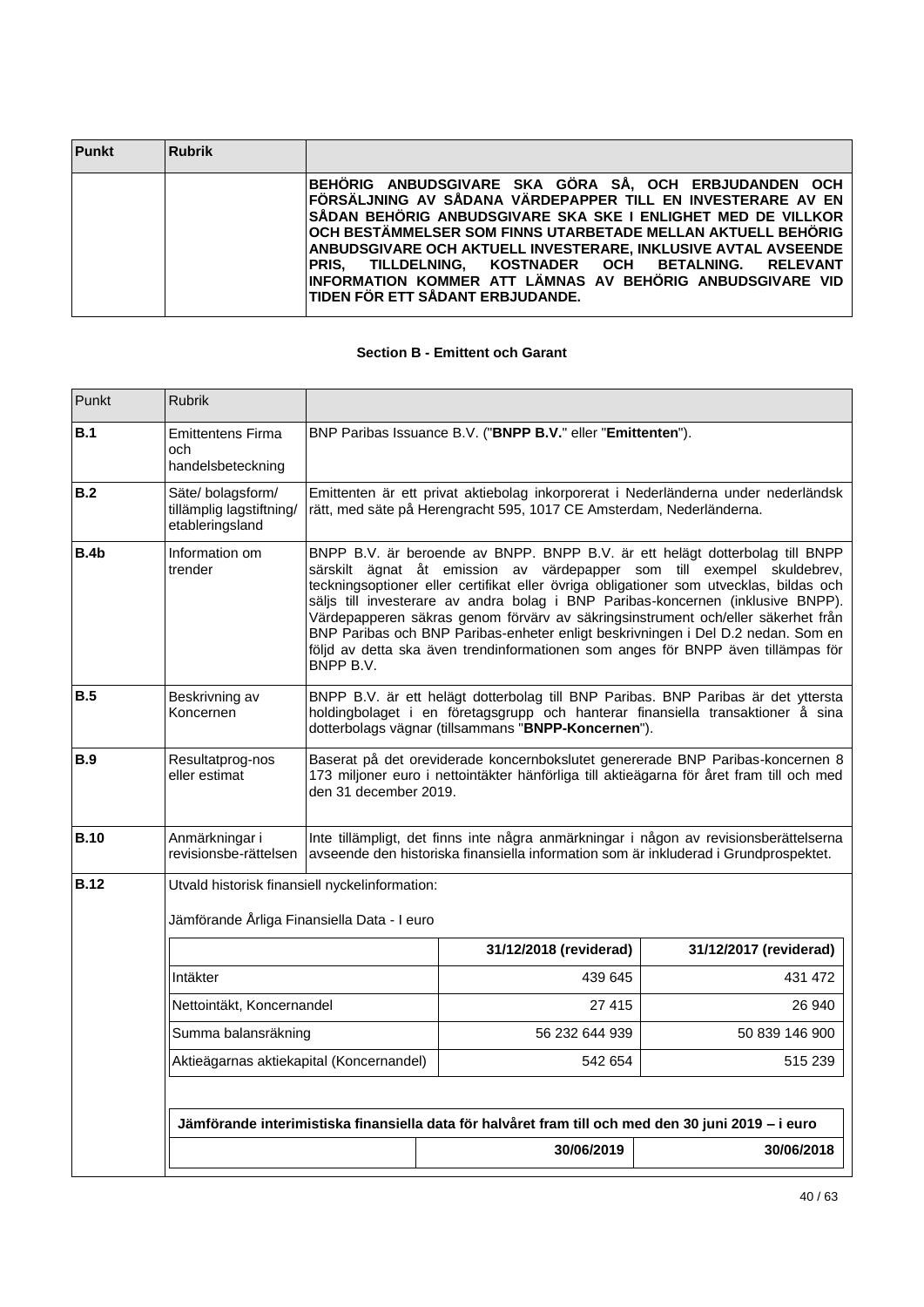| Punkt | Rubrik | |
|---|---|---|
| | | **BEHÖRIG ANBUDSGIVARE SKA GÖRA SÅ, OCH ERBJUDANDEN OCH FÖRSÄLJNING AV SÅDANA VÄRDEPAPPER TILL EN INVESTERARE AV EN SÅDAN BEHÖRIG ANBUDSGIVARE SKA SKE I ENLIGHET MED DE VILLKOR OCH BESTÄMMELSER SOM FINNS UTARBETADE MELLAN AKTUELL BEHÖRIG ANBUDSGIVARE OCH AKTUELL INVESTERARE, INKLUSIVE AVTAL AVSEENDE PRIS, TILLDELNING, KOSTNADER OCH BETALNING. RELEVANT INFORMATION KOMMER ATT LÄMNAS AV BEHÖRIG ANBUDSGIVARE VID TIDEN FÖR ETT SÅDANT ERBJUDANDE.** |

## Section B - Emittent och Garant

| Punkt | Rubrik | |
|---|---|---|
| **B.1** | Emittentens Firma och handelsbeteckning | BNP Paribas Issuance B.V. ("**BNPP B.V.**" eller "**Emittenten**"). |
| **B.2** | Säte/ bolagsform/ tillämplig lagstiftning/ etableringsland | Emittenten är ett privat aktiebolag inkorporerat i Nederländerna under nederländsk rätt, med säte på Herengracht 595, 1017 CE Amsterdam, Nederländerna. |
| **B.4b** | Information om trender | BNPP B.V. är beroende av BNPP. BNPP B.V. är ett helägt dotterbolag till BNPP särskilt ägnat åt emission av värdepapper som till exempel skuldebrev, teckningsoptioner eller certifikat eller övriga obligationer som utvecklas, bildas och säljs till investerare av andra bolag i BNP Paribas-koncernen (inklusive BNPP). Värdepapperen säkras genom förvärv av säkringsinstrument och/eller säkerhet från BNP Paribas och BNP Paribas-enheter enligt beskrivningen i Del D.2 nedan. Som en följd av detta ska även trendinformationen som anges för BNPP även tillämpas för BNPP B.V. |
| **B.5** | Beskrivning av Koncernen | BNPP B.V. är ett helägt dotterbolag till BNP Paribas. BNP Paribas är det yttersta holdingbolaget i en företagsgrupp och hanterar finansiella transaktioner å sina dotterbolags vägnar (tillsammans "**BNPP-Koncernen**"). |
| **B.9** | Resultatprog-nos eller estimat | Baserat på det oreviderade koncernbokslutet genererade BNP Paribas-koncernen 8 173 miljoner euro i nettointäkter hänförliga till aktieägarna för året fram till och med den 31 december 2019. |
| **B.10** | Anmärkningar i revisionsbe-rättelsen | Inte tillämpligt, det finns inte några anmärkningar i någon av revisionsberättelserna avseende den historiska finansiella information som är inkluderad i Grundprospektet. |
| **B.12** | Utvald historisk finansiell nyckelinformation: | |

Jämförande Årliga Finansiella Data - I euro

| | **31/12/2018 (reviderad)** | **31/12/2017 (reviderad)** |
|---|---|---|
| Intäkter | 439 645 | 431 472 |
| Nettointäkt, Koncernandel | 27 415 | 26 940 |
| Summa balansräkning | 56 232 644 939 | 50 839 146 900 |
| Aktieägarnas aktiekapital (Koncernandel) | 542 654 | 515 239 |

| **Jämförande interimistiska finansiella data för halvåret fram till och med den 30 juni 2019 – i euro** | | |
|---|---|---|
| | **30/06/2019** | **30/06/2018** |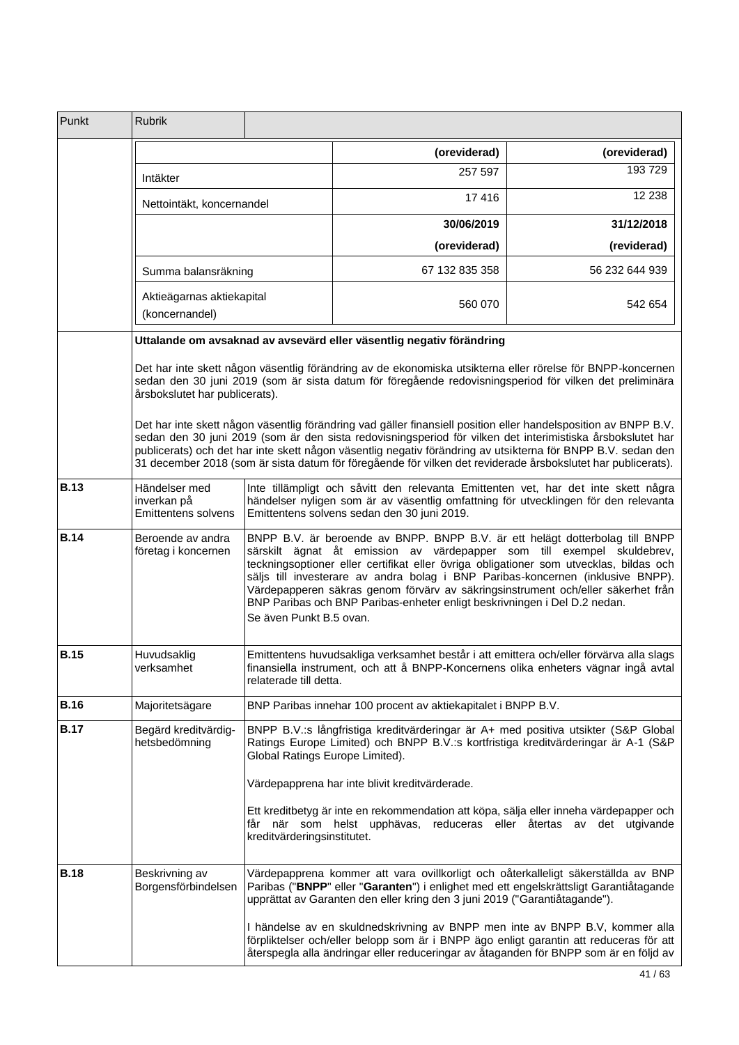| Punkt | Rubrik | |
|---|---|---|

| | (oreviderad) | (oreviderad) |
|---|---|---|
| Intäkter | 257 597 | 193 729 |
| Nettointäkt, koncernandel | 17 416 | 12 238 |
| | **30/06/2019** | **31/12/2018** |
| | **(oreviderad)** | **(reviderad)** |
| Summa balansräkning | 67 132 835 358 | 56 232 644 939 |
| Aktieägarnas aktiekapital (koncernandel) | 560 070 | 542 654 |

**Uttalande om avsaknad av avsevärd eller väsentlig negativ förändring**

Det har inte skett någon väsentlig förändring av de ekonomiska utsikterna eller rörelse för BNPP-koncernen sedan den 30 juni 2019 (som är sista datum för föregående redovisningsperiod för vilken det preliminära årsbokslutet har publicerats).

Det har inte skett någon väsentlig förändring vad gäller finansiell position eller handelsposition av BNPP B.V. sedan den 30 juni 2019 (som är den sista redovisningsperiod för vilken det interimistiska årsbokslutet har publicerats) och det har inte skett någon väsentlig negativ förändring av utsikterna för BNPP B.V. sedan den 31 december 2018 (som är sista datum för föregående för vilken det reviderade årsbokslutet har publicerats).

| Punkt | Rubrik | |
|---|---|---|
| **B.13** | Händelser med inverkan på Emittentens solvens | Inte tillämpligt och såvitt den relevanta Emittenten vet, har det inte skett några händelser nyligen som är av väsentlig omfattning för utvecklingen för den relevanta Emittentens solvens sedan den 30 juni 2019. |
| **B.14** | Beroende av andra företag i koncernen | BNPP B.V. är beroende av BNPP. BNPP B.V. är ett helägt dotterbolag till BNPP särskilt ägnat åt emission av värdepapper som till exempel skuldebrev, teckningsoptioner eller certifikat eller övriga obligationer som utvecklas, bildas och säljs till investerare av andra bolag i BNP Paribas-koncernen (inklusive BNPP). Värdepapperen säkras genom förvärv av säkringsinstrument och/eller säkerhet från BNP Paribas och BNP Paribas-enheter enligt beskrivningen i Del D.2 nedan.<br>Se även Punkt B.5 ovan. |
| **B.15** | Huvudsaklig verksamhet | Emittentens huvudsakliga verksamhet består i att emittera och/eller förvärva alla slags finansiella instrument, och att å BNPP-Koncernens olika enheters vägnar ingå avtal relaterade till detta. |
| **B.16** | Majoritetsägare | BNP Paribas innehar 100 procent av aktiekapitalet i BNPP B.V. |
| **B.17** | Begärd kreditvärdig-hetsbedömning | BNPP B.V.:s långfristiga kreditvärderingar är A+ med positiva utsikter (S&P Global Ratings Europe Limited) och BNPP B.V.:s kortfristiga kreditvärderingar är A-1 (S&P Global Ratings Europe Limited).<br><br>Värdepapprena har inte blivit kreditvärderade.<br><br>Ett kreditbetyg är inte en rekommendation att köpa, sälja eller inneha värdepapper och får när som helst upphävas, reduceras eller återtas av det utgivande kreditvärderingsinstitutet. |
| **B.18** | Beskrivning av Borgensförbindelsen | Värdepapprena kommer att vara ovillkorligt och oåterkalleligt säkerställda av BNP Paribas ("**BNPP**" eller "**Garanten**") i enlighet med ett engelskrättsligt Garantiåtagande upprättat av Garanten den eller kring den 3 juni 2019 ("Garantiåtagande").<br><br>I händelse av en skuldnedskrivning av BNPP men inte av BNPP B.V, kommer alla förpliktelser och/eller belopp som är i BNPP ägo enligt garantin att reduceras för att återspegla alla ändringar eller reduceringar av åtaganden för BNPP som är en följd av |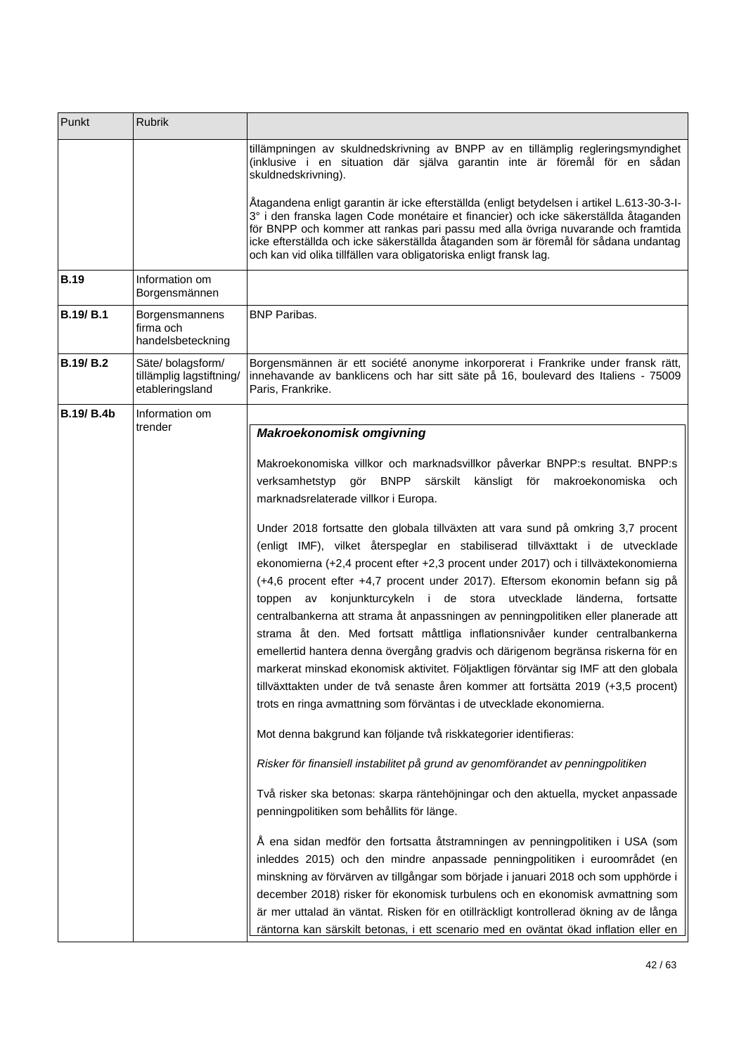| Punkt | Rubrik | |
|---|---|---|
| | | tillämpningen av skuldnedskrivning av BNPP av en tillämplig regleringsmyndighet (inklusive i en situation där själva garantin inte är föremål för en sådan skuldnedskrivning).<br><br>Åtagandena enligt garantin är icke efterställda (enligt betydelsen i artikel L.613-30-3-I-3° i den franska lagen Code monétaire et financier) och icke säkerställda åtaganden för BNPP och kommer att rankas pari passu med alla övriga nuvarande och framtida icke efterställda och icke säkerställda åtaganden som är föremål för sådana undantag och kan vid olika tillfällen vara obligatoriska enligt fransk lag. |
| **B.19** | Information om Borgensmännen | |
| **B.19/ B.1** | Borgensmannens firma och handelsbeteckning | BNP Paribas. |
| **B.19/ B.2** | Säte/ bolagsform/ tillämplig lagstiftning/ etableringsland | Borgensmännen är ett société anonyme inkorporerat i Frankrike under fransk rätt, innehavande av banklicens och har sitt säte på 16, boulevard des Italiens - 75009 Paris, Frankrike. |
| **B.19/ B.4b** | Information om trender | ***Makroekonomisk omgivning***<br><br>Makroekonomiska villkor och marknadsvillkor påverkar BNPP:s resultat. BNPP:s verksamhetstyp gör BNPP särskilt känsligt för makroekonomiska och marknadsrelaterade villkor i Europa.<br><br>Under 2018 fortsatte den globala tillväxten att vara sund på omkring 3,7 procent (enligt IMF), vilket återspeglar en stabiliserad tillväxttakt i de utvecklade ekonomierna (+2,4 procent efter +2,3 procent under 2017) och i tillväxtekonomierna (+4,6 procent efter +4,7 procent under 2017). Eftersom ekonomin befann sig på toppen av konjunkturcykeln i de stora utvecklade länderna, fortsatte centralbankerna att strama åt anpassningen av penningpolitiken eller planerade att strama åt den. Med fortsatt måttliga inflationsnivåer kunder centralbankerna emellertid hantera denna övergång gradvis och därigenom begränsa riskerna för en markerat minskad ekonomisk aktivitet. Följaktligen förväntar sig IMF att den globala tillväxttakten under de två senaste åren kommer att fortsätta 2019 (+3,5 procent) trots en ringa avmattning som förväntas i de utvecklade ekonomierna.<br><br>Mot denna bakgrund kan följande två riskkategorier identifieras:<br><br>*Risker för finansiell instabilitet på grund av genomförandet av penningpolitiken*<br><br>Två risker ska betonas: skarpa räntehöjningar och den aktuella, mycket anpassade penningpolitiken som behållits för länge.<br><br>Å ena sidan medför den fortsatta åtstramningen av penningpolitiken i USA (som inleddes 2015) och den mindre anpassade penningpolitiken i euroområdet (en minskning av förvärven av tillgångar som började i januari 2018 och som upphörde i december 2018) risker för ekonomisk turbulens och en ekonomisk avmattning som är mer uttalad än väntat. Risken för en otillräckligt kontrollerad ökning av de långa räntorna kan särskilt betonas, i ett scenario med en oväntat ökad inflation eller en |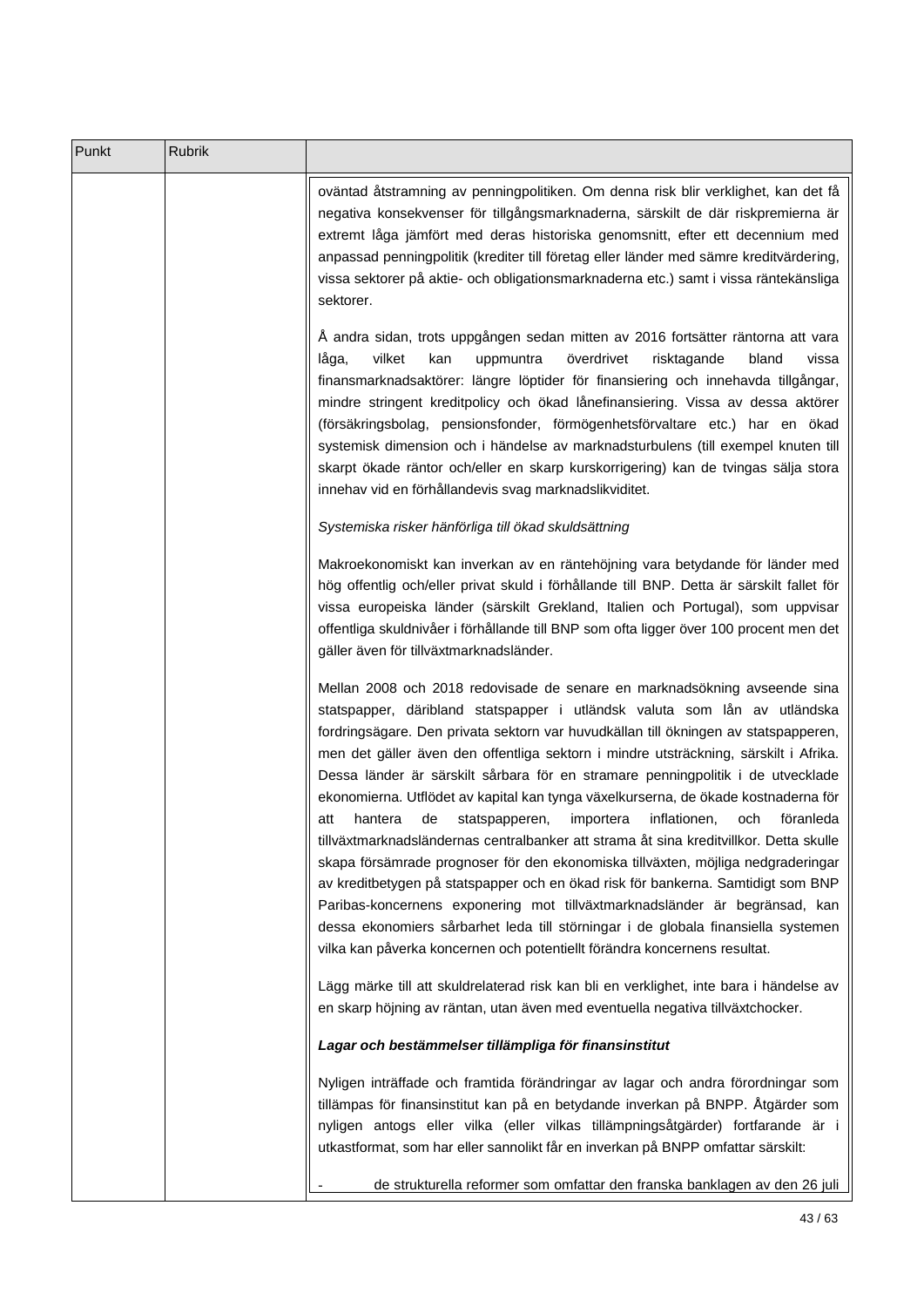| Punkt | Rubrik | |
|---|---|---|
| | | oväntad åtstramning av penningpolitiken. Om denna risk blir verklighet, kan det få negativa konsekvenser för tillgångsmarknaderna, särskilt de där riskpremierna är extremt låga jämfört med deras historiska genomsnitt, efter ett decennium med anpassad penningpolitik (krediter till företag eller länder med sämre kreditvärdering, vissa sektorer på aktie- och obligationsmarknaderna etc.) samt i vissa räntekänsliga sektorer.<br><br>Å andra sidan, trots uppgången sedan mitten av 2016 fortsätter räntorna att vara låga, vilket kan uppmuntra överdrivet risktagande bland vissa finansmarknadsaktörer: längre löptider för finansiering och innehavda tillgångar, mindre stringent kreditpolicy och ökad lånefinansiering. Vissa av dessa aktörer (försäkringsbolag, pensionsfonder, förmögenhetsförvaltare etc.) har en ökad systemisk dimension och i händelse av marknadsturbulens (till exempel knuten till skarpt ökade räntor och/eller en skarp kurskorrigering) kan de tvingas sälja stora innehav vid en förhållandevis svag marknadslikviditet.<br><br>*Systemiska risker hänförliga till ökad skuldsättning*<br><br>Makroekonomiskt kan inverkan av en räntehöjning vara betydande för länder med hög offentlig och/eller privat skuld i förhållande till BNP. Detta är särskilt fallet för vissa europeiska länder (särskilt Grekland, Italien och Portugal), som uppvisar offentliga skuldnivåer i förhållande till BNP som ofta ligger över 100 procent men det gäller även för tillväxtmarknadsländer.<br><br>Mellan 2008 och 2018 redovisade de senare en marknadsökning avseende sina statspapper, däribland statspapper i utländsk valuta som lån av utländska fordringsägare. Den privata sektorn var huvudkällan till ökningen av statspapperen, men det gäller även den offentliga sektorn i mindre utsträckning, särskilt i Afrika. Dessa länder är särskilt sårbara för en stramare penningpolitik i de utvecklade ekonomierna. Utflödet av kapital kan tynga växelkurserna, de ökade kostnaderna för att hantera de statspapperen, importera inflationen, och föranleda tillväxtmarknadsländernas centralbanker att strama åt sina kreditvillkor. Detta skulle skapa försämrade prognoser för den ekonomiska tillväxten, möjliga nedgraderingar av kreditbetygen på statspapper och en ökad risk för bankerna. Samtidigt som BNP Paribas-koncernens exponering mot tillväxtmarknadsländer är begränsad, kan dessa ekonomiers sårbarhet leda till störningar i de globala finansiella systemen vilka kan påverka koncernen och potentiellt förändra koncernens resultat.<br><br>Lägg märke till att skuldrelaterad risk kan bli en verklighet, inte bara i händelse av en skarp höjning av räntan, utan även med eventuella negativa tillväxtchocker.<br><br>***Lagar och bestämmelser tillämpliga för finansinstitut***<br><br>Nyligen inträffade och framtida förändringar av lagar och andra förordningar som tillämpas för finansinstitut kan på en betydande inverkan på BNPP. Åtgärder som nyligen antogs eller vilka (eller vilkas tillämpningsåtgärder) fortfarande är i utkastformat, som har eller sannolikt får en inverkan på BNPP omfattar särskilt:<br><br>- de strukturella reformer som omfattar den franska banklagen av den 26 juli |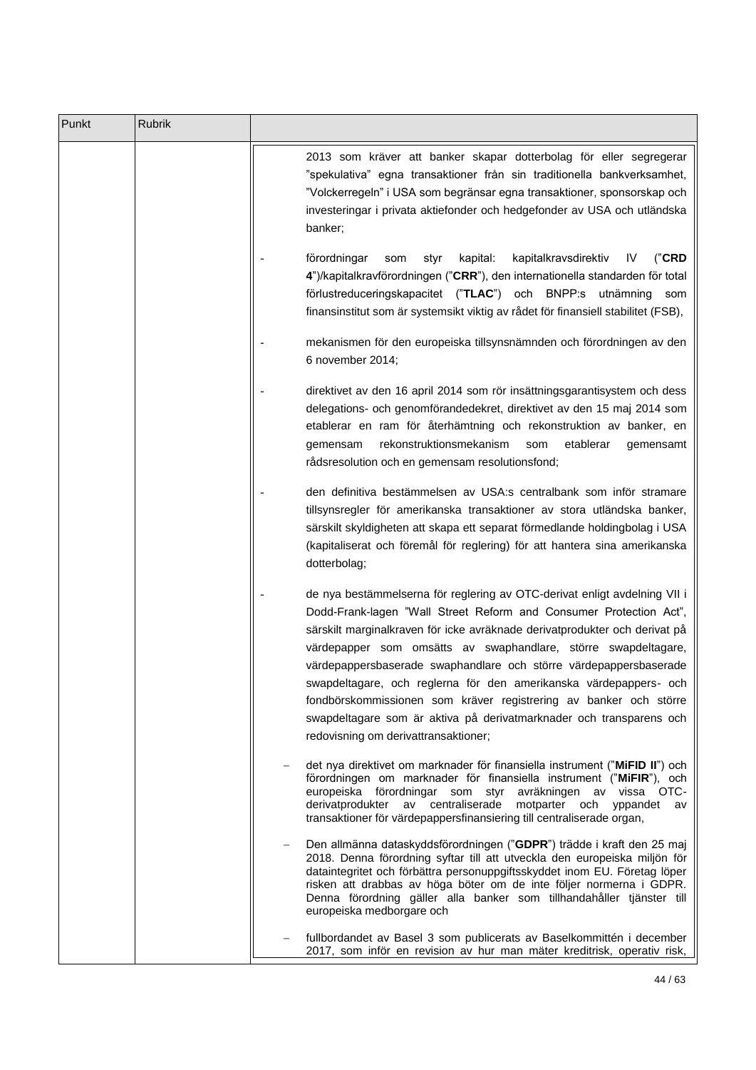| Punkt | Rubrik | |
|---|---|---|
| | | 2013 som kräver att banker skapar dotterbolag för eller segregerar "spekulativa" egna transaktioner från sin traditionella bankverksamhet, "Volckerregeln" i USA som begränsar egna transaktioner, sponsorskap och investeringar i privata aktiefonder och hedgefonder av USA och utländska banker;<br><br>- förordningar som styr kapital: kapitalkravsdirektiv IV ("**CRD 4**")/kapitalkravförordningen ("**CRR**"), den internationella standarden för total förlustreduceringskapacitet ("**TLAC**") och BNPP:s utnämning som finansinstitut som är systemsikt viktig av rådet för finansiell stabilitet (FSB),<br><br>- mekanismen för den europeiska tillsynsnämnden och förordningen av den 6 november 2014;<br><br>- direktivet av den 16 april 2014 som rör insättningsgarantisystem och dess delegations- och genomförandedekret, direktivet av den 15 maj 2014 som etablerar en ram för återhämtning och rekonstruktion av banker, en gemensam rekonstruktionsmekanism som etablerar gemensamt rådsresolution och en gemensam resolutionsfond;<br><br>- den definitiva bestämmelsen av USA:s centralbank som inför stramare tillsynsregler för amerikanska transaktioner av stora utländska banker, särskilt skyldigheten att skapa ett separat förmedlande holdingbolag i USA (kapitaliserat och föremål för reglering) för att hantera sina amerikanska dotterbolag;<br><br>- de nya bestämmelserna för reglering av OTC-derivat enligt avdelning VII i Dodd-Frank-lagen "Wall Street Reform and Consumer Protection Act", särskilt marginalkraven för icke avräknade derivatprodukter och derivat på värdepapper som omsätts av swaphandlare, större swapdeltagare, värdepappersbaserade swaphandlare och större värdepappersbaserade swapdeltagare, och reglerna för den amerikanska värdepappers- och fondbörskommissionen som kräver registrering av banker och större swapdeltagare som är aktiva på derivatmarknader och transparens och redovisning om derivattransaktioner;<br><br>– det nya direktivet om marknader för finansiella instrument ("**MiFID II**") och förordningen om marknader för finansiella instrument ("**MiFIR**"), och europeiska förordningar som styr avräkningen av vissa OTC-derivatprodukter av centraliserade motparter och yppandet av transaktioner för värdepappersfinansiering till centraliserade organ,<br><br>– Den allmänna dataskyddsförordningen ("**GDPR**") trädde i kraft den 25 maj 2018. Denna förordning syftar till att utveckla den europeiska miljön för dataintegritet och förbättra personuppgiftsskyddet inom EU. Företag löper risken att drabbas av höga böter om de inte följer normerna i GDPR. Denna förordning gäller alla banker som tillhandahåller tjänster till europeiska medborgare och<br><br>– fullbordandet av Basel 3 som publicerats av Baselkommittén i december 2017, som inför en revision av hur man mäter kreditrisk, operativ risk, |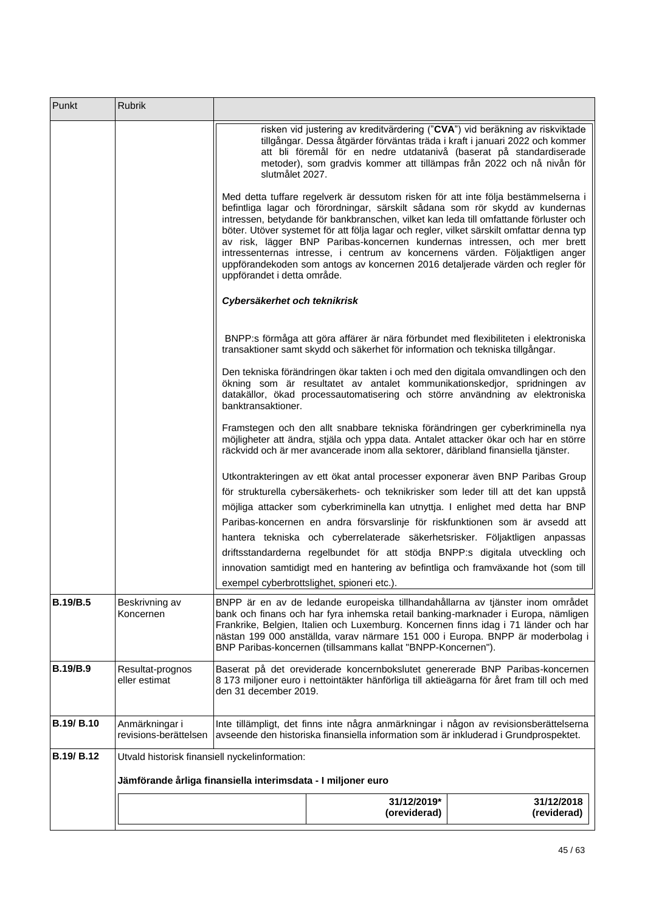| Punkt | Rubrik | |
|---|---|---|
| | | risken vid justering av kreditvärdering ("**CVA**") vid beräkning av riskviktade tillgångar. Dessa åtgärder förväntas träda i kraft i januari 2022 och kommer att bli föremål för en nedre utdatanivå (baserat på standardiserade metoder), som gradvis kommer att tillämpas från 2022 och nå nivån för slutmålet 2027.<br><br>Med detta tuffare regelverk är dessutom risken för att inte följa bestämmelserna i befintliga lagar och förordningar, särskilt sådana som rör skydd av kundernas intressen, betydande för bankbranschen, vilket kan leda till omfattande förluster och böter. Utöver systemet för att följa lagar och regler, vilket särskilt omfattar denna typ av risk, lägger BNP Paribas-koncernen kundernas intressen, och mer brett intressenternas intresse, i centrum av koncernens värden. Följaktligen anger uppförandekoden som antogs av koncernen 2016 detaljerade värden och regler för uppförandet i detta område.<br><br>***Cybersäkerhet och teknikrisk***<br><br>BNPP:s förmåga att göra affärer är nära förbundet med flexibiliteten i elektroniska transaktioner samt skydd och säkerhet för information och tekniska tillgångar.<br><br>Den tekniska förändringen ökar takten i och med den digitala omvandlingen och den ökning som är resultatet av antalet kommunikationskedjor, spridningen av datakällor, ökad processautomatisering och större användning av elektroniska banktransaktioner.<br><br>Framstegen och den allt snabbare tekniska förändringen ger cyberkriminella nya möjligheter att ändra, stjäla och yppa data. Antalet attacker ökar och har en större räckvidd och är mer avancerade inom alla sektorer, däribland finansiella tjänster.<br><br>Utkontrakteringen av ett ökat antal processer exponerar även BNP Paribas Group för strukturella cybersäkerhets- och teknikrisker som leder till att det kan uppstå möjliga attacker som cyberkriminella kan utnyttja. I enlighet med detta har BNP Paribas-koncernen en andra försvarslinje för riskfunktionen som är avsedd att hantera tekniska och cyberrelaterade säkerhetsrisker. Följaktligen anpassas driftsstandarderna regelbundet för att stödja BNPP:s digitala utveckling och innovation samtidigt med en hantering av befintliga och framväxande hot (som till exempel cyberbrottslighet, spioneri etc.). |
| **B.19/B.5** | Beskrivning av Koncernen | BNPP är en av de ledande europeiska tillhandahållarna av tjänster inom området bank och finans och har fyra inhemska retail banking-marknader i Europa, nämligen Frankrike, Belgien, Italien och Luxemburg. Koncernen finns idag i 71 länder och har nästan 199 000 anställda, varav närmare 151 000 i Europa. BNPP är moderbolag i BNP Paribas-koncernen (tillsammans kallat "BNPP-Koncernen"). |
| **B.19/B.9** | Resultat-prognos eller estimat | Baserat på det oreviderade koncernbokslutet genererade BNP Paribas-koncernen 8 173 miljoner euro i nettointäkter hänförliga till aktieägarna för året fram till och med den 31 december 2019. |
| **B.19/ B.10** | Anmärkningar i revisions-berättelsen | Inte tillämpligt, det finns inte några anmärkningar i någon av revisionsberättelserna avseende den historiska finansiella information som är inkluderad i Grundprospektet. |
| **B.19/ B.12** | Utvald historisk finansiell nyckelinformation:<br><br>**Jämförande årliga finansiella interimsdata - I miljoner euro** | |

| | 31/12/2019* (oreviderad) | 31/12/2018 (reviderad) |
|---|---|---|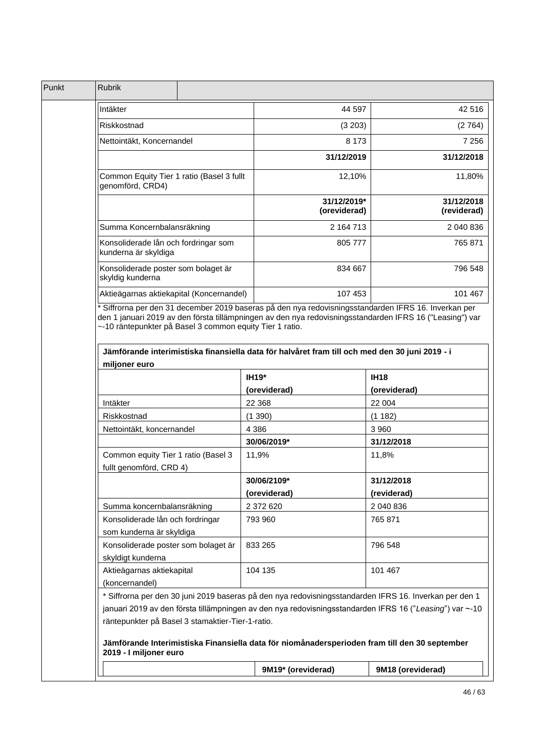| Punkt | Rubrik | |
|---|---|---|

| | | |
|---|---|---|
| Intäkter | 44 597 | 42 516 |
| Riskkostnad | (3 203) | (2 764) |
| Nettointäkt, Koncernandel | 8 173 | 7 256 |
| | **31/12/2019** | **31/12/2018** |
| Common Equity Tier 1 ratio (Basel 3 fullt genomförd, CRD4) | 12,10% | 11,80% |
| | **31/12/2019* (oreviderad)** | **31/12/2018 (reviderad)** |
| Summa Koncernbalansräkning | 2 164 713 | 2 040 836 |
| Konsoliderade lån och fordringar som kunderna är skyldiga | 805 777 | 765 871 |
| Konsoliderade poster som bolaget är skyldig kunderna | 834 667 | 796 548 |
| Aktieägarnas aktiekapital (Koncernandel) | 107 453 | 101 467 |

* Siffrorna per den 31 december 2019 baseras på den nya redovisningsstandarden IFRS 16. Inverkan per den 1 januari 2019 av den första tillämpningen av den nya redovisningsstandarden IFRS 16 ("Leasing") var ~-10 räntepunkter på Basel 3 common equity Tier 1 ratio.

**Jämförande interimistiska finansiella data för halvåret fram till och med den 30 juni 2019 - i miljoner euro**

| | **IH19* (oreviderad)** | **IH18 (oreviderad)** |
|---|---|---|
| Intäkter | 22 368 | 22 004 |
| Riskkostnad | (1 390) | (1 182) |
| Nettointäkt, koncernandel | 4 386 | 3 960 |
| | **30/06/2019*** | **31/12/2018** |
| Common equity Tier 1 ratio (Basel 3 fullt genomförd, CRD 4) | 11,9% | 11,8% |
| | **30/06/2109* (oreviderad)** | **31/12/2018 (reviderad)** |
| Summa koncernbalansräkning | 2 372 620 | 2 040 836 |
| Konsoliderade lån och fordringar som kunderna är skyldiga | 793 960 | 765 871 |
| Konsoliderade poster som bolaget är skyldigt kunderna | 833 265 | 796 548 |
| Aktieägarnas aktiekapital (koncernandel) | 104 135 | 101 467 |

* Siffrorna per den 30 juni 2019 baseras på den nya redovisningsstandarden IFRS 16. Inverkan per den 1 januari 2019 av den första tillämpningen av den nya redovisningsstandarden IFRS 16 ("*Leasing*") var ~-10 räntepunkter på Basel 3 stamaktier-Tier-1-ratio.

**Jämförande Interimistiska Finansiella data för niomånadersperioden fram till den 30 september 2019 - I miljoner euro**

| | **9M19* (oreviderad)** | **9M18 (oreviderad)** |
|---|---|---|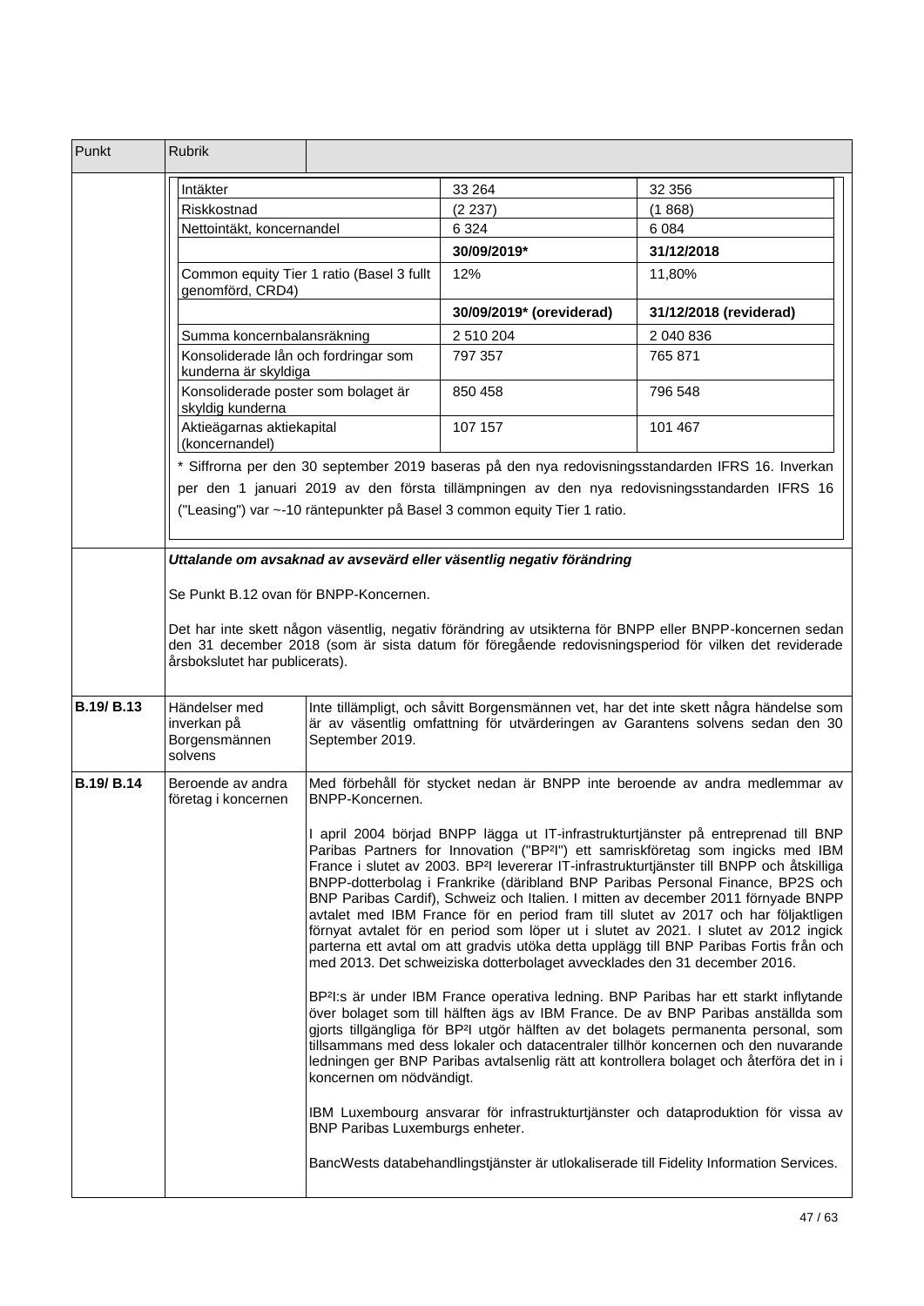| Punkt | Rubrik | |
|---|---|---|

| | | |
|---|---|---|
| Intäkter | 33 264 | 32 356 |
| Riskkostnad | (2 237) | (1 868) |
| Nettointäkt, koncernandel | 6 324 | 6 084 |
| | **30/09/2019*** | **31/12/2018** |
| Common equity Tier 1 ratio (Basel 3 fullt genomförd, CRD4) | 12% | 11,80% |
| | **30/09/2019* (oreviderad)** | **31/12/2018 (reviderad)** |
| Summa koncernbalansräkning | 2 510 204 | 2 040 836 |
| Konsoliderade lån och fordringar som kunderna är skyldiga | 797 357 | 765 871 |
| Konsoliderade poster som bolaget är skyldig kunderna | 850 458 | 796 548 |
| Aktieägarnas aktiekapital (koncernandel) | 107 157 | 101 467 |

* Siffrorna per den 30 september 2019 baseras på den nya redovisningsstandarden IFRS 16. Inverkan per den 1 januari 2019 av den första tillämpningen av den nya redovisningsstandarden IFRS 16 ("Leasing") var ~-10 räntepunkter på Basel 3 common equity Tier 1 ratio.

***Uttalande om avsaknad av avsevärd eller väsentlig negativ förändring***

Se Punkt B.12 ovan för BNPP-Koncernen.

Det har inte skett någon väsentlig, negativ förändring av utsikterna för BNPP eller BNPP-koncernen sedan den 31 december 2018 (som är sista datum för föregående redovisningsperiod för vilken det reviderade årsbokslutet har publicerats).

| Punkt | Rubrik | |
|---|---|---|
| **B.19/ B.13** | Händelser med inverkan på Borgensmännen solvens | Inte tillämpligt, och såvitt Borgensmännen vet, har det inte skett några händelse som är av väsentlig omfattning för utvärderingen av Garantens solvens sedan den 30 September 2019. |
| **B.19/ B.14** | Beroende av andra företag i koncernen | Med förbehåll för stycket nedan är BNPP inte beroende av andra medlemmar av BNPP-Koncernen.<br><br>I april 2004 började BNPP lägga ut IT-infrastrukturtjänster på entreprenad till BNP Paribas Partners for Innovation ("BP²I") ett samriskföretag som ingicks med IBM France i slutet av 2003. BP²I levererar IT-infrastrukturtjänster till BNPP och åtskilliga BNPP-dotterbolag i Frankrike (däribland BNP Paribas Personal Finance, BP2S och BNP Paribas Cardif), Schweiz och Italien. I mitten av december 2011 förnyade BNPP avtalet med IBM France för en period fram till slutet av 2017 och har följaktligen förnyat avtalet för en period som löper ut i slutet av 2021. I slutet av 2012 ingick parterna ett avtal om att gradvis utöka detta upplägg till BNP Paribas Fortis från och med 2013. Det schweiziska dotterbolaget avvecklades den 31 december 2016.<br><br>BP²I:s är under IBM France operativa ledning. BNP Paribas har ett starkt inflytande över bolaget som till hälften ägs av IBM France. De av BNP Paribas anställda som gjorts tillgängliga för BP²I utgör hälften av det bolagets permanenta personal, som tillsammans med dess lokaler och datacentraler tillhör koncernen och den nuvarande ledningen ger BNP Paribas avtalsenlig rätt att kontrollera bolaget och återföra det in i koncernen om nödvändigt.<br><br>IBM Luxembourg ansvarar för infrastrukturtjänster och dataproduktion för vissa av BNP Paribas Luxemburgs enheter.<br><br>BancWests databehandlingstjänster är utlokaliserade till Fidelity Information Services. |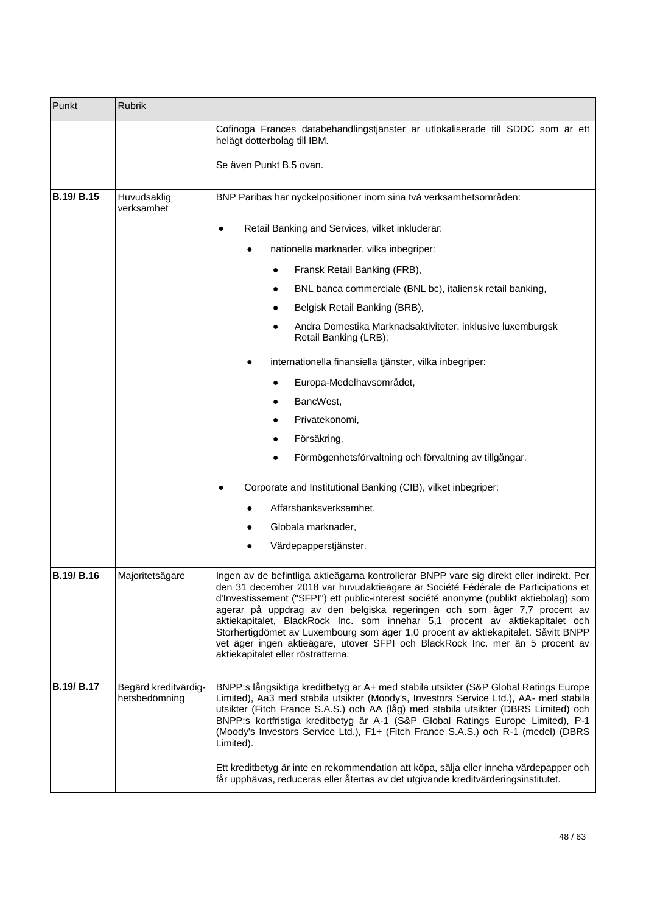| Punkt | Rubrik | |
|---|---|---|
| | | Cofinoga Frances databehandlingstjänster är utlokaliserade till SDDC som är ett helägt dotterbolag till IBM.<br><br>Se även Punkt B.5 ovan. |
| **B.19/ B.15** | Huvudsaklig verksamhet | BNP Paribas har nyckelpositioner inom sina två verksamhetsområden:<br><br>● Retail Banking and Services, vilket inkluderar:<br>&nbsp;&nbsp;&nbsp;&nbsp;● nationella marknader, vilka inbegriper:<br>&nbsp;&nbsp;&nbsp;&nbsp;&nbsp;&nbsp;&nbsp;&nbsp;● Fransk Retail Banking (FRB),<br>&nbsp;&nbsp;&nbsp;&nbsp;&nbsp;&nbsp;&nbsp;&nbsp;● BNL banca commerciale (BNL bc), italiensk retail banking,<br>&nbsp;&nbsp;&nbsp;&nbsp;&nbsp;&nbsp;&nbsp;&nbsp;● Belgisk Retail Banking (BRB),<br>&nbsp;&nbsp;&nbsp;&nbsp;&nbsp;&nbsp;&nbsp;&nbsp;● Andra Domestika Marknadsaktiviteter, inklusive luxemburgsk Retail Banking (LRB);<br>&nbsp;&nbsp;&nbsp;&nbsp;● internationella finansiella tjänster, vilka inbegriper:<br>&nbsp;&nbsp;&nbsp;&nbsp;&nbsp;&nbsp;&nbsp;&nbsp;● Europa-Medelhavsområdet,<br>&nbsp;&nbsp;&nbsp;&nbsp;&nbsp;&nbsp;&nbsp;&nbsp;● BancWest,<br>&nbsp;&nbsp;&nbsp;&nbsp;&nbsp;&nbsp;&nbsp;&nbsp;● Privatekonomi,<br>&nbsp;&nbsp;&nbsp;&nbsp;&nbsp;&nbsp;&nbsp;&nbsp;● Försäkring,<br>&nbsp;&nbsp;&nbsp;&nbsp;&nbsp;&nbsp;&nbsp;&nbsp;● Förmögenhetsförvaltning och förvaltning av tillgångar.<br><br>● Corporate and Institutional Banking (CIB), vilket inbegriper:<br>&nbsp;&nbsp;&nbsp;&nbsp;● Affärsbanksverksamhet,<br>&nbsp;&nbsp;&nbsp;&nbsp;● Globala marknader,<br>&nbsp;&nbsp;&nbsp;&nbsp;● Värdepapperstjänster. |
| **B.19/ B.16** | Majoritetsägare | Ingen av de befintliga aktieägarna kontrollerar BNPP vare sig direkt eller indirekt. Per den 31 december 2018 var huvudaktieägare är Société Fédérale de Participations et d'Investissement ("SFPI") ett public-interest société anonyme (publikt aktiebolag) som agerar på uppdrag av den belgiska regeringen och som äger 7,7 procent av aktiekapitalet, BlackRock Inc. som innehar 5,1 procent av aktiekapitalet och Storhertigdömet av Luxembourg som äger 1,0 procent av aktiekapitalet. Såvitt BNPP vet äger ingen aktieägare, utöver SFPI och BlackRock Inc. mer än 5 procent av aktiekapitalet eller rösträtterna. |
| **B.19/ B.17** | Begärd kreditvärdig-hetsbedömning | BNPP:s långsiktiga kreditbetyg är A+ med stabila utsikter (S&P Global Ratings Europe Limited), Aa3 med stabila utsikter (Moody's, Investors Service Ltd.), AA- med stabila utsikter (Fitch France S.A.S.) och AA (låg) med stabila utsikter (DBRS Limited) och BNPP:s kortfristiga kreditbetyg är A-1 (S&P Global Ratings Europe Limited), P-1 (Moody's Investors Service Ltd.), F1+ (Fitch France S.A.S.) och R-1 (medel) (DBRS Limited).<br><br>Ett kreditbetyg är inte en rekommendation att köpa, sälja eller inneha värdepapper och får upphävas, reduceras eller återtas av det utgivande kreditvärderingsinstitutet. |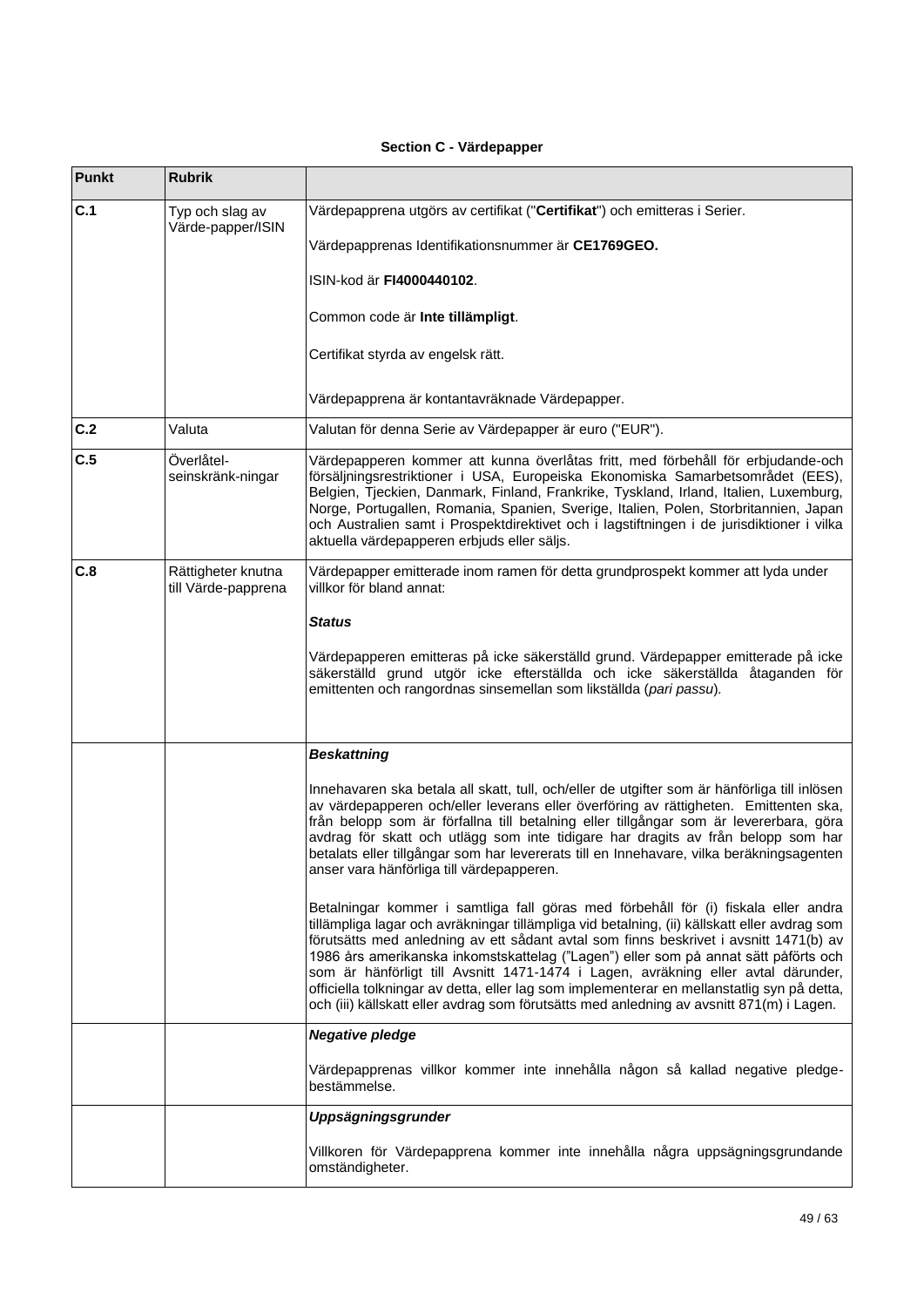**Section C - Värdepapper**

| Punkt | Rubrik | |
|---|---|---|
| **C.1** | Typ och slag av Värde-papper/ISIN | Värdepapprena utgörs av certifikat ("**Certifikat**") och emitteras i Serier.<br><br>Värdepapprenas Identifikationsnummer är **CE1769GEO.**<br><br>ISIN-kod är **FI4000440102**.<br><br>Common code är **Inte tillämpligt**.<br><br>Certifikat styrda av engelsk rätt.<br><br>Värdepapprena är kontantavräknade Värdepapper. |
| **C.2** | Valuta | Valutan för denna Serie av Värdepapper är euro ("EUR"). |
| **C.5** | Överlåtel-seinskränk-ningar | Värdepapperen kommer att kunna överlåtas fritt, med förbehåll för erbjudande-och försäljningsrestriktioner i USA, Europeiska Ekonomiska Samarbetsområdet (EES), Belgien, Tjeckien, Danmark, Finland, Frankrike, Tyskland, Irland, Italien, Luxemburg, Norge, Portugallen, Romania, Spanien, Sverige, Italien, Polen, Storbritannien, Japan och Australien samt i Prospektdirektivet och i lagstiftningen i de jurisdiktioner i vilka aktuella värdepapperen erbjuds eller säljs. |
| **C.8** | Rättigheter knutna till Värde-papprena | Värdepapper emitterade inom ramen för detta grundprospekt kommer att lyda under villkor för bland annat:<br><br>***Status***<br><br>Värdepapperen emitteras på icke säkerställd grund. Värdepapper emitterade på icke säkerställd grund utgör icke efterställda och icke säkerställda åtaganden för emittenten och rangordnas sinsemellan som likställda (*pari passu*). |
| | | ***Beskattning***<br><br>Innehavaren ska betala all skatt, tull, och/eller de utgifter som är hänförliga till inlösen av värdepapperen och/eller leverans eller överföring av rättigheten. Emittenten ska, från belopp som är förfallna till betalning eller tillgångar som är levererbara, göra avdrag för skatt och utlägg som inte tidigare har dragits av från belopp som har betalats eller tillgångar som har levererats till en Innehavare, vilka beräkningsagenten anser vara hänförliga till värdepapperen.<br><br>Betalningar kommer i samtliga fall göras med förbehåll för (i) fiskala eller andra tillämpliga lagar och avräkningar tillämpliga vid betalning, (ii) källskatt eller avdrag som förutsätts med anledning av ett sådant avtal som finns beskrivet i avsnitt 1471(b) av 1986 års amerikanska inkomstskattelag ("Lagen") eller som på annat sätt påförts och som är hänförligt till Avsnitt 1471-1474 i Lagen, avräkning eller avtal därunder, officiella tolkningar av detta, eller lag som implementerar en mellanstatlig syn på detta, och (iii) källskatt eller avdrag som förutsätts med anledning av avsnitt 871(m) i Lagen. |
| | | ***Negative pledge***<br><br>Värdepapprenas villkor kommer inte innehålla någon så kallad negative pledge-bestämmelse. |
| | | ***Uppsägningsgrunder***<br><br>Villkoren för Värdepapprena kommer inte innehålla några uppsägningsgrundande omständigheter. |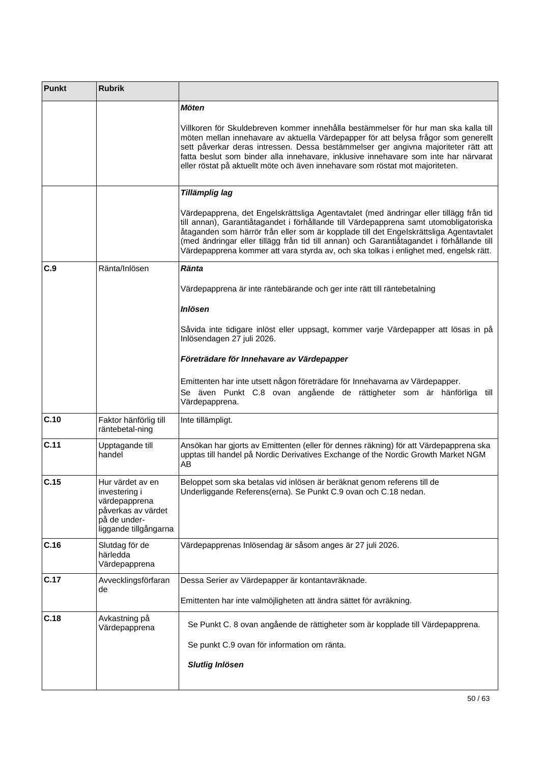| Punkt | Rubrik | |
|---|---|---|
| | | ***Möten***<br><br>Villkoren för Skuldebreven kommer innehålla bestämmelser för hur man ska kalla till möten mellan innehavare av aktuella Värdepapper för att belysa frågor som generellt sett påverkar deras intressen. Dessa bestämmelser ger angivna majoriteter rätt att fatta beslut som binder alla innehavare, inklusive innehavare som inte har närvarat eller röstat på aktuellt möte och även innehavare som röstat mot majoriteten. |
| | | ***Tillämplig lag***<br><br>Värdepappren, det Engelskrättsliga Agentavtalet (med ändringar eller tillägg från tid till annan), Garantiåtagandet i förhållande till Värdepappren samt utomobligatoriska åtaganden som härrör från eller som är kopplade till det Engelskrättsliga Agentavtalet (med ändringar eller tillägg från tid till annan) och Garantiåtagandet i förhållande till Värdepappren kommer att vara styrda av, och ska tolkas i enlighet med, engelsk rätt. |
| **C.9** | Ränta/Inlösen | ***Ränta***<br><br>Värdepappren är inte räntebärande och ger inte rätt till räntebetalning<br><br>***Inlösen***<br><br>Såvida inte tidigare inlöst eller uppsagt, kommer varje Värdepapper att lösas in på Inlösendagen 27 juli 2026.<br><br>***Företrädare för Innehavare av Värdepapper***<br><br>Emittenten har inte utsett någon företrädare för Innehavarna av Värdepapper.<br>Se även Punkt C.8 ovan angående de rättigheter som är hänförliga till Värdepappren. |
| **C.10** | Faktor hänförlig till räntebetal-ning | Inte tillämpligt. |
| **C.11** | Upptagande till handel | Ansökan har gjorts av Emittenten (eller för dennes räkning) för att Värdepappren ska upptas till handel på Nordic Derivatives Exchange of the Nordic Growth Market NGM AB |
| **C.15** | Hur värdet av en investering i värdepappren påverkas av värdet på de under-liggande tillgångarna | Beloppet som ska betalas vid inlösen är beräknat genom referens till de Underliggande Referens(erna). Se Punkt C.9 ovan och C.18 nedan. |
| **C.16** | Slutdag för de härledda Värdepappren | Värdepapprenas Inlösendag är såsom anges är 27 juli 2026. |
| **C.17** | Avvecklingsförfarande | Dessa Serier av Värdepapper är kontantavräknade.<br><br>Emittenten har inte valmöjligheten att ändra sättet för avräkning. |
| **C.18** | Avkastning på Värdepappren | Se Punkt C. 8 ovan angående de rättigheter som är kopplade till Värdepappren.<br><br>Se punkt C.9 ovan för information om ränta.<br><br>***Slutlig Inlösen*** |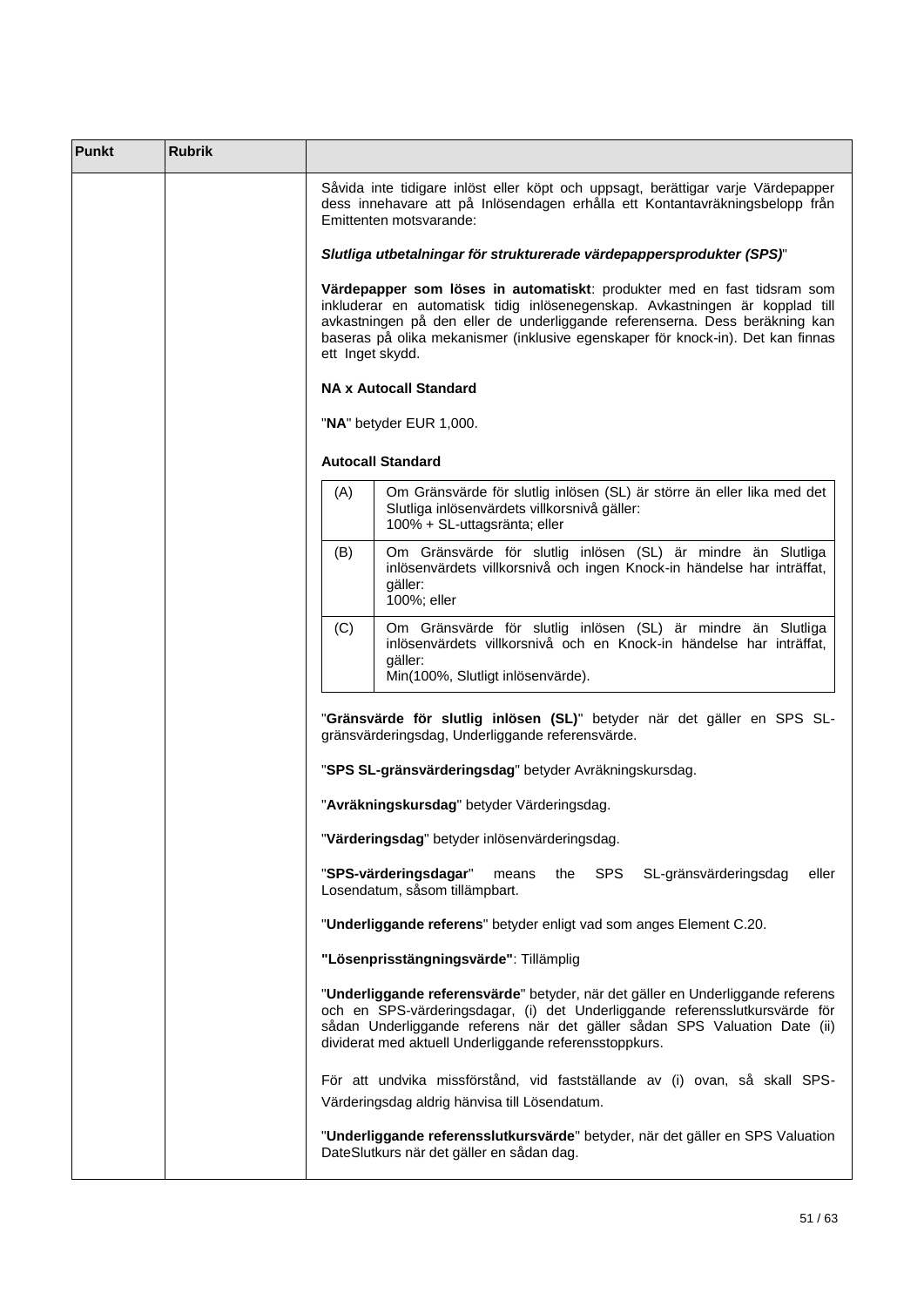| Punkt | Rubrik | |
|---|---|---|
| | | Såvida inte tidigare inlöst eller köpt och uppsagt, berättigar varje Värdepapper dess innehavare att på Inlösendagen erhålla ett Kontantavräkningsbelopp från Emittenten motsvarande:<br><br>***Slutliga utbetalningar för strukturerade värdepappersprodukter (SPS)***"<br><br>**Värdepapper som löses in automatiskt**: produkter med en fast tidsram som inkluderar en automatisk tidig inlösenegenskap. Avkastningen är kopplad till avkastningen på den eller de underliggande referenserna. Dess beräkning kan baseras på olika mekanismer (inklusive egenskaper för knock-in). Det kan finnas ett Inget skydd.<br><br>**NA x Autocall Standard**<br><br>"**NA**" betyder EUR 1,000.<br><br>**Autocall Standard**<br><br>(A) Om Gränsvärde för slutlig inlösen (SL) är större än eller lika med det Slutliga inlösenvärdets villkorsnivå gäller: 100% + SL-uttagsränta; eller<br><br>(B) Om Gränsvärde för slutlig inlösen (SL) är mindre än Slutliga inlösenvärdets villkorsnivå och ingen Knock-in händelse har inträffat, gäller: 100%; eller<br><br>(C) Om Gränsvärde för slutlig inlösen (SL) är mindre än Slutliga inlösenvärdets villkorsnivå och en Knock-in händelse har inträffat, gäller: Min(100%, Slutligt inlösenvärde).<br><br>"**Gränsvärde för slutlig inlösen (SL)**" betyder när det gäller en SPS SL-gränsvärderingsdag, Underliggande referensvärde.<br><br>"**SPS SL-gränsvärderingsdag**" betyder Avräkningskursdag.<br><br>"**Avräkningskursdag**" betyder Värderingsdag.<br><br>"**Värderingsdag**" betyder inlösenvärderingsdag.<br><br>"**SPS-värderingsdagar**" means the SPS SL-gränsvärderingsdag eller Losendatum, såsom tillämpbart.<br><br>"**Underliggande referens**" betyder enligt vad som anges Element C.20.<br><br>**"Lösenprisstängningsvärde"**: Tillämplig<br><br>"**Underliggande referensvärde**" betyder, när det gäller en Underliggande referens och en SPS-värderingsdagar, (i) det Underliggande referensslutkursvärde för sådan Underliggande referens när det gäller sådan SPS Valuation Date (ii) dividerat med aktuell Underliggande referensstoppkurs.<br><br>För att undvika missförstånd, vid fastställande av (i) ovan, så skall SPS-Värderingsdag aldrig hänvisa till Lösendatum.<br><br>"**Underliggande referensslutkursvärde**" betyder, när det gäller en SPS Valuation DateSlutkurs när det gäller en sådan dag. |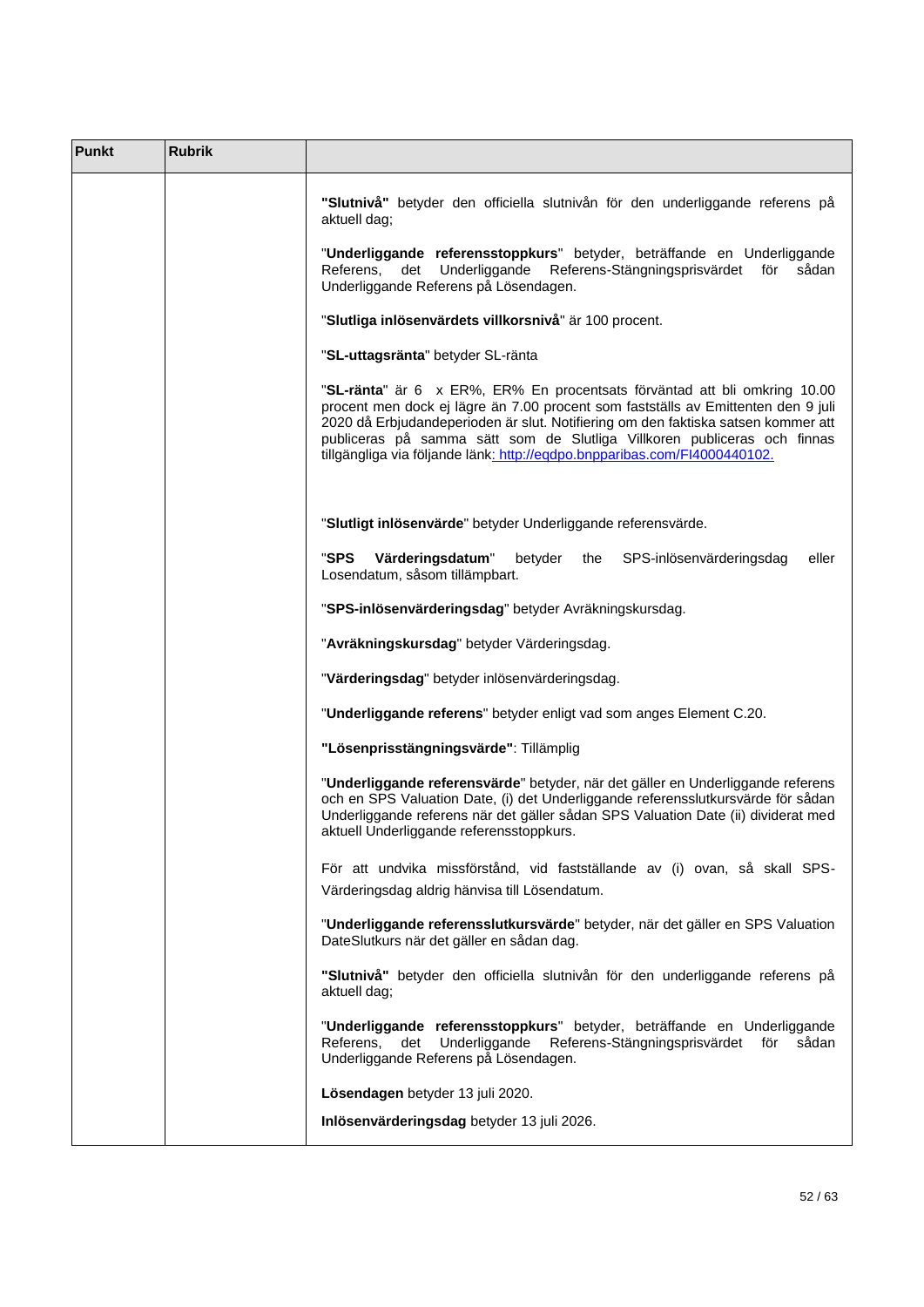| Punkt | Rubrik | |
|---|---|---|
| | | **"Slutnivå"** betyder den officiella slutnivån för den underliggande referens på aktuell dag;<br><br>"**Underliggande referensstoppkurs**" betyder, beträffande en Underliggande Referens, det Underliggande Referens-Stängningsprisvärdet för sådan Underliggande Referens på Lösendagen.<br><br>"**Slutliga inlösenvärdets villkorsnivå**" är 100 procent.<br><br>"**SL-uttagsränta**" betyder SL-ränta<br><br>"**SL-ränta**" är 6 x ER%, ER% En procentsats förväntad att bli omkring 10.00 procent men dock ej lägre än 7.00 procent som fastställs av Emittenten den 9 juli 2020 då Erbjudandeperioden är slut. Notifiering om den faktiska satsen kommer att publiceras på samma sätt som de Slutliga Villkoren publiceras och finnas tillgängliga via följande länk: http://eqdpo.bnpparibas.com/FI4000440102.<br><br>"**Slutligt inlösenvärde**" betyder Underliggande referensvärde.<br><br>"**SPS Värderingsdatum**" betyder the SPS-inlösenvärderingsdag eller Losendatum, såsom tillämpbart.<br><br>"**SPS-inlösenvärderingsdag**" betyder Avräkningskursdag.<br><br>"**Avräkningskursdag**" betyder Värderingsdag.<br><br>"**Värderingsdag**" betyder inlösenvärderingsdag.<br><br>"**Underliggande referens**" betyder enligt vad som anges Element C.20.<br><br>**"Lösenprisstängningsvärde"**: Tillämplig<br><br>"**Underliggande referensvärde**" betyder, när det gäller en Underliggande referens och en SPS Valuation Date, (i) det Underliggande referensslutkursvärde för sådan Underliggande referens när det gäller sådan SPS Valuation Date (ii) dividerat med aktuell Underliggande referensstoppkurs.<br><br>För att undvika missförstånd, vid fastställande av (i) ovan, så skall SPS-Värderingsdag aldrig hänvisa till Lösendatum.<br><br>"**Underliggande referensslutkursvärde**" betyder, när det gäller en SPS Valuation DateSlutkurs när det gäller en sådan dag.<br><br>**"Slutnivå"** betyder den officiella slutnivån för den underliggande referens på aktuell dag;<br><br>"**Underliggande referensstoppkurs**" betyder, beträffande en Underliggande Referens, det Underliggande Referens-Stängningsprisvärdet för sådan Underliggande Referens på Lösendagen.<br><br>**Lösendagen** betyder 13 juli 2020.<br><br>**Inlösenvärderingsdag** betyder 13 juli 2026. |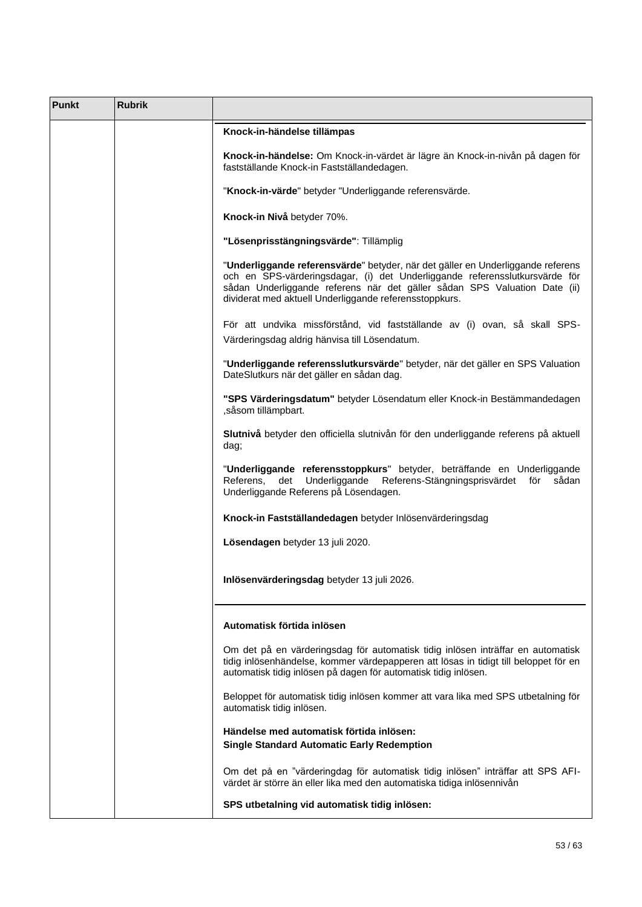| Punkt | Rubrik | |
|---|---|---|
| | | **Knock-in-händelse tillämpas**<br><br>**Knock-in-händelse:** Om Knock-in-värdet är lägre än Knock-in-nivån på dagen för fastställande Knock-in Fastställandedagen.<br><br>"**Knock-in-värde**" betyder "Underliggande referensvärde.<br><br>**Knock-in Nivå** betyder 70%.<br><br>**"Lösenprisstängningsvärde"**: Tillämplig<br><br>"**Underliggande referensvärde**" betyder, när det gäller en Underliggande referens och en SPS-värderingsdagar, (i) det Underliggande referensslutkursvärde för sådan Underliggande referens när det gäller sådan SPS Valuation Date (ii) dividerat med aktuell Underliggande referensstoppkurs.<br><br>För att undvika missförstånd, vid fastställande av (i) ovan, så skall SPS-Värderingsdag aldrig hänvisa till Lösendatum.<br><br>"**Underliggande referensslutkursvärde**" betyder, när det gäller en SPS Valuation DateSlutkurs när det gäller en sådan dag.<br><br>**"SPS Värderingsdatum"** betyder Lösendatum eller Knock-in Bestämmandedagen ,såsom tillämpbart.<br><br>**Slutnivå** betyder den officiella slutnivån för den underliggande referens på aktuell dag;<br><br>"**Underliggande referensstoppkurs**" betyder, beträffande en Underliggande Referens, det Underliggande Referens-Stängningsprisvärdet för sådan Underliggande Referens på Lösendagen.<br><br>**Knock-in Fastställandedagen** betyder Inlösenvärderingsdag<br><br>**Lösendagen** betyder 13 juli 2020.<br><br>**Inlösenvärderingsdag** betyder 13 juli 2026. |
| | | **Automatisk förtida inlösen**<br><br>Om det på en värderingsdag för automatisk tidig inlösen inträffar en automatisk tidig inlösenhändelse, kommer värdepapperen att lösas in tidigt till beloppet för en automatisk tidig inlösen på dagen för automatisk tidig inlösen.<br><br>Beloppet för automatisk tidig inlösen kommer att vara lika med SPS utbetalning för automatisk tidig inlösen.<br><br>**Händelse med automatisk förtida inlösen:**<br>**Single Standard Automatic Early Redemption**<br><br>Om det på en "värderingdag för automatisk tidig inlösen" inträffar att SPS AFI-värdet är större än eller lika med den automatiska tidiga inlösennivån<br><br>**SPS utbetalning vid automatisk tidig inlösen:** |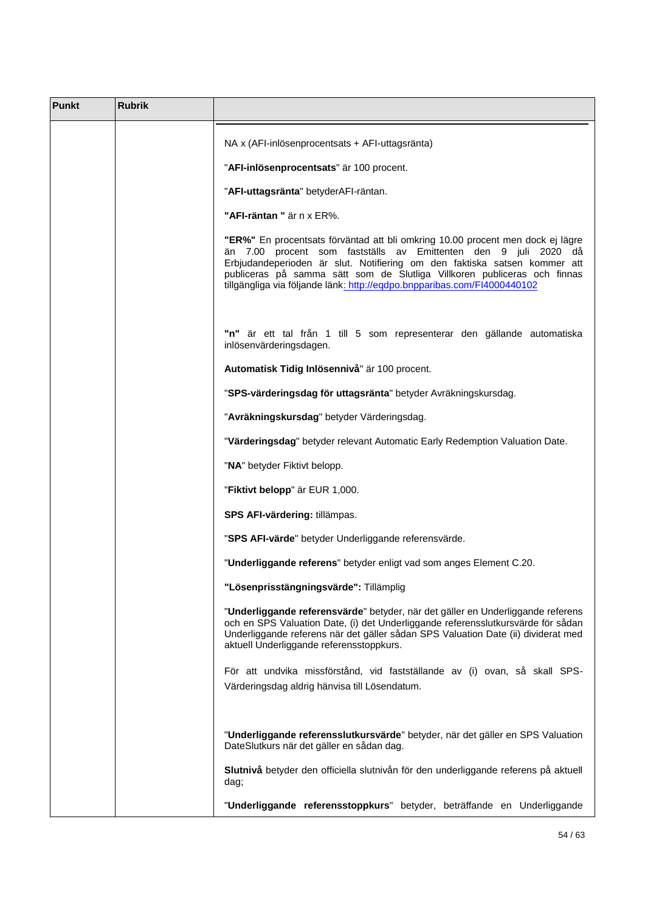| Punkt | Rubrik | |
|---|---|---|
| | | NA x (AFI-inlösenprocentsats + AFI-uttagsränta)<br><br>"**AFI-inlösenprocentsats**" är 100 procent.<br><br>"**AFI-uttagsränta**" betyderAFI-räntan.<br><br>**"AFI-räntan "** är n x ER%.<br><br>**"ER%"** En procentsats förväntad att bli omkring 10.00 procent men dock ej lägre än 7.00 procent som fastställs av Emittenten den 9 juli 2020 då Erbjudandeperioden är slut. Notifiering om den faktiska satsen kommer att publiceras på samma sätt som de Slutliga Villkoren publiceras och finnas tillgängliga via följande länk: http://eqdpo.bnpparibas.com/FI4000440102<br><br>**"n"** är ett tal från 1 till 5 som representerar den gällande automatiska inlösenvärderingsdagen.<br><br>**Automatisk Tidig Inlösennivå**" är 100 procent.<br><br>"**SPS-värderingsdag för uttagsränta**" betyder Avräkningskursdag.<br><br>"**Avräkningskursdag**" betyder Värderingsdag.<br><br>"**Värderingsdag**" betyder relevant Automatic Early Redemption Valuation Date.<br><br>"**NA**" betyder Fiktivt belopp.<br><br>"**Fiktivt belopp**" är EUR 1,000.<br><br>**SPS AFI-värdering:** tillämpas.<br><br>"**SPS AFI-värde**" betyder Underliggande referensvärde.<br><br>"**Underliggande referens**" betyder enligt vad som anges Element C.20.<br><br>**"Lösenprisstängningsvärde":** Tillämplig<br><br>"**Underliggande referensvärde**" betyder, när det gäller en Underliggande referens och en SPS Valuation Date, (i) det Underliggande referensslutkursvärde för sådan Underliggande referens när det gäller sådan SPS Valuation Date (ii) dividerat med aktuell Underliggande referensstoppkurs.<br><br>För att undvika missförstånd, vid fastställande av (i) ovan, så skall SPS-Värderingsdag aldrig hänvisa till Lösendatum.<br><br>"**Underliggande referensslutkursvärde**" betyder, när det gäller en SPS Valuation DateSlutkurs när det gäller en sådan dag.<br><br>**Slutnivå** betyder den officiella slutnivån för den underliggande referens på aktuell dag;<br><br>"**Underliggande referensstoppkurs**" betyder, beträffande en Underliggande |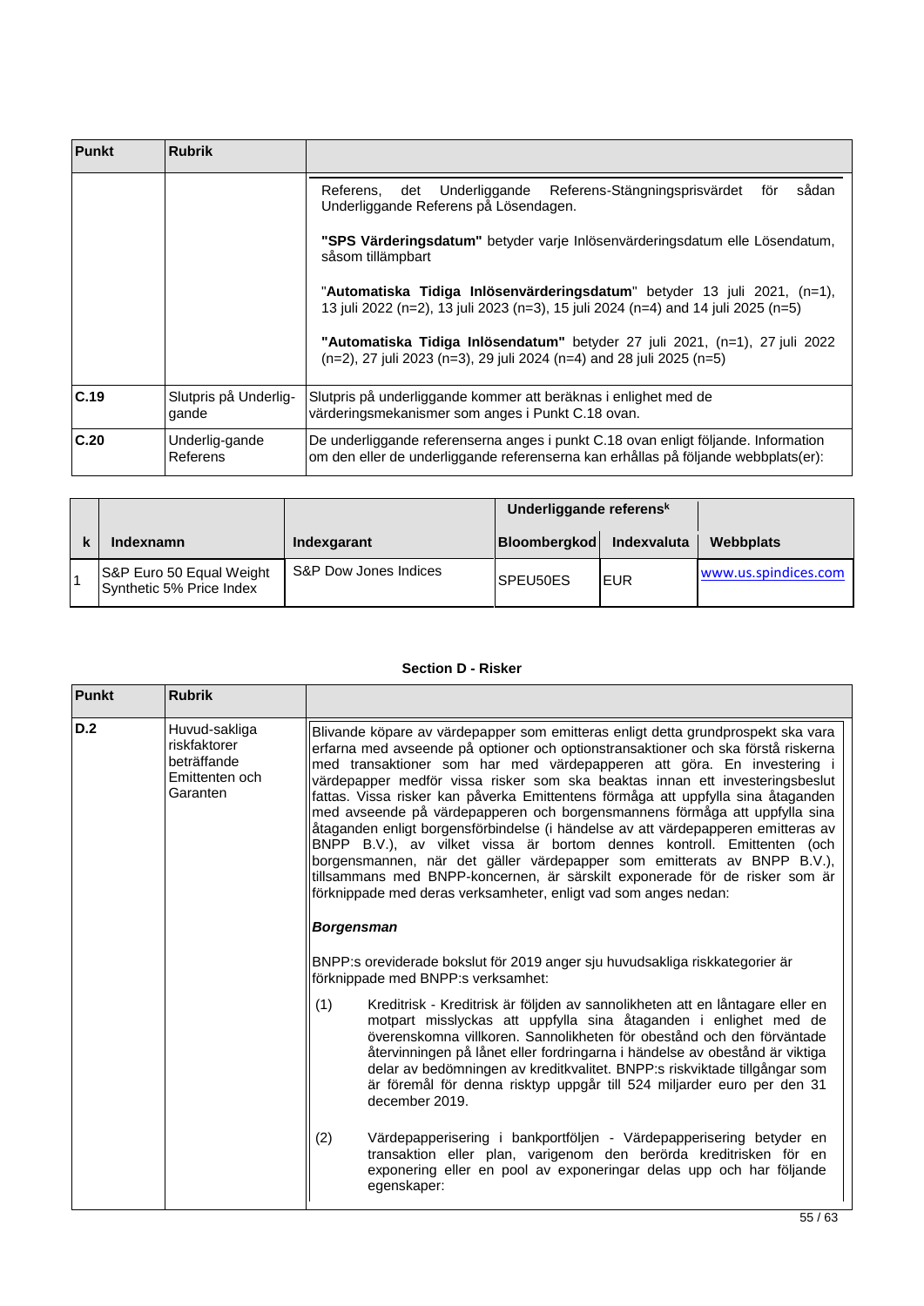| Punkt | Rubrik | |
|---|---|---|
| | | Referens, det Underliggande Referens-Stängningsprisvärdet för sådan Underliggande Referens på Lösendagen.<br><br>**"SPS Värderingsdatum"** betyder varje Inlösenvärderingsdatum elle Lösendatum, såsom tillämpbart<br><br>"**Automatiska Tidiga Inlösenvärderingsdatum**" betyder 13 juli 2021, (n=1), 13 juli 2022 (n=2), 13 juli 2023 (n=3), 15 juli 2024 (n=4) and 14 juli 2025 (n=5)<br><br>**"Automatiska Tidiga Inlösendatum"** betyder 27 juli 2021, (n=1), 27 juli 2022 (n=2), 27 juli 2023 (n=3), 29 juli 2024 (n=4) and 28 juli 2025 (n=5) |
| **C.19** | Slutpris på Underlig-gande | Slutpris på underliggande kommer att beräknas i enlighet med de värderingsmekanismer som anges i Punkt C.18 ovan. |
| **C.20** | Underlig-gande Referens | De underliggande referenserna anges i punkt C.18 ovan enligt följande. Information om den eller de underliggande referenserna kan erhållas på följande webbplats(er): |

| | | | Underliggande referens[k] | | |
|---|---|---|---|---|---|
| **k** | **Indexnamn** | **Indexgarant** | **Bloombergkod** | **Indexvaluta** | **Webbplats** |
| 1 | S&P Euro 50 Equal Weight Synthetic 5% Price Index | S&P Dow Jones Indices | SPEU50ES | EUR | www.us.spindices.com |

**Section D - Risker**

| Punkt | Rubrik | |
|---|---|---|
| **D.2** | Huvud-sakliga riskfaktorer beträffande Emittenten och Garanten | Blivande köpare av värdepapper som emitteras enligt detta grundprospekt ska vara erfarna med avseende på optioner och optionstransaktioner och ska förstå riskerna med transaktioner som har med värdepapperen att göra. En investering i värdepapper medför vissa risker som ska beaktas innan ett investeringsbeslut fattas. Vissa risker kan påverka Emittentens förmåga att uppfylla sina åtaganden med avseende på värdepapperen och borgensmannens förmåga att uppfylla sina åtaganden enligt borgensförbindelse (i händelse av att värdepapperen emitteras av BNPP B.V.), av vilket vissa är bortom dennes kontroll. Emittenten (och borgensmannen, när det gäller värdepapper som emitterats av BNPP B.V.), tillsammans med BNPP-koncernen, är särskilt exponerade för de risker som är förknippade med deras verksamheter, enligt vad som anges nedan:<br><br>***Borgensman***<br><br>BNPP:s oreviderade bokslut för 2019 anger sju huvudsakliga riskkategorier är förknippade med BNPP:s verksamhet:<br><br>(1) Kreditrisk - Kreditrisk är följden av sannolikheten att en låntagare eller en motpart misslyckas att uppfylla sina åtaganden i enlighet med de överenskomna villkoren. Sannolikheten för obestånd och den förväntade återvinningen på lånet eller fordringarna i händelse av obestånd är viktiga delar av bedömningen av kreditkvalitet. BNPP:s riskviktade tillgångar som är föremål för denna risktyp uppgår till 524 miljarder euro per den 31 december 2019.<br><br>(2) Värdepapperisering i bankportföljen - Värdepapperisering betyder en transaktion eller plan, varigenom den berörda kreditrisken för en exponering eller en pool av exponeringar delas upp och har följande egenskaper: |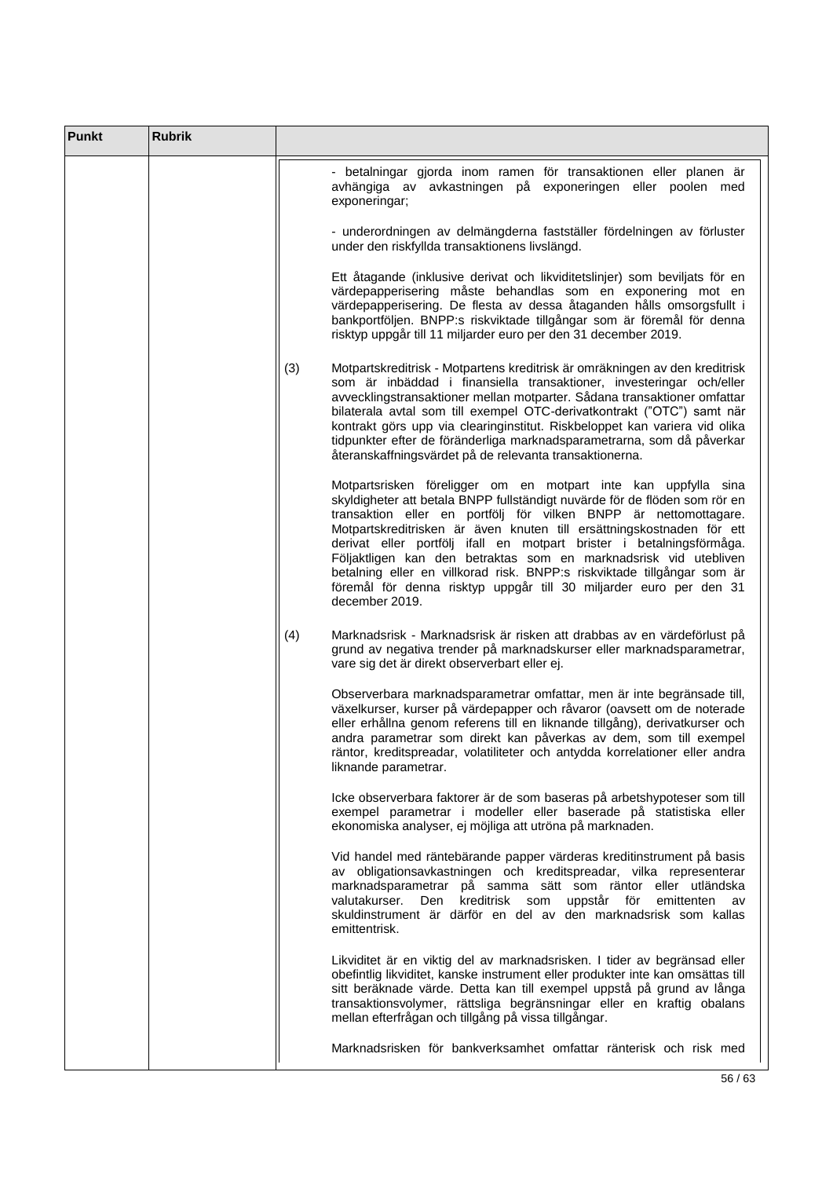| Punkt | Rubrik | |
|---|---|---|
| | | - betalningar gjorda inom ramen för transaktionen eller planen är avhängiga av avkastningen på exponeringen eller poolen med exponeringar;<br><br>- underordningen av delmängderna fastställer fördelningen av förluster under den riskfyllda transaktionens livslängd.<br><br>Ett åtagande (inklusive derivat och likviditetslinjer) som beviljats för en värdepapperisering måste behandlas som en exponering mot en värdepapperisering. De flesta av dessa åtaganden hålls omsorgsfullt i bankportföljen. BNPP:s riskviktade tillgångar som är föremål för denna risktyp uppgår till 11 miljarder euro per den 31 december 2019.<br><br>(3) Motpartskreditrisk - Motpartens kreditrisk är omräkningen av den kreditrisk som är inbäddad i finansiella transaktioner, investeringar och/eller avvecklingstransaktioner mellan motparter. Sådana transaktioner omfattar bilaterala avtal som till exempel OTC-derivatkontrakt ("OTC") samt när kontrakt görs upp via clearinginstitut. Riskbeloppet kan variera vid olika tidpunkter efter de föränderliga marknadsparametrarna, som då påverkar återanskaffningsvärdet på de relevanta transaktionerna.<br><br>Motpartsrisken föreligger om en motpart inte kan uppfylla sina skyldigheter att betala BNPP fullständigt nuvärde för de flöden som rör en transaktion eller en portfölj för vilken BNPP är nettomottagare. Motpartskreditrisken är även knuten till ersättningskostnaden för ett derivat eller portfölj ifall en motpart brister i betalningsförmåga. Följaktligen kan den betraktas som en marknadsrisk vid utebliven betalning eller en villkorad risk. BNPP:s riskviktade tillgångar som är föremål för denna risktyp uppgår till 30 miljarder euro per den 31 december 2019.<br><br>(4) Marknadsrisk - Marknadsrisk är risken att drabbas av en värdeförlust på grund av negativa trender på marknadskurser eller marknadsparametrar, vare sig det är direkt observerbart eller ej.<br><br>Observerbara marknadsparametrar omfattar, men är inte begränsade till, växelkurser, kurser på värdepapper och råvaror (oavsett om de noterade eller erhållna genom referens till en liknande tillgång), derivatkurser och andra parametrar som direkt kan påverkas av dem, som till exempel räntor, kreditspreadar, volatiliteter och antydda korrelationer eller andra liknande parametrar.<br><br>Icke observerbara faktorer är de som baseras på arbetshypoteser som till exempel parametrar i modeller eller baserade på statistiska eller ekonomiska analyser, ej möjliga att utröna på marknaden.<br><br>Vid handel med räntebärande papper värderas kreditinstrument på basis av obligationsavkastningen och kreditspreadar, vilka representerar marknadsparametrar på samma sätt som räntor eller utländska valutakurser. Den kreditrisk som uppstår för emittenten av skuldinstrument är därför en del av den marknadsrisk som kallas emittentrisk.<br><br>Likviditet är en viktig del av marknadsrisken. I tider av begränsad eller obefintlig likviditet, kanske instrument eller produkter inte kan omsättas till sitt beräknade värde. Detta kan till exempel uppstå på grund av långa transaktionsvolymer, rättsliga begränsningar eller en kraftig obalans mellan efterfrågan och tillgång på vissa tillgångar.<br><br>Marknadsrisken för bankverksamhet omfattar ränterisk och risk med |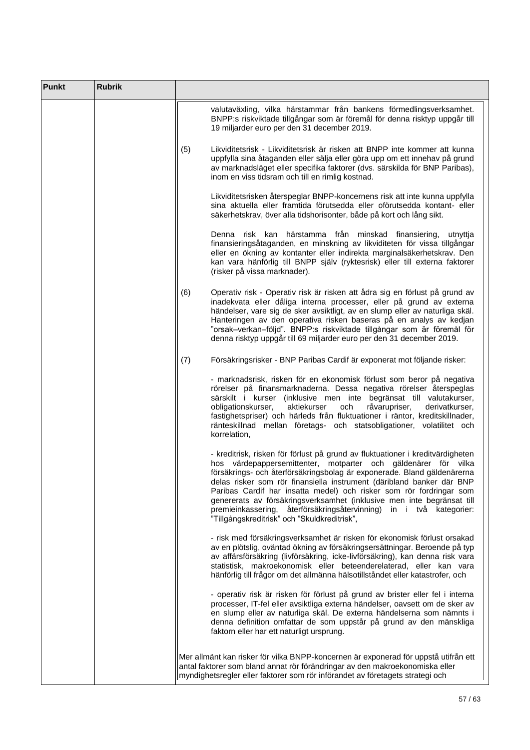| Punkt | Rubrik | |
|---|---|---|
| | | valutaväxling, vilka härstammar från bankens förmedlingsverksamhet. BNPP:s riskviktade tillgångar som är föremål för denna risktyp uppgår till 19 miljarder euro per den 31 december 2019.<br><br>(5) Likviditetsrisk - Likviditetsrisk är risken att BNPP inte kommer att kunna uppfylla sina åtaganden eller sälja eller göra upp om ett innehav på grund av marknadsläget eller specifika faktorer (dvs. särskilda för BNP Paribas), inom en viss tidsram och till en rimlig kostnad.<br><br>Likviditetsrisken återspeglar BNPP-koncernens risk att inte kunna uppfylla sina aktuella eller framtida förutsedda eller oförutsedda kontant- eller säkerhetskrav, över alla tidshorisonter, både på kort och lång sikt.<br><br>Denna risk kan härstamma från minskad finansiering, utnyttja finansieringsåtaganden, en minskning av likviditeten för vissa tillgångar eller en ökning av kontanter eller indirekta marginalsäkerhetskrav. Den kan vara hänförlig till BNPP själv (ryktesrisk) eller till externa faktorer (risker på vissa marknader).<br><br>(6) Operativ risk - Operativ risk är risken att ådra sig en förlust på grund av inadekvata eller dåliga interna processer, eller på grund av externa händelser, vare sig de sker avsiktligt, av en slump eller av naturliga skäl. Hanteringen av den operativa risken baseras på en analys av kedjan "orsak–verkan–följd". BNPP:s riskviktade tillgångar som är föremål för denna risktyp uppgår till 69 miljarder euro per den 31 december 2019.<br><br>(7) Försäkringsrisker - BNP Paribas Cardif är exponerat mot följande risker:<br><br>- marknadsrisk, risken för en ekonomisk förlust som beror på negativa rörelser på finansmarknaderna. Dessa negativa rörelser återspeglas särskilt i kurser (inklusive men inte begränsat till valutakurser, obligationskurser, aktiekurser och råvarupriser, derivatkurser, fastighetspriser) och härleds från fluktuationer i räntor, kreditskillnader, ränteskillnad mellan företags- och statsobligationer, volatilitet och korrelation,<br><br>- kreditrisk, risken för förlust på grund av fluktuationer i kreditvärdigheten hos värdepappersemittenter, motparter och gäldenärer för vilka försäkrings- och återförsäkringsbolag är exponerade. Bland gäldenärerna delas risker som rör finansiella instrument (däribland banker där BNP Paribas Cardif har insatta medel) och risker som rör fordringar som genererats av försäkringsverksamhet (inklusive men inte begränsat till premieinkassering, återförsäkringsåtervinning) in i två kategorier: "Tillgångskreditrisk" och "Skuldkreditrisk",<br><br>- risk med försäkringsverksamhet är risken för ekonomisk förlust orsakad av en plötslig, oväntad ökning av försäkringsersättningar. Beroende på typ av affärsförsäkring (livförsäkring, icke-livförsäkring), kan denna risk vara statistisk, makroekonomisk eller beteenderelaterad, eller kan vara hänförlig till frågor om det allmänna hälsotillståndet eller katastrofer, och<br><br>- operativ risk är risken för förlust på grund av brister eller fel i interna processer, IT-fel eller avsiktliga externa händelser, oavsett om de sker av en slump eller av naturliga skäl. De externa händelserna som nämnts i denna definition omfattar de som uppstår på grund av den mänskliga faktorn eller har ett naturligt ursprung.<br><br>Mer allmänt kan risker för vilka BNPP-koncernen är exponerad för uppstå utifrån ett antal faktorer som bland annat rör förändringar av den makroekonomiska eller myndighetsregler eller faktorer som rör införandet av företagets strategi och |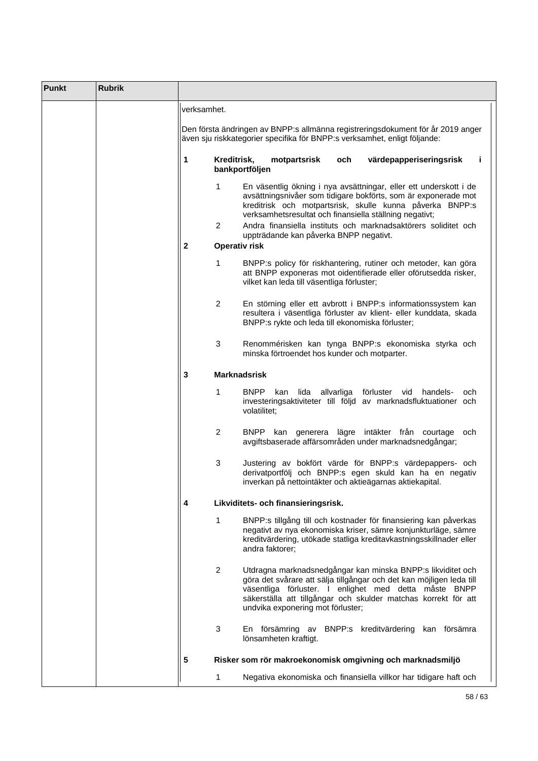| Punkt | Rubrik | |
|---|---|---|
| | | verksamhet.<br><br>Den första ändringen av BNPP:s allmänna registreringsdokument för år 2019 anger även sju riskkategorier specifika för BNPP:s verksamhet, enligt följande:<br><br>**1 Kreditrisk, motpartsrisk och värdepapperiseringsrisk i bankportföljen**<br><br>1 En väsentlig ökning i nya avsättningar, eller ett underskott i de avsättningsnivåer som tidigare bokförts, som är exponerade mot kreditrisk och motpartsrisk, skulle kunna påverka BNPP:s verksamhetsresultat och finansiella ställning negativt;<br><br>2 Andra finansiella instituts och marknadsaktörers soliditet och uppträdande kan påverka BNPP negativt.<br><br>**2 Operativ risk**<br><br>1 BNPP:s policy för riskhantering, rutiner och metoder, kan göra att BNPP exponeras mot oidentifierade eller oförutsedda risker, vilket kan leda till väsentliga förluster;<br><br>2 En störning eller ett avbrott i BNPP:s informationssystem kan resultera i väsentliga förluster av klient- eller kunddata, skada BNPP:s rykte och leda till ekonomiska förluster;<br><br>3 Renommérisken kan tynga BNPP:s ekonomiska styrka och minska förtroendet hos kunder och motparter.<br><br>**3 Marknadsrisk**<br><br>1 BNPP kan lida allvarliga förluster vid handels- och investeringsaktiviteter till följd av marknadsfluktuationer och volatilitet;<br><br>2 BNPP kan generera lägre intäkter från courtage och avgiftsbaserade affärsområden under marknadsnedgångar;<br><br>3 Justering av bokfört värde för BNPP:s värdepappers- och derivatportfölj och BNPP:s egen skuld kan ha en negativ inverkan på nettointäkter och aktieägarnas aktiekapital.<br><br>**4 Likviditets- och finansieringsrisk.**<br><br>1 BNPP:s tillgång till och kostnader för finansiering kan påverkas negativt av nya ekonomiska kriser, sämre konjunkturläge, sämre kreditvärdering, utökade statliga kreditavkastningsskillnader eller andra faktorer;<br><br>2 Utdragna marknadsnedgångar kan minska BNPP:s likviditet och göra det svårare att sälja tillgångar och det kan möjligen leda till väsentliga förluster. I enlighet med detta måste BNPP säkerställa att tillgångar och skulder matchas korrekt för att undvika exponering mot förluster;<br><br>3 En försämring av BNPP:s kreditvärdering kan försämra lönsamheten kraftigt.<br><br>**5 Risker som rör makroekonomisk omgivning och marknadsmiljö**<br><br>1 Negativa ekonomiska och finansiella villkor har tidigare haft och |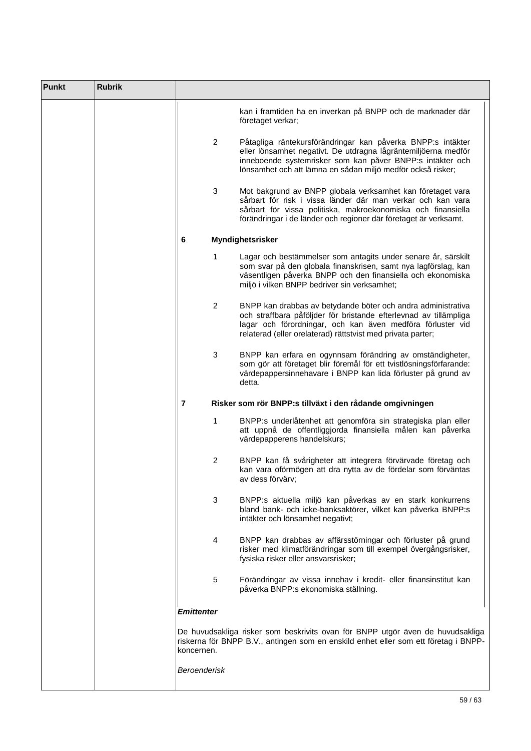| Punkt | Rubrik | |
|---|---|---|
| | | kan i framtiden ha en inverkan på BNPP och de marknader där företaget verkar;<br><br>2 Påtagliga räntekursförändringar kan påverka BNPP:s intäkter eller lönsamhet negativt. De utdragna lågräntemiljöerna medför inneboende systemrisker som kan påver BNPP:s intäkter och lönsamhet och att lämna en sådan miljö medför också risker;<br><br>3 Mot bakgrund av BNPP globala verksamhet kan företaget vara sårbart för risk i vissa länder där man verkar och kan vara sårbart för vissa politiska, makroekonomiska och finansiella förändringar i de länder och regioner där företaget är verksamt.<br><br>**6 Myndighetsrisker**<br><br>1 Lagar och bestämmelser som antagits under senare år, särskilt som svar på den globala finanskrisen, samt nya lagförslag, kan väsentligen påverka BNPP och den finansiella och ekonomiska miljö i vilken BNPP bedriver sin verksamhet;<br><br>2 BNPP kan drabbas av betydande böter och andra administrativa och straffbara påföljder för bristande efterlevnad av tillämpliga lagar och förordningar, och kan även medföra förluster vid relaterad (eller orelaterad) rättstvist med privata parter;<br><br>3 BNPP kan erfara en ogynnsam förändring av omständigheter, som gör att företaget blir föremål för ett tvistlösningsförfarande: värdepappersinnehavare i BNPP kan lida förluster på grund av detta.<br><br>**7 Risker som rör BNPP:s tillväxt i den rådande omgivningen**<br><br>1 BNPP:s underlåtenhet att genomföra sin strategiska plan eller att uppnå de offentliggjorda finansiella målen kan påverka värdepapperens handelskurs;<br><br>2 BNPP kan få svårigheter att integrera förvärvade företag och kan vara oförmögen att dra nytta av de fördelar som förväntas av dess förvärv;<br><br>3 BNPP:s aktuella miljö kan påverkas av en stark konkurrens bland bank- och icke-banksaktörer, vilket kan påverka BNPP:s intäkter och lönsamhet negativt;<br><br>4 BNPP kan drabbas av affärsstörningar och förluster på grund risker med klimatförändringar som till exempel övergångsrisker, fysiska risker eller ansvarsrisker;<br><br>5 Förändringar av vissa innehav i kredit- eller finansinstitut kan påverka BNPP:s ekonomiska ställning.<br><br>***Emittenter***<br><br>De huvudsakliga risker som beskrivits ovan för BNPP utgör även de huvudsakliga riskerna för BNPP B.V., antingen som en enskild enhet eller som ett företag i BNPP-koncernen.<br><br>*Beroenderisk* |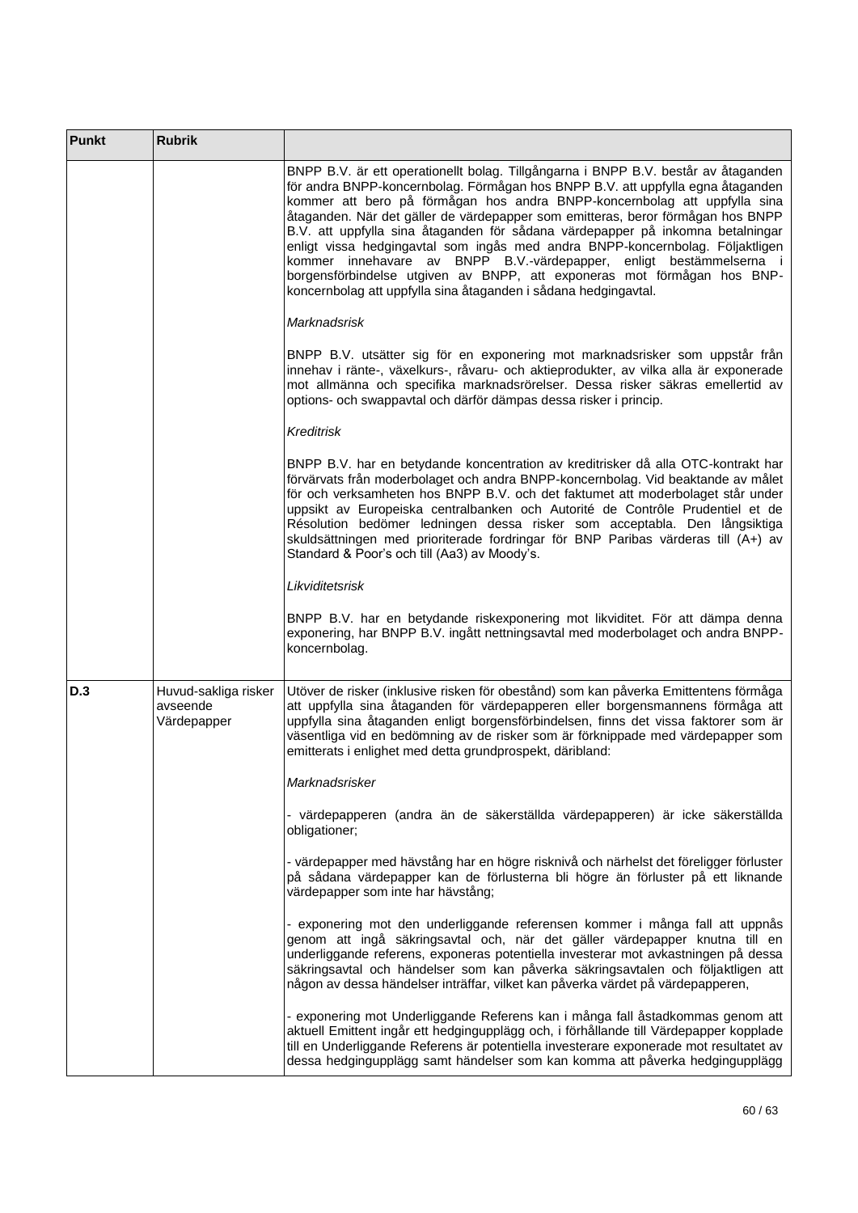| Punkt | Rubrik | |
|---|---|---|
| | | BNPP B.V. är ett operationellt bolag. Tillgångarna i BNPP B.V. består av åtaganden för andra BNPP-koncernbolag. Förmågan hos BNPP B.V. att uppfylla egna åtaganden kommer att bero på förmågan hos andra BNPP-koncernbolag att uppfylla sina åtaganden. När det gäller de värdepapper som emitteras, beror förmågan hos BNPP B.V. att uppfylla sina åtaganden för sådana värdepapper på inkomna betalningar enligt vissa hedgingavtal som ingås med andra BNPP-koncernbolag. Följaktligen kommer innehavare av BNPP B.V.-värdepapper, enligt bestämmelserna i borgensförbindelse utgiven av BNPP, att exponeras mot förmågan hos BNP-koncernbolag att uppfylla sina åtaganden i sådana hedgingavtal.<br><br>*Marknadsrisk*<br><br>BNPP B.V. utsätter sig för en exponering mot marknadsrisker som uppstår från innehav i ränte-, växelkurs-, råvaru- och aktieprodukter, av vilka alla är exponerade mot allmänna och specifika marknadsrörelser. Dessa risker säkras emellertid av options- och swappavtal och därför dämpas dessa risker i princip.<br><br>*Kreditrisk*<br><br>BNPP B.V. har en betydande koncentration av kreditrisker då alla OTC-kontrakt har förvärvats från moderbolaget och andra BNPP-koncernbolag. Vid beaktande av målet för och verksamheten hos BNPP B.V. och det faktumet att moderbolaget står under uppsikt av Europeiska centralbanken och Autorité de Contrôle Prudentiel et de Résolution bedömer ledningen dessa risker som acceptabla. Den långsiktiga skuldsättningen med prioriterade fordringar för BNP Paribas värderas till (A+) av Standard & Poor's och till (Aa3) av Moody's.<br><br>*Likviditetsrisk*<br><br>BNPP B.V. har en betydande riskexponering mot likviditet. För att dämpa denna exponering, har BNPP B.V. ingått nettningsavtal med moderbolaget och andra BNPP-koncernbolag. |
| **D.3** | Huvud-sakliga risker avseende Värdepapper | Utöver de risker (inklusive risken för obestånd) som kan påverka Emittentens förmåga att uppfylla sina åtaganden för värdepapper eller borgensmannens förmåga att uppfylla sina åtaganden enligt borgensförbindelsen, finns det vissa faktorer som är väsentliga vid en bedömning av de risker som är förknippade med värdepapper som emitterats i enlighet med detta grundprospekt, däribland:<br><br>*Marknadsrisker*<br><br>- värdepapperen (andra än de säkerställda värdepapperen) är icke säkerställda obligationer;<br><br>- värdepapper med hävstång har en högre risknivå och närhelst det föreligger förluster på sådana värdepapper kan de förlusterna bli högre än förluster på ett liknande värdepapper som inte har hävstång;<br><br>- exponering mot den underliggande referensen kommer i många fall att uppnås genom att ingå säkringsavtal och, när det gäller värdepapper knutna till en underliggande referens, exponeras potentiella investerar mot avkastningen på dessa säkringsavtal och händelser som kan påverka säkringsavtalen och följaktligen att någon av dessa händelser inträffar, vilket kan påverka värdet på värdepapperen,<br><br>- exponering mot Underliggande Referens kan i många fall åstadkommas genom att aktuell Emittent ingår ett hedgingupplägg och, i förhållande till Värdepapper kopplade till en Underliggande Referens är potentiella investerare exponerade mot resultatet av dessa hedgingupplägg samt händelser som kan komma att påverka hedgingupplägg |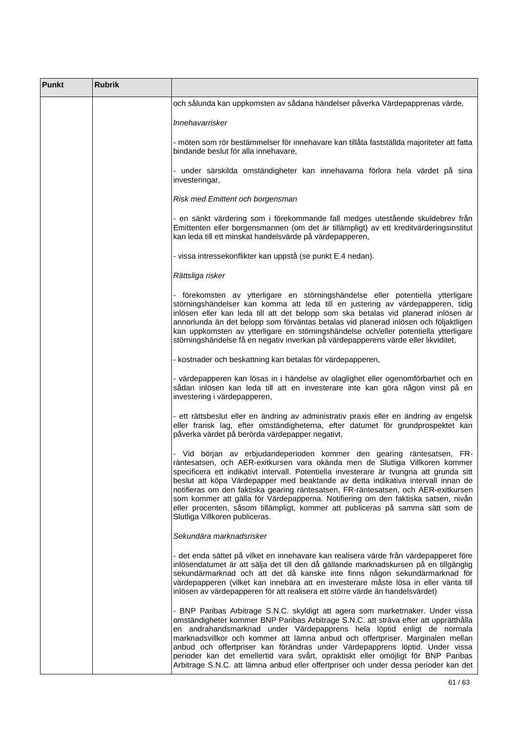| Punkt | Rubrik | |
|---|---|---|
| | | och sålunda kan uppkomsten av sådana händelser påverka Värdepapprenas värde,<br><br>*Innehavarrisker*<br><br>- möten som rör bestämmelser för innehavare kan tillåta fastställda majoriteter att fatta bindande beslut för alla innehavare,<br><br>- under särskilda omständigheter kan innehavarna förlora hela värdet på sina investeringar,<br><br>*Risk med Emittent och borgensman*<br><br>- en sänkt värdering som i förekommande fall medges utestående skuldebrev från Emittenten eller borgensmannen (om det är tillämpligt) av ett kreditvärderingsinstitut kan leda till ett minskat handelsvärde på värdepapperen,<br><br>- vissa intressekonflikter kan uppstå (se punkt E.4 nedan).<br><br>*Rättsliga risker*<br><br>- förekomsten av ytterligare en störningshändelse eller potentiella ytterligare störningshändelser kan komma att leda till en justering av värdepapperen, tidig inlösen eller kan leda till att det belopp som ska betalas vid planerad inlösen är annorlunda än det belopp som förväntas betalas vid planerad inlösen och följaktligen kan uppkomsten av ytterligare en störningshändelse och/eller potentiella ytterligare störningshändelse få en negativ inverkan på värdepapperens värde eller likviditet,<br><br>- kostnader och beskattning kan betalas för värdepapperen,<br><br>- värdepapperen kan lösas in i händelse av olaglighet eller ogenomförbarhet och en sådan inlösen kan leda till att en investerare inte kan göra någon vinst på en investering i värdepapperen,<br><br>- ett rättsbeslut eller en ändring av administrativ praxis eller en ändring av engelsk eller fransk lag, efter omständigheterna, efter datumet för grundprospektet kan påverka värdet på berörda värdepapper negativt,<br><br>- Vid början av erbjudandeperioden kommer den gearing räntesatsen, FR-räntesatsen, och AER-exitkursen vara okända men de Slutliga Villkoren kommer specificera ett indikativt intervall. Potentiella investerare är tvungna att grunda sitt beslut att köpa Värdepapper med beaktande av detta indikativa intervall innan de notifieras om den faktiska gearing räntesatsen, FR-räntesatsen, och AER-exitkursen som kommer att gälla för Värdepapperna. Notifiering om den faktiska satsen, nivån eller procenten, såsom tillämpligt, kommer att publiceras på samma sätt som de Slutliga Villkoren publiceras.<br><br>*Sekundära marknadsrisker*<br><br>- det enda sättet på vilket en innehavare kan realisera värde från värdepapperet före inlösendatumet är att sälja det till den då gällande marknadskursen på en tillgänglig sekundärmarknad och att det då kanske inte finns någon sekundärmarknad för värdepapperen (vilket kan innebära att en investerare måste lösa in eller vänta till inlösen av värdepapperen för att realisera ett större värde än handelsvärdet)<br><br>- BNP Paribas Arbitrage S.N.C. skyldigt att agera som marketmaker. Under vissa omständigheter kommer BNP Paribas Arbitrage S.N.C. att sträva efter att upprätthålla en andrahandsmarknad under Värdepapprens hela löptid enligt de normala marknadsvillkor och kommer att lämna anbud och offertpriser. Marginalen mellan anbud och offertpriser kan förändras under Värdepapprens löptid. Under vissa perioder kan det emellertid vara svårt, opraktiskt eller omöjligt för BNP Paribas Arbitrage S.N.C. att lämna anbud eller offertpriser och under dessa perioder kan det |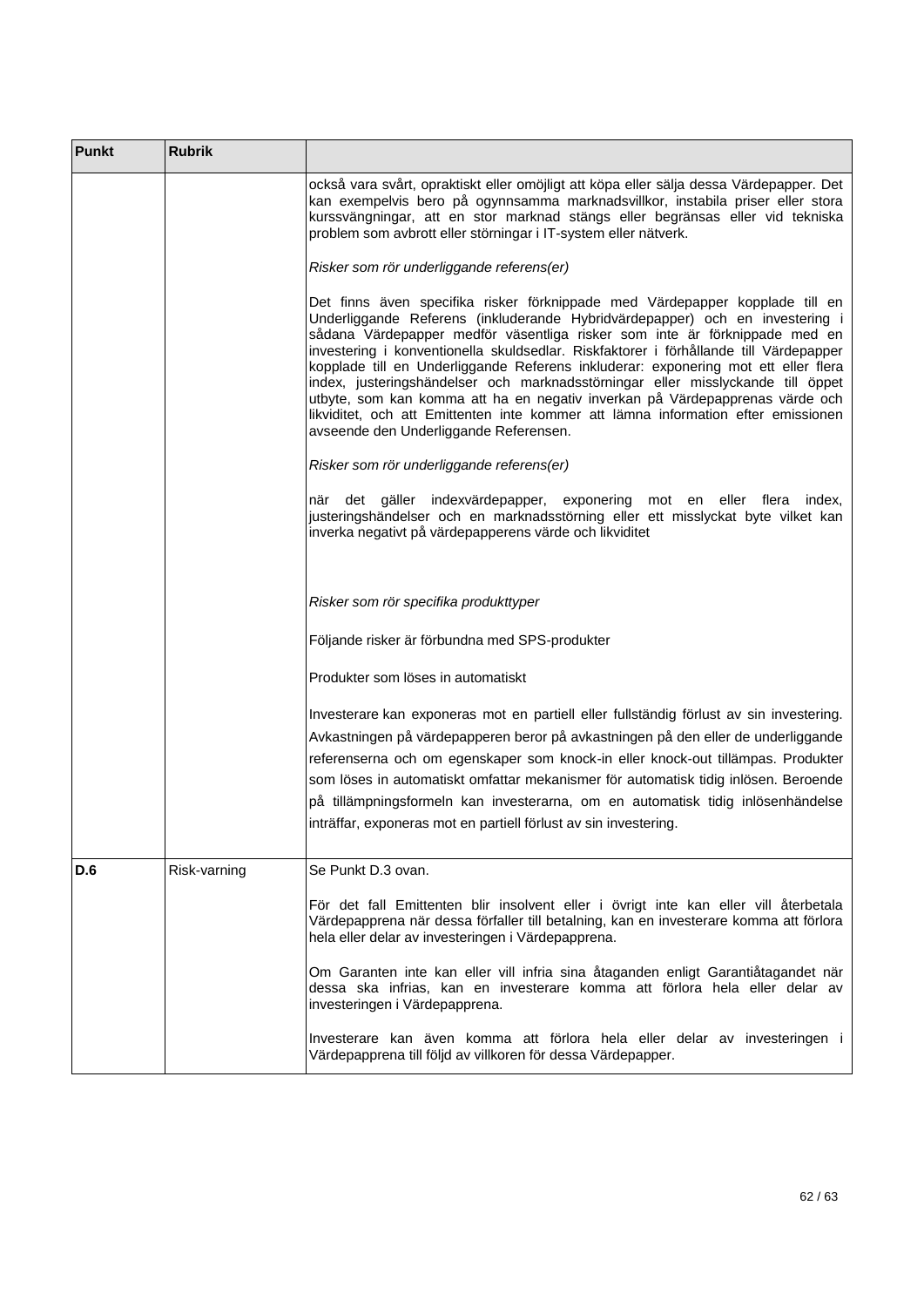| Punkt | Rubrik | |
|---|---|---|
| | | också vara svårt, opraktiskt eller omöjligt att köpa eller sälja dessa Värdepapper. Det kan exempelvis bero på ogynnsamma marknadsvillkor, instabila priser eller stora kurssvängningar, att en stor marknad stängs eller begränsas eller vid tekniska problem som avbrott eller störningar i IT-system eller nätverk.<br><br>*Risker som rör underliggande referens(er)*<br><br>Det finns även specifika risker förknippade med Värdepapper kopplade till en Underliggande Referens (inkluderande Hybridvärdepapper) och en investering i sådana Värdepapper medför väsentliga risker som inte är förknippade med en investering i konventionella skuldsedlar. Riskfaktorer i förhållande till Värdepapper kopplade till en Underliggande Referens inkluderar: exponering mot ett eller flera index, justeringshändelser och marknadsstörningar eller misslyckande till öppet utbyte, som kan komma att ha en negativ inverkan på Värdepapprenas värde och likviditet, och att Emittenten inte kommer att lämna information efter emissionen avseende den Underliggande Referensen.<br><br>*Risker som rör underliggande referens(er)*<br><br>när det gäller indexvärdepapper, exponering mot en eller flera index, justeringshändelser och en marknadsstörning eller ett misslyckat byte vilket kan inverka negativt på värdepapperens värde och likviditet<br><br>*Risker som rör specifika produkttyper*<br><br>Följande risker är förbundna med SPS-produkter<br><br>Produkter som löses in automatiskt<br><br>Investerare kan exponeras mot en partiell eller fullständig förlust av sin investering. Avkastningen på värdepapperen beror på avkastningen på den eller de underliggande referenserna och om egenskaper som knock-in eller knock-out tillämpas. Produkter som löses in automatiskt omfattar mekanismer för automatisk tidig inlösen. Beroende på tillämpningsformeln kan investerarna, om en automatisk tidig inlösenhändelse inträffar, exponeras mot en partiell förlust av sin investering. |
| **D.6** | Risk-varning | Se Punkt D.3 ovan.<br><br>För det fall Emittenten blir insolvent eller i övrigt inte kan eller vill återbetala Värdepapprena när dessa förfaller till betalning, kan en investerare komma att förlora hela eller delar av investeringen i Värdepapprena.<br><br>Om Garanten inte kan eller vill infria sina åtaganden enligt Garantiåtagandet när dessa ska infrias, kan en investerare komma att förlora hela eller delar av investeringen i Värdepapprena.<br><br>Investerare kan även komma att förlora hela eller delar av investeringen i Värdepapprena till följd av villkoren för dessa Värdepapper. |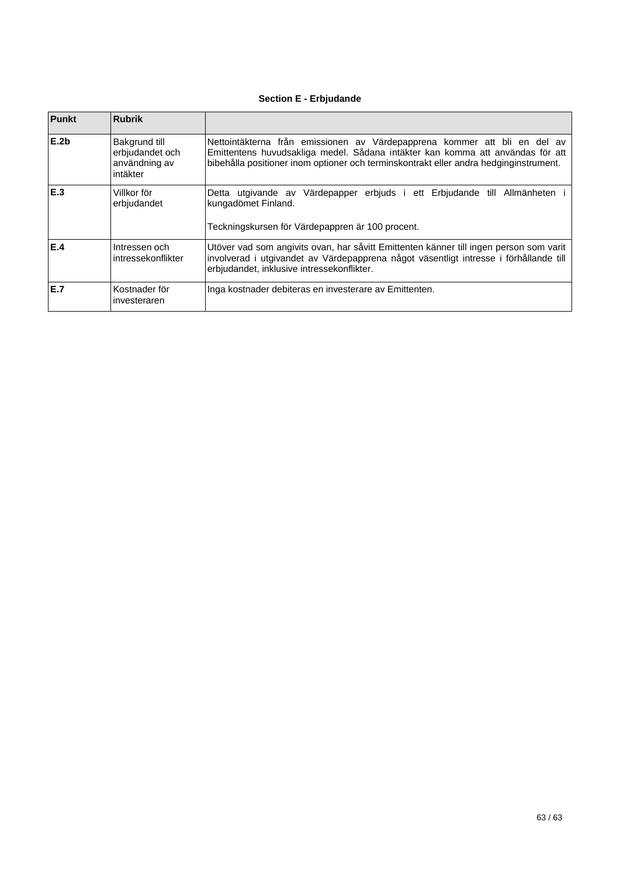**Section E - Erbjudande**

| Punkt | Rubrik | |
|---|---|---|
| **E.2b** | Bakgrund till erbjudandet och användning av intäkter | Nettointäkterna från emissionen av Värdepapprena kommer att bli en del av Emittentens huvudsakliga medel. Sådana intäkter kan komma att användas för att bibehålla positioner inom optioner och terminskontrakt eller andra hedginginstrument. |
| **E.3** | Villkor för erbjudandet | Detta utgivande av Värdepapper erbjuds i ett Erbjudande till Allmänheten i kungadömet Finland.<br><br>Teckningskursen för Värdepappren är 100 procent. |
| **E.4** | Intressen och intressekonflikter | Utöver vad som angivits ovan, har såvitt Emittenten känner till ingen person som varit involverad i utgivandet av Värdepapprena något väsentligt intresse i förhållande till erbjudandet, inklusive intressekonflikter. |
| **E.7** | Kostnader för investeraren | Inga kostnader debiteras en investerare av Emittenten. |